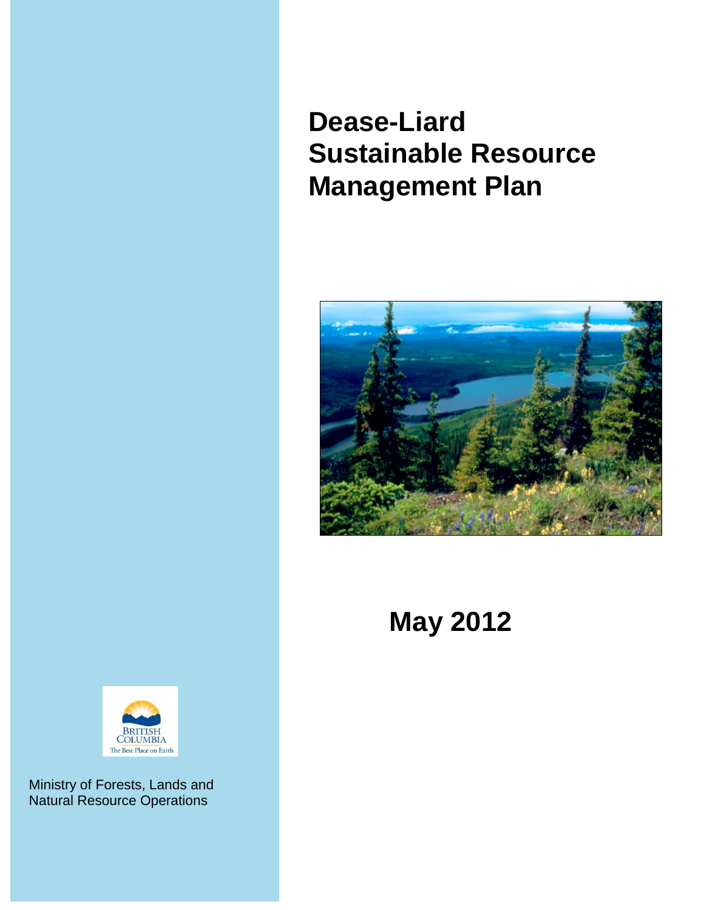# Dease-Liard Sustainable Resource Management Plan

## May 2012

BRITISH COLUMBIA
The Best Place on Earth

Ministry of Forests, Lands and Natural Resource Operations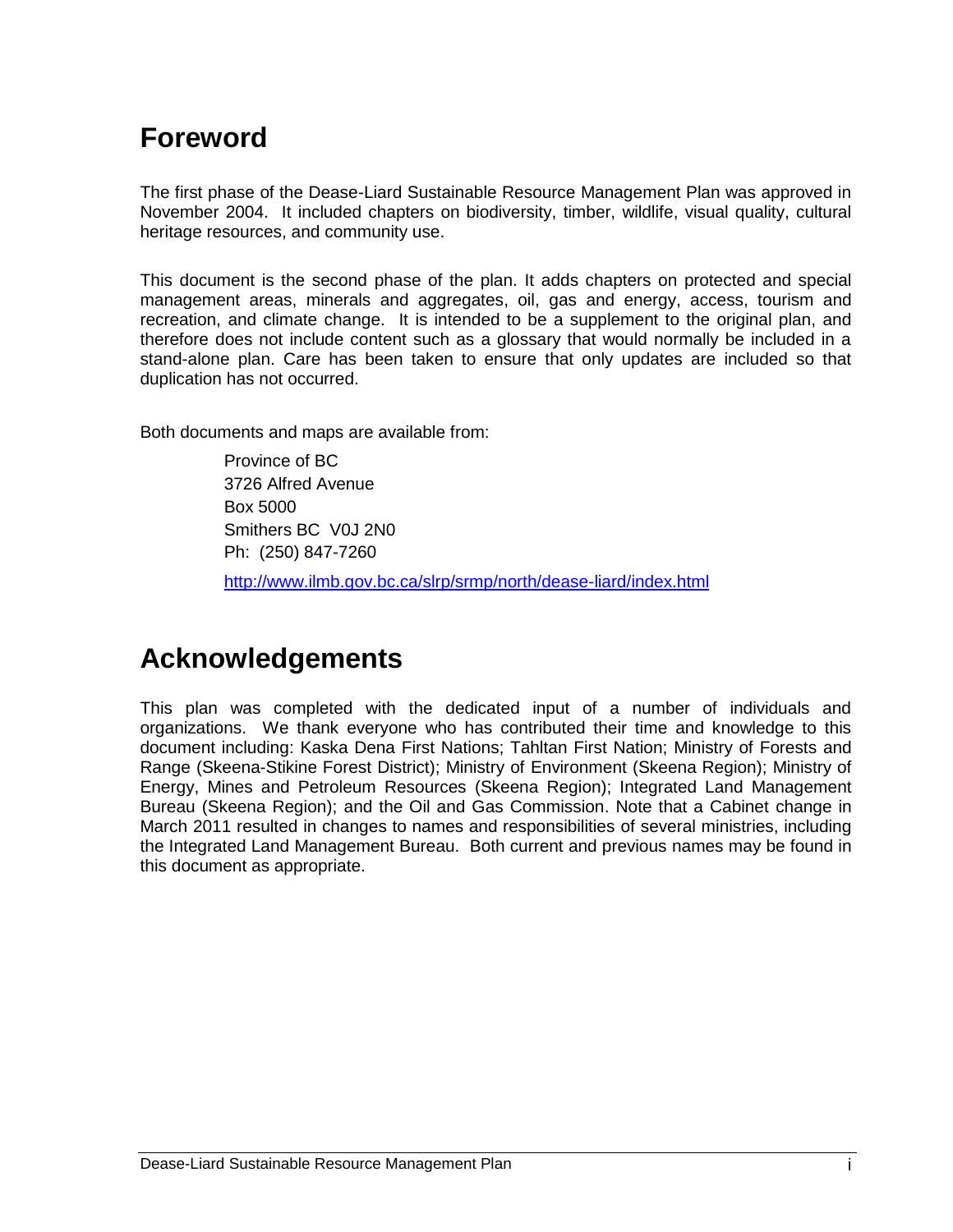# Foreword

The first phase of the Dease-Liard Sustainable Resource Management Plan was approved in November 2004. It included chapters on biodiversity, timber, wildlife, visual quality, cultural heritage resources, and community use.

This document is the second phase of the plan. It adds chapters on protected and special management areas, minerals and aggregates, oil, gas and energy, access, tourism and recreation, and climate change. It is intended to be a supplement to the original plan, and therefore does not include content such as a glossary that would normally be included in a stand-alone plan. Care has been taken to ensure that only updates are included so that duplication has not occurred.

Both documents and maps are available from:

> Province of BC
> 3726 Alfred Avenue
> Box 5000
> Smithers BC V0J 2N0
> Ph: (250) 847-7260
>
> http://www.ilmb.gov.bc.ca/slrp/srmp/north/dease-liard/index.html

# Acknowledgements

This plan was completed with the dedicated input of a number of individuals and organizations. We thank everyone who has contributed their time and knowledge to this document including: Kaska Dena First Nations; Tahltan First Nation; Ministry of Forests and Range (Skeena-Stikine Forest District); Ministry of Environment (Skeena Region); Ministry of Energy, Mines and Petroleum Resources (Skeena Region); Integrated Land Management Bureau (Skeena Region); and the Oil and Gas Commission. Note that a Cabinet change in March 2011 resulted in changes to names and responsibilities of several ministries, including the Integrated Land Management Bureau. Both current and previous names may be found in this document as appropriate.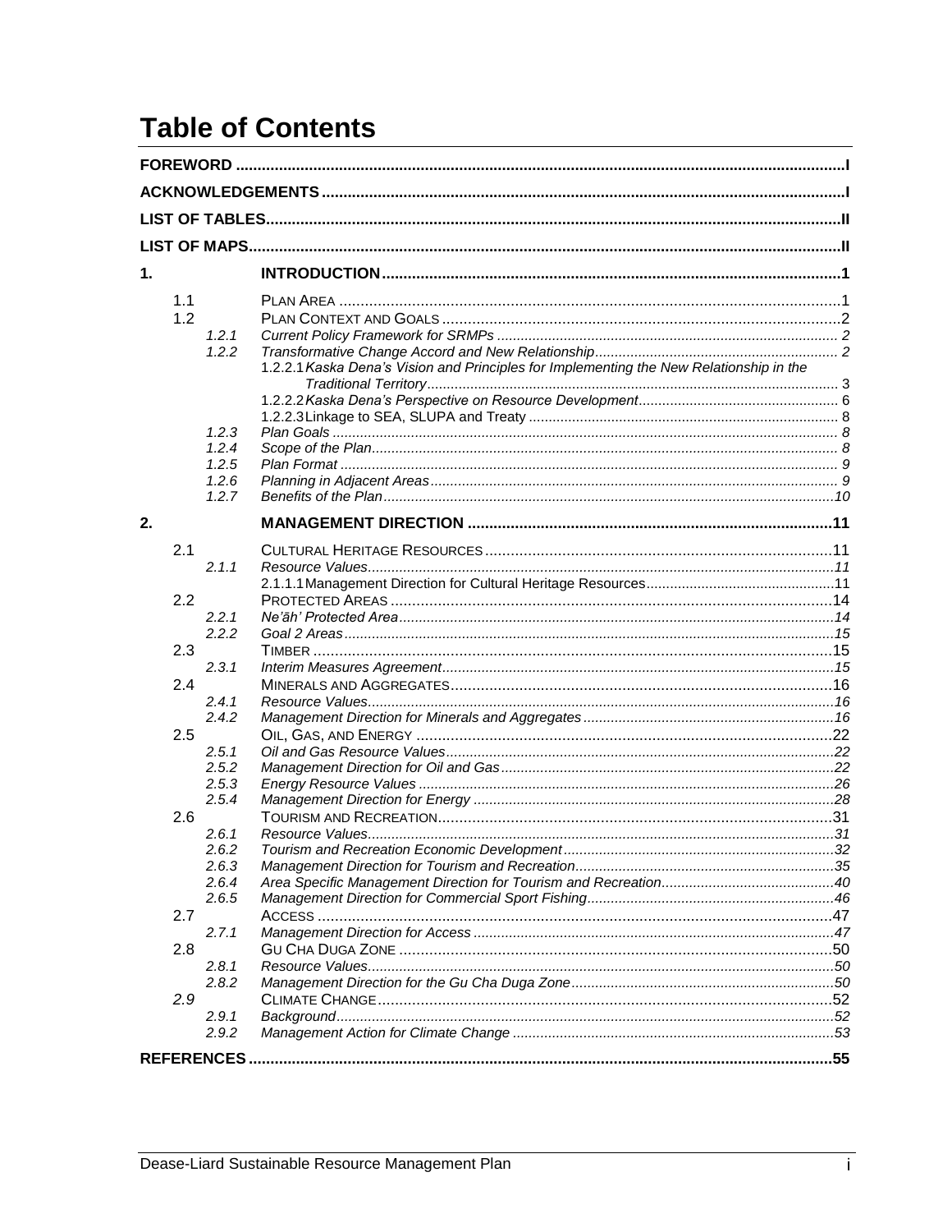# Table of Contents

**FOREWORD** ..... I

**ACKNOWLEDGEMENTS** ..... I

**LIST OF TABLES** ..... II

**LIST OF MAPS** ..... II

**1. INTRODUCTION** ..... 1

- 1.1 PLAN AREA ..... 1
- 1.2 PLAN CONTEXT AND GOALS ..... 2
  - 1.2.1 *Current Policy Framework for SRMPs* ..... 2
  - 1.2.2 *Transformative Change Accord and New Relationship* ..... 2
    - 1.2.2.1 *Kaska Dena's Vision and Principles for Implementing the New Relationship in the Traditional Territory* ..... 3
    - 1.2.2.2 *Kaska Dena's Perspective on Resource Development* ..... 6
    - 1.2.2.3 Linkage to SEA, SLUPA and Treaty ..... 8
  - 1.2.3 *Plan Goals* ..... 8
  - 1.2.4 *Scope of the Plan* ..... 8
  - 1.2.5 *Plan Format* ..... 9
  - 1.2.6 *Planning in Adjacent Areas* ..... 9
  - 1.2.7 *Benefits of the Plan* ..... 10

**2. MANAGEMENT DIRECTION** ..... 11

- 2.1 CULTURAL HERITAGE RESOURCES ..... 11
  - 2.1.1 *Resource Values* ..... 11
    - 2.1.1.1 Management Direction for Cultural Heritage Resources ..... 11
- 2.2 PROTECTED AREAS ..... 14
  - 2.2.1 *Ne'āh' Protected Area* ..... 14
  - 2.2.2 *Goal 2 Areas* ..... 15
- 2.3 TIMBER ..... 15
  - 2.3.1 *Interim Measures Agreement* ..... 15
- 2.4 MINERALS AND AGGREGATES ..... 16
  - 2.4.1 *Resource Values* ..... 16
  - 2.4.2 *Management Direction for Minerals and Aggregates* ..... 16
- 2.5 OIL, GAS, AND ENERGY ..... 22
  - 2.5.1 *Oil and Gas Resource Values* ..... 22
  - 2.5.2 *Management Direction for Oil and Gas* ..... 22
  - 2.5.3 *Energy Resource Values* ..... 26
  - 2.5.4 *Management Direction for Energy* ..... 28
- 2.6 TOURISM AND RECREATION ..... 31
  - 2.6.1 *Resource Values* ..... 31
  - 2.6.2 *Tourism and Recreation Economic Development* ..... 32
  - 2.6.3 *Management Direction for Tourism and Recreation* ..... 35
  - 2.6.4 *Area Specific Management Direction for Tourism and Recreation* ..... 40
  - 2.6.5 *Management Direction for Commercial Sport Fishing* ..... 46
- 2.7 ACCESS ..... 47
  - 2.7.1 *Management Direction for Access* ..... 47
- 2.8 GU CHA DUGA ZONE ..... 50
  - 2.8.1 *Resource Values* ..... 50
  - 2.8.2 *Management Direction for the Gu Cha Duga Zone* ..... 50
- *2.9* CLIMATE CHANGE ..... 52
  - 2.9.1 *Background* ..... 52
  - 2.9.2 *Management Action for Climate Change* ..... 53

**REFERENCES** ..... 55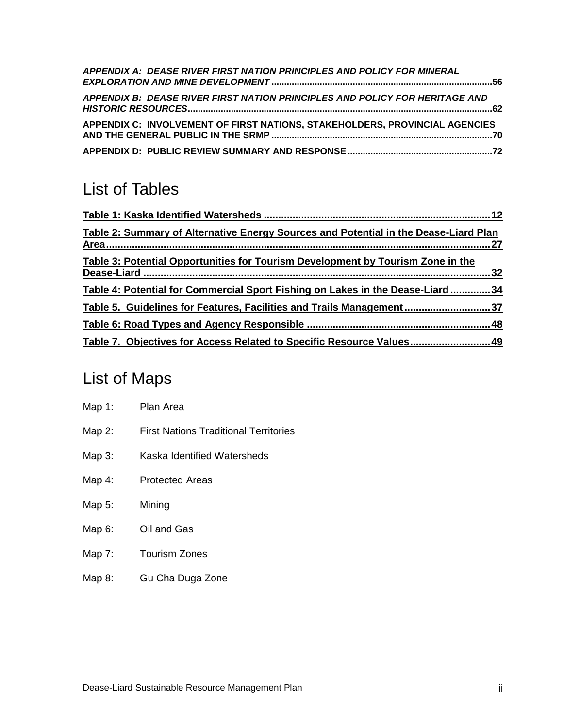*APPENDIX A: DEASE RIVER FIRST NATION PRINCIPLES AND POLICY FOR MINERAL EXPLORATION AND MINE DEVELOPMENT* ..................................................................................... 56

*APPENDIX B: DEASE RIVER FIRST NATION PRINCIPLES AND POLICY FOR HERITAGE AND HISTORIC RESOURCES* ....................................................................................................... 62

**APPENDIX C: INVOLVEMENT OF FIRST NATIONS, STAKEHOLDERS, PROVINCIAL AGENCIES AND THE GENERAL PUBLIC IN THE SRMP** ...................................................................................... 70

**APPENDIX D: PUBLIC REVIEW SUMMARY AND RESPONSE** ........................................................ 72

# List of Tables

**Table 1: Kaska Identified Watersheds** .............................................................................. 12

**Table 2: Summary of Alternative Energy Sources and Potential in the Dease-Liard Plan Area** ....................................................................................................................... 27

**Table 3: Potential Opportunities for Tourism Development by Tourism Zone in the Dease-Liard** .......................................................................................................................... 32

**Table 4: Potential for Commercial Sport Fishing on Lakes in the Dease-Liard** .............. 34

**Table 5. Guidelines for Features, Facilities and Trails Management** .............................. 37

**Table 6: Road Types and Agency Responsible** ................................................................ 48

**Table 7. Objectives for Access Related to Specific Resource Values** ............................ 49

# List of Maps

Map 1: Plan Area

Map 2: First Nations Traditional Territories

Map 3: Kaska Identified Watersheds

Map 4: Protected Areas

Map 5: Mining

Map 6: Oil and Gas

Map 7: Tourism Zones

Map 8: Gu Cha Duga Zone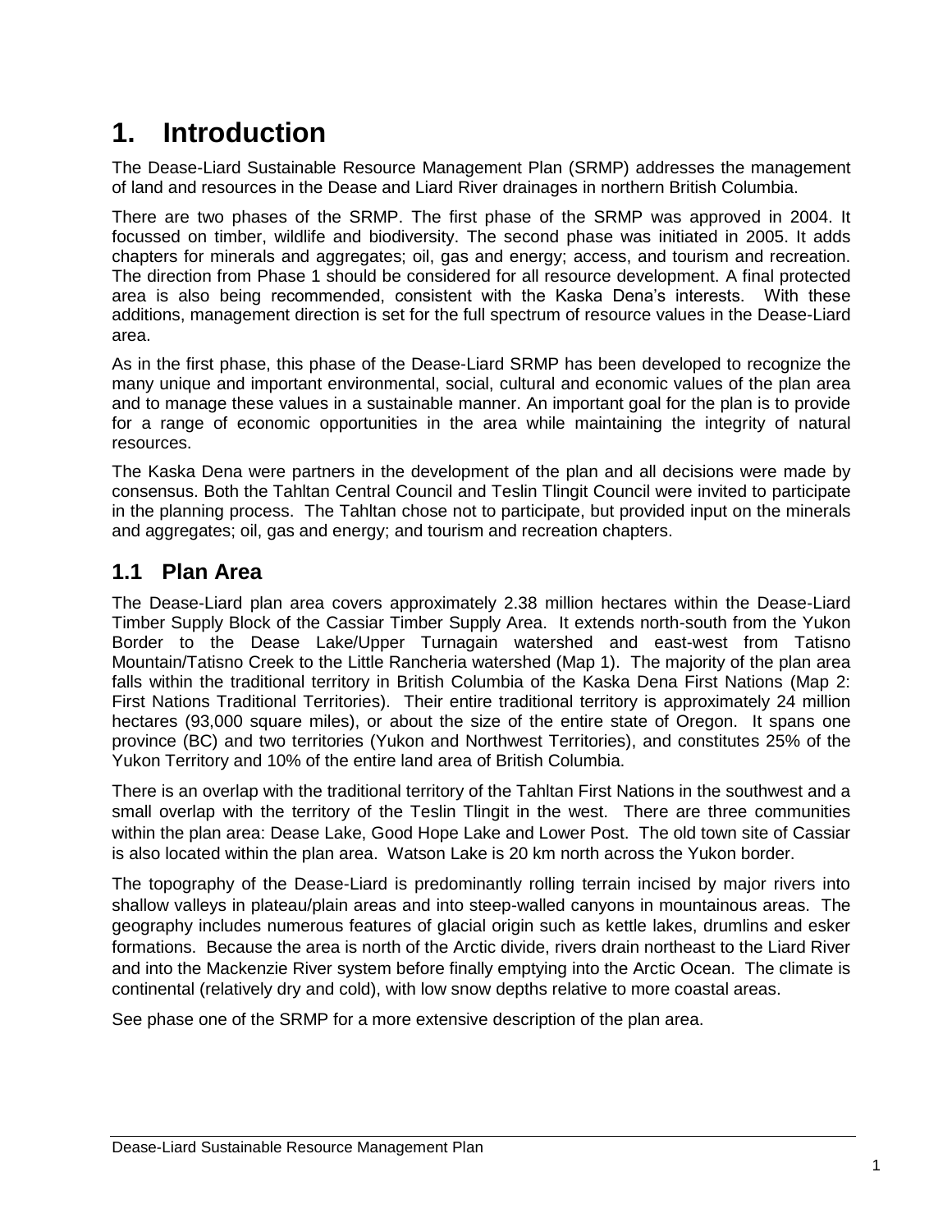# 1. Introduction

The Dease-Liard Sustainable Resource Management Plan (SRMP) addresses the management of land and resources in the Dease and Liard River drainages in northern British Columbia.

There are two phases of the SRMP. The first phase of the SRMP was approved in 2004. It focussed on timber, wildlife and biodiversity. The second phase was initiated in 2005. It adds chapters for minerals and aggregates; oil, gas and energy; access, and tourism and recreation. The direction from Phase 1 should be considered for all resource development. A final protected area is also being recommended, consistent with the Kaska Dena's interests. With these additions, management direction is set for the full spectrum of resource values in the Dease-Liard area.

As in the first phase, this phase of the Dease-Liard SRMP has been developed to recognize the many unique and important environmental, social, cultural and economic values of the plan area and to manage these values in a sustainable manner. An important goal for the plan is to provide for a range of economic opportunities in the area while maintaining the integrity of natural resources.

The Kaska Dena were partners in the development of the plan and all decisions were made by consensus. Both the Tahltan Central Council and Teslin Tlingit Council were invited to participate in the planning process. The Tahltan chose not to participate, but provided input on the minerals and aggregates; oil, gas and energy; and tourism and recreation chapters.

## 1.1 Plan Area

The Dease-Liard plan area covers approximately 2.38 million hectares within the Dease-Liard Timber Supply Block of the Cassiar Timber Supply Area. It extends north-south from the Yukon Border to the Dease Lake/Upper Turnagain watershed and east-west from Tatisno Mountain/Tatisno Creek to the Little Rancheria watershed (Map 1). The majority of the plan area falls within the traditional territory in British Columbia of the Kaska Dena First Nations (Map 2: First Nations Traditional Territories). Their entire traditional territory is approximately 24 million hectares (93,000 square miles), or about the size of the entire state of Oregon. It spans one province (BC) and two territories (Yukon and Northwest Territories), and constitutes 25% of the Yukon Territory and 10% of the entire land area of British Columbia.

There is an overlap with the traditional territory of the Tahltan First Nations in the southwest and a small overlap with the territory of the Teslin Tlingit in the west. There are three communities within the plan area: Dease Lake, Good Hope Lake and Lower Post. The old town site of Cassiar is also located within the plan area. Watson Lake is 20 km north across the Yukon border.

The topography of the Dease-Liard is predominantly rolling terrain incised by major rivers into shallow valleys in plateau/plain areas and into steep-walled canyons in mountainous areas. The geography includes numerous features of glacial origin such as kettle lakes, drumlins and esker formations. Because the area is north of the Arctic divide, rivers drain northeast to the Liard River and into the Mackenzie River system before finally emptying into the Arctic Ocean. The climate is continental (relatively dry and cold), with low snow depths relative to more coastal areas.

See phase one of the SRMP for a more extensive description of the plan area.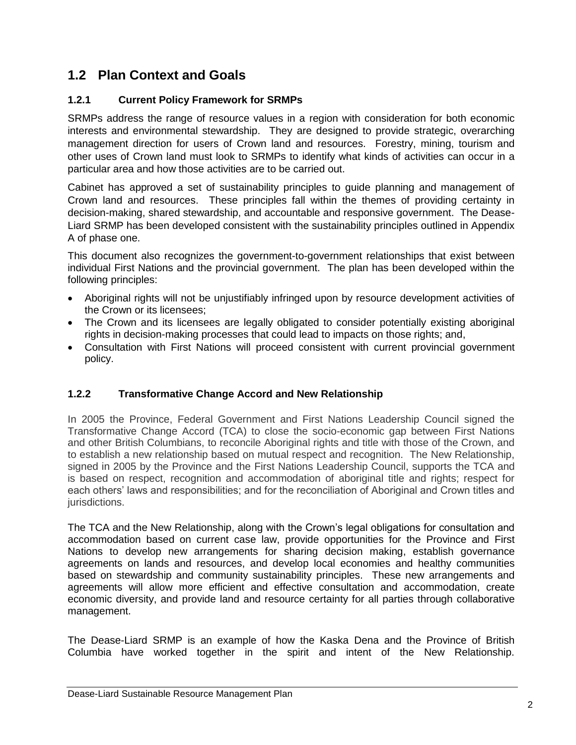## 1.2 Plan Context and Goals

### 1.2.1 Current Policy Framework for SRMPs

SRMPs address the range of resource values in a region with consideration for both economic interests and environmental stewardship. They are designed to provide strategic, overarching management direction for users of Crown land and resources. Forestry, mining, tourism and other uses of Crown land must look to SRMPs to identify what kinds of activities can occur in a particular area and how those activities are to be carried out.

Cabinet has approved a set of sustainability principles to guide planning and management of Crown land and resources. These principles fall within the themes of providing certainty in decision-making, shared stewardship, and accountable and responsive government. The Dease-Liard SRMP has been developed consistent with the sustainability principles outlined in Appendix A of phase one.

This document also recognizes the government-to-government relationships that exist between individual First Nations and the provincial government. The plan has been developed within the following principles:

- Aboriginal rights will not be unjustifiably infringed upon by resource development activities of the Crown or its licensees;
- The Crown and its licensees are legally obligated to consider potentially existing aboriginal rights in decision-making processes that could lead to impacts on those rights; and,
- Consultation with First Nations will proceed consistent with current provincial government policy.

### 1.2.2 Transformative Change Accord and New Relationship

In 2005 the Province, Federal Government and First Nations Leadership Council signed the Transformative Change Accord (TCA) to close the socio-economic gap between First Nations and other British Columbians, to reconcile Aboriginal rights and title with those of the Crown, and to establish a new relationship based on mutual respect and recognition. The New Relationship, signed in 2005 by the Province and the First Nations Leadership Council, supports the TCA and is based on respect, recognition and accommodation of aboriginal title and rights; respect for each others' laws and responsibilities; and for the reconciliation of Aboriginal and Crown titles and jurisdictions.

The TCA and the New Relationship, along with the Crown's legal obligations for consultation and accommodation based on current case law, provide opportunities for the Province and First Nations to develop new arrangements for sharing decision making, establish governance agreements on lands and resources, and develop local economies and healthy communities based on stewardship and community sustainability principles. These new arrangements and agreements will allow more efficient and effective consultation and accommodation, create economic diversity, and provide land and resource certainty for all parties through collaborative management.

The Dease-Liard SRMP is an example of how the Kaska Dena and the Province of British Columbia have worked together in the spirit and intent of the New Relationship.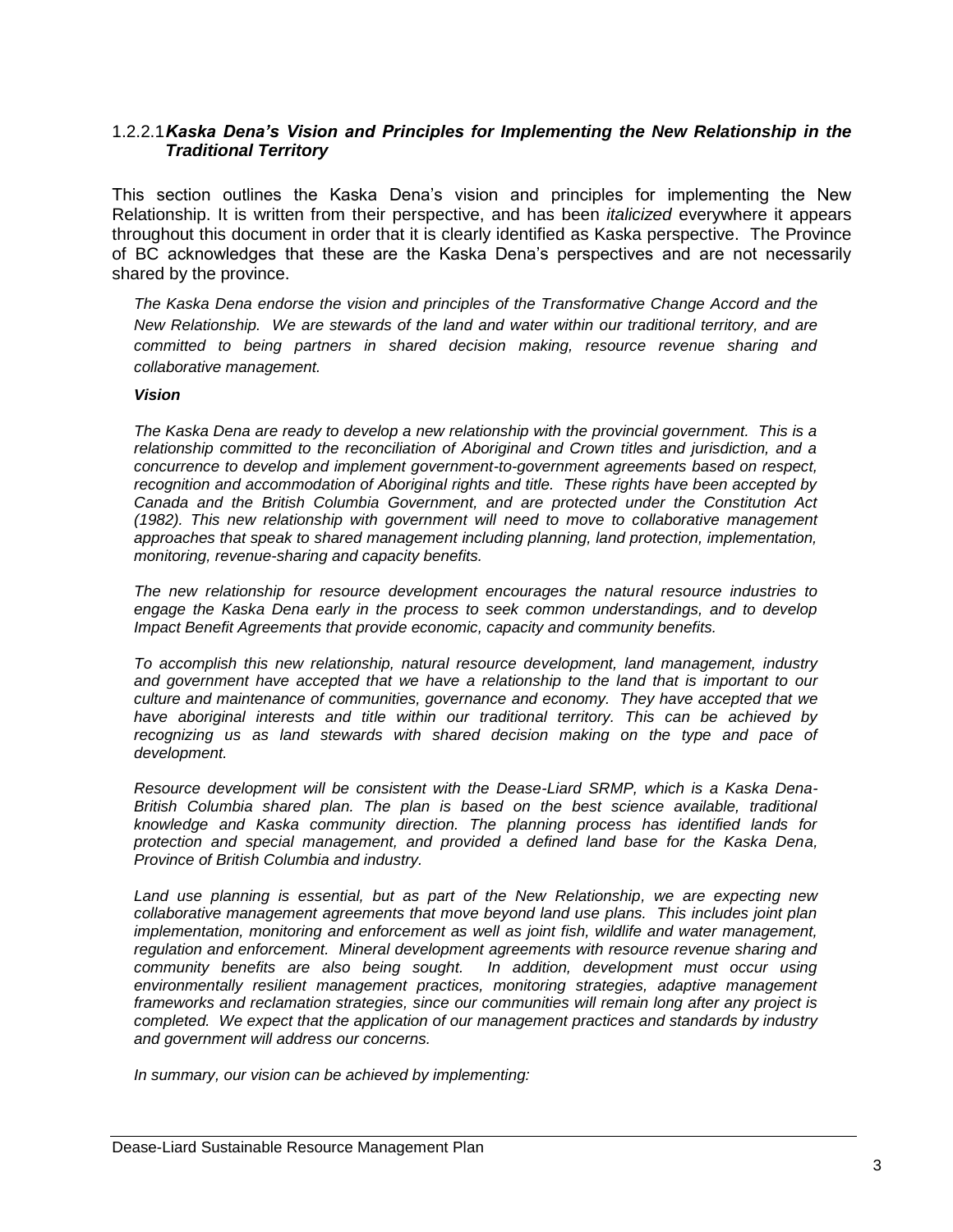#### 1.2.2.1 *Kaska Dena's Vision and Principles for Implementing the New Relationship in the Traditional Territory*

This section outlines the Kaska Dena's vision and principles for implementing the New Relationship. It is written from their perspective, and has been *italicized* everywhere it appears throughout this document in order that it is clearly identified as Kaska perspective. The Province of BC acknowledges that these are the Kaska Dena's perspectives and are not necessarily shared by the province.

*The Kaska Dena endorse the vision and principles of the Transformative Change Accord and the New Relationship. We are stewards of the land and water within our traditional territory, and are committed to being partners in shared decision making, resource revenue sharing and collaborative management.*

***Vision***

*The Kaska Dena are ready to develop a new relationship with the provincial government. This is a relationship committed to the reconciliation of Aboriginal and Crown titles and jurisdiction, and a concurrence to develop and implement government-to-government agreements based on respect, recognition and accommodation of Aboriginal rights and title. These rights have been accepted by Canada and the British Columbia Government, and are protected under the Constitution Act (1982). This new relationship with government will need to move to collaborative management approaches that speak to shared management including planning, land protection, implementation, monitoring, revenue-sharing and capacity benefits.*

*The new relationship for resource development encourages the natural resource industries to engage the Kaska Dena early in the process to seek common understandings, and to develop Impact Benefit Agreements that provide economic, capacity and community benefits.*

*To accomplish this new relationship, natural resource development, land management, industry and government have accepted that we have a relationship to the land that is important to our culture and maintenance of communities, governance and economy. They have accepted that we have aboriginal interests and title within our traditional territory. This can be achieved by recognizing us as land stewards with shared decision making on the type and pace of development.*

*Resource development will be consistent with the Dease-Liard SRMP, which is a Kaska Dena-British Columbia shared plan. The plan is based on the best science available, traditional knowledge and Kaska community direction. The planning process has identified lands for protection and special management, and provided a defined land base for the Kaska Dena, Province of British Columbia and industry.*

*Land use planning is essential, but as part of the New Relationship, we are expecting new collaborative management agreements that move beyond land use plans. This includes joint plan implementation, monitoring and enforcement as well as joint fish, wildlife and water management, regulation and enforcement. Mineral development agreements with resource revenue sharing and community benefits are also being sought. In addition, development must occur using environmentally resilient management practices, monitoring strategies, adaptive management frameworks and reclamation strategies, since our communities will remain long after any project is completed. We expect that the application of our management practices and standards by industry and government will address our concerns.*

*In summary, our vision can be achieved by implementing:*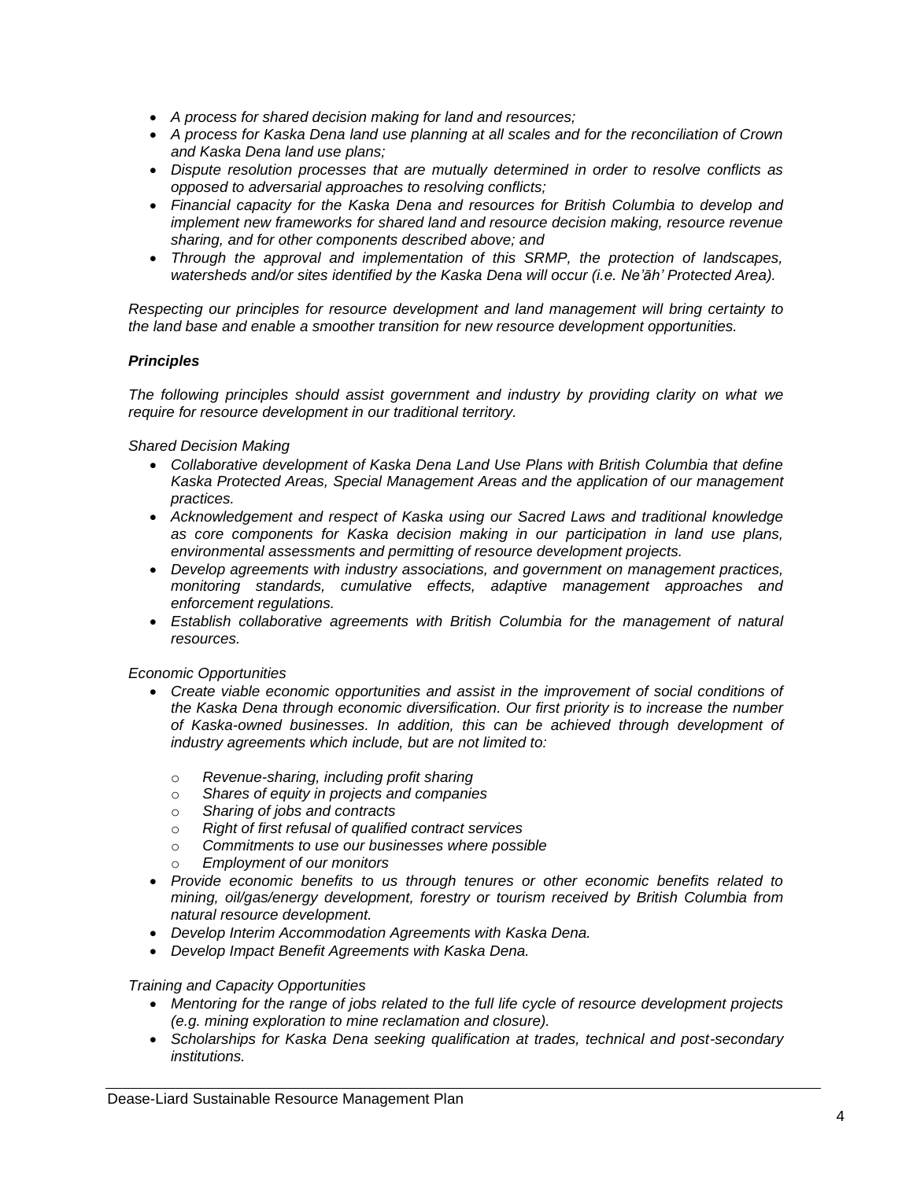- *A process for shared decision making for land and resources;*
- *A process for Kaska Dena land use planning at all scales and for the reconciliation of Crown and Kaska Dena land use plans;*
- *Dispute resolution processes that are mutually determined in order to resolve conflicts as opposed to adversarial approaches to resolving conflicts;*
- *Financial capacity for the Kaska Dena and resources for British Columbia to develop and implement new frameworks for shared land and resource decision making, resource revenue sharing, and for other components described above; and*
- *Through the approval and implementation of this SRMP, the protection of landscapes, watersheds and/or sites identified by the Kaska Dena will occur (i.e. Ne'āh' Protected Area).*

*Respecting our principles for resource development and land management will bring certainty to the land base and enable a smoother transition for new resource development opportunities.*

### ***Principles***

*The following principles should assist government and industry by providing clarity on what we require for resource development in our traditional territory.*

*Shared Decision Making*

- *Collaborative development of Kaska Dena Land Use Plans with British Columbia that define Kaska Protected Areas, Special Management Areas and the application of our management practices.*
- *Acknowledgement and respect of Kaska using our Sacred Laws and traditional knowledge as core components for Kaska decision making in our participation in land use plans, environmental assessments and permitting of resource development projects.*
- *Develop agreements with industry associations, and government on management practices, monitoring standards, cumulative effects, adaptive management approaches and enforcement regulations.*
- *Establish collaborative agreements with British Columbia for the management of natural resources.*

*Economic Opportunities*

- *Create viable economic opportunities and assist in the improvement of social conditions of the Kaska Dena through economic diversification. Our first priority is to increase the number of Kaska-owned businesses. In addition, this can be achieved through development of industry agreements which include, but are not limited to:*
  - *Revenue-sharing, including profit sharing*
  - *Shares of equity in projects and companies*
  - *Sharing of jobs and contracts*
  - *Right of first refusal of qualified contract services*
  - *Commitments to use our businesses where possible*
  - *Employment of our monitors*
- *Provide economic benefits to us through tenures or other economic benefits related to mining, oil/gas/energy development, forestry or tourism received by British Columbia from natural resource development.*
- *Develop Interim Accommodation Agreements with Kaska Dena.*
- *Develop Impact Benefit Agreements with Kaska Dena.*

*Training and Capacity Opportunities*

- *Mentoring for the range of jobs related to the full life cycle of resource development projects (e.g. mining exploration to mine reclamation and closure).*
- *Scholarships for Kaska Dena seeking qualification at trades, technical and post-secondary institutions.*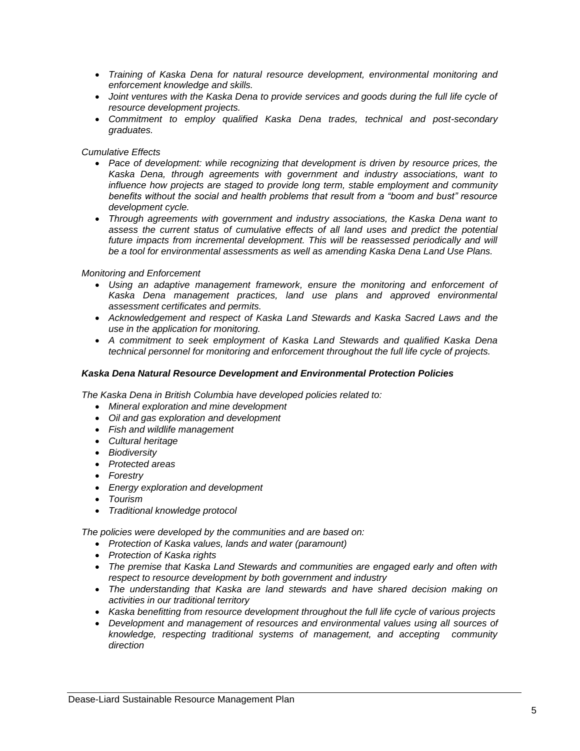- *Training of Kaska Dena for natural resource development, environmental monitoring and enforcement knowledge and skills.*
- *Joint ventures with the Kaska Dena to provide services and goods during the full life cycle of resource development projects.*
- *Commitment to employ qualified Kaska Dena trades, technical and post-secondary graduates.*

*Cumulative Effects*

- *Pace of development: while recognizing that development is driven by resource prices, the Kaska Dena, through agreements with government and industry associations, want to influence how projects are staged to provide long term, stable employment and community benefits without the social and health problems that result from a "boom and bust" resource development cycle.*
- *Through agreements with government and industry associations, the Kaska Dena want to assess the current status of cumulative effects of all land uses and predict the potential future impacts from incremental development. This will be reassessed periodically and will be a tool for environmental assessments as well as amending Kaska Dena Land Use Plans.*

*Monitoring and Enforcement*

- *Using an adaptive management framework, ensure the monitoring and enforcement of Kaska Dena management practices, land use plans and approved environmental assessment certificates and permits.*
- *Acknowledgement and respect of Kaska Land Stewards and Kaska Sacred Laws and the use in the application for monitoring.*
- *A commitment to seek employment of Kaska Land Stewards and qualified Kaska Dena technical personnel for monitoring and enforcement throughout the full life cycle of projects.*

***Kaska Dena Natural Resource Development and Environmental Protection Policies***

*The Kaska Dena in British Columbia have developed policies related to:*

- *Mineral exploration and mine development*
- *Oil and gas exploration and development*
- *Fish and wildlife management*
- *Cultural heritage*
- *Biodiversity*
- *Protected areas*
- *Forestry*
- *Energy exploration and development*
- *Tourism*
- *Traditional knowledge protocol*

*The policies were developed by the communities and are based on:*

- *Protection of Kaska values, lands and water (paramount)*
- *Protection of Kaska rights*
- *The premise that Kaska Land Stewards and communities are engaged early and often with respect to resource development by both government and industry*
- *The understanding that Kaska are land stewards and have shared decision making on activities in our traditional territory*
- *Kaska benefitting from resource development throughout the full life cycle of various projects*
- *Development and management of resources and environmental values using all sources of knowledge, respecting traditional systems of management, and accepting community direction*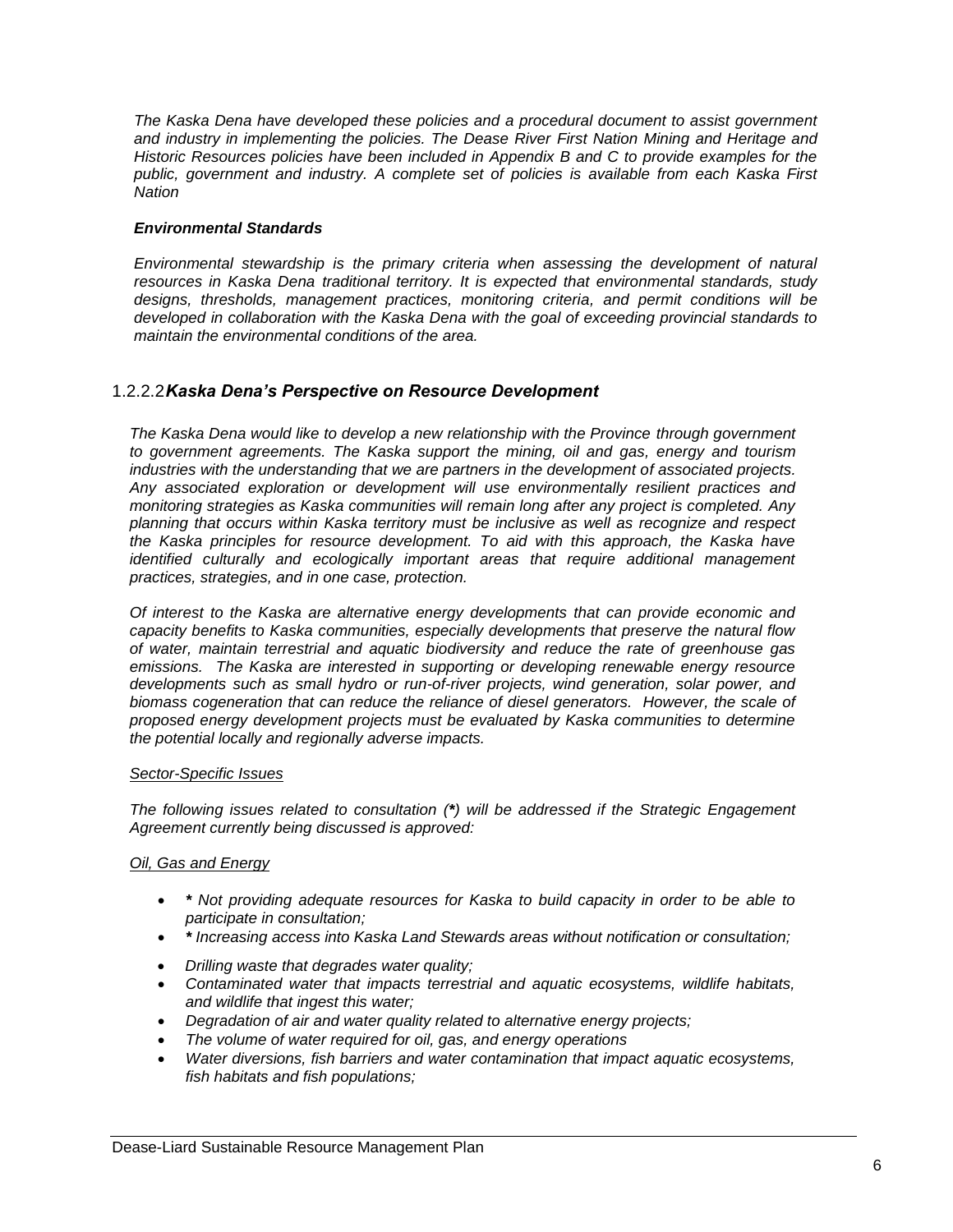*The Kaska Dena have developed these policies and a procedural document to assist government and industry in implementing the policies. The Dease River First Nation Mining and Heritage and Historic Resources policies have been included in Appendix B and C to provide examples for the public, government and industry. A complete set of policies is available from each Kaska First Nation*

***Environmental Standards***

*Environmental stewardship is the primary criteria when assessing the development of natural resources in Kaska Dena traditional territory. It is expected that environmental standards, study designs, thresholds, management practices, monitoring criteria, and permit conditions will be developed in collaboration with the Kaska Dena with the goal of exceeding provincial standards to maintain the environmental conditions of the area.*

### 1.2.2.2 *Kaska Dena's Perspective on Resource Development*

*The Kaska Dena would like to develop a new relationship with the Province through government to government agreements. The Kaska support the mining, oil and gas, energy and tourism industries with the understanding that we are partners in the development of associated projects. Any associated exploration or development will use environmentally resilient practices and monitoring strategies as Kaska communities will remain long after any project is completed. Any planning that occurs within Kaska territory must be inclusive as well as recognize and respect the Kaska principles for resource development. To aid with this approach, the Kaska have identified culturally and ecologically important areas that require additional management practices, strategies, and in one case, protection.*

*Of interest to the Kaska are alternative energy developments that can provide economic and capacity benefits to Kaska communities, especially developments that preserve the natural flow of water, maintain terrestrial and aquatic biodiversity and reduce the rate of greenhouse gas emissions. The Kaska are interested in supporting or developing renewable energy resource developments such as small hydro or run-of-river projects, wind generation, solar power, and biomass cogeneration that can reduce the reliance of diesel generators. However, the scale of proposed energy development projects must be evaluated by Kaska communities to determine the potential locally and regionally adverse impacts.*

<u>*Sector-Specific Issues*</u>

*The following issues related to consultation (**\***) will be addressed if the Strategic Engagement Agreement currently being discussed is approved:*

<u>*Oil, Gas and Energy*</u>

- ***\**** *Not providing adequate resources for Kaska to build capacity in order to be able to participate in consultation;*
- ***\**** *Increasing access into Kaska Land Stewards areas without notification or consultation;*
- *Drilling waste that degrades water quality;*
- *Contaminated water that impacts terrestrial and aquatic ecosystems, wildlife habitats, and wildlife that ingest this water;*
- *Degradation of air and water quality related to alternative energy projects;*
- *The volume of water required for oil, gas, and energy operations*
- *Water diversions, fish barriers and water contamination that impact aquatic ecosystems, fish habitats and fish populations;*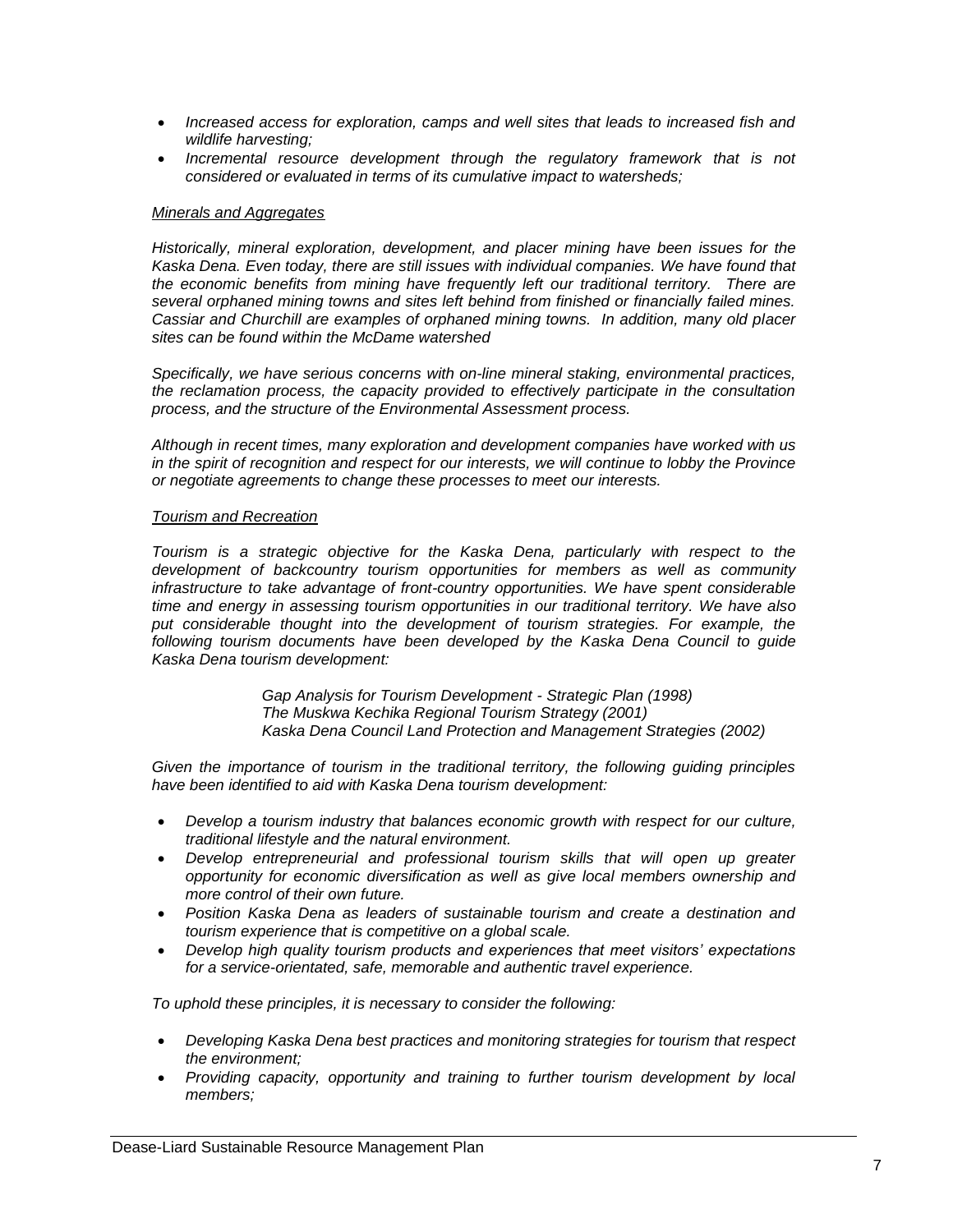- *Increased access for exploration, camps and well sites that leads to increased fish and wildlife harvesting;*
- *Incremental resource development through the regulatory framework that is not considered or evaluated in terms of its cumulative impact to watersheds;*

*Minerals and Aggregates*

*Historically, mineral exploration, development, and placer mining have been issues for the Kaska Dena. Even today, there are still issues with individual companies. We have found that the economic benefits from mining have frequently left our traditional territory. There are several orphaned mining towns and sites left behind from finished or financially failed mines. Cassiar and Churchill are examples of orphaned mining towns. In addition, many old placer sites can be found within the McDame watershed*

*Specifically, we have serious concerns with on-line mineral staking, environmental practices, the reclamation process, the capacity provided to effectively participate in the consultation process, and the structure of the Environmental Assessment process.*

*Although in recent times, many exploration and development companies have worked with us in the spirit of recognition and respect for our interests, we will continue to lobby the Province or negotiate agreements to change these processes to meet our interests.*

*Tourism and Recreation*

*Tourism is a strategic objective for the Kaska Dena, particularly with respect to the development of backcountry tourism opportunities for members as well as community infrastructure to take advantage of front-country opportunities. We have spent considerable time and energy in assessing tourism opportunities in our traditional territory. We have also put considerable thought into the development of tourism strategies. For example, the following tourism documents have been developed by the Kaska Dena Council to guide Kaska Dena tourism development:*

*Gap Analysis for Tourism Development - Strategic Plan (1998)*
*The Muskwa Kechika Regional Tourism Strategy (2001)*
*Kaska Dena Council Land Protection and Management Strategies (2002)*

*Given the importance of tourism in the traditional territory, the following guiding principles have been identified to aid with Kaska Dena tourism development:*

- *Develop a tourism industry that balances economic growth with respect for our culture, traditional lifestyle and the natural environment.*
- *Develop entrepreneurial and professional tourism skills that will open up greater opportunity for economic diversification as well as give local members ownership and more control of their own future.*
- *Position Kaska Dena as leaders of sustainable tourism and create a destination and tourism experience that is competitive on a global scale.*
- *Develop high quality tourism products and experiences that meet visitors' expectations for a service-orientated, safe, memorable and authentic travel experience.*

*To uphold these principles, it is necessary to consider the following:*

- *Developing Kaska Dena best practices and monitoring strategies for tourism that respect the environment;*
- *Providing capacity, opportunity and training to further tourism development by local members;*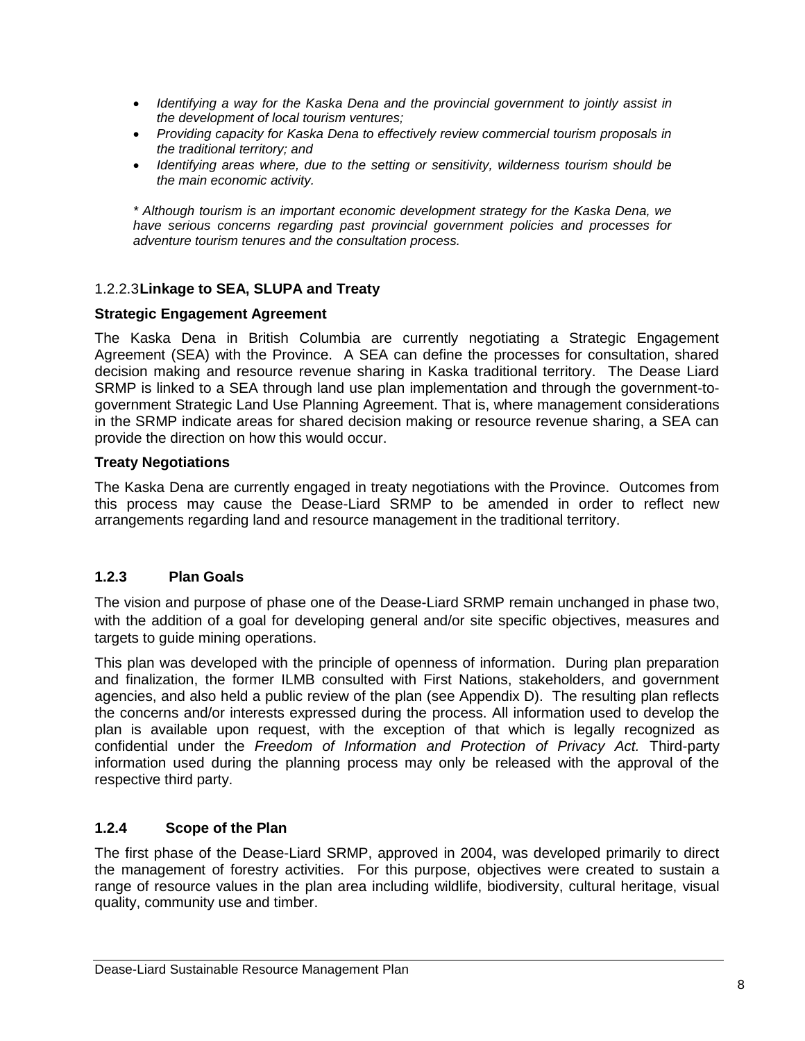- *Identifying a way for the Kaska Dena and the provincial government to jointly assist in the development of local tourism ventures;*
- *Providing capacity for Kaska Dena to effectively review commercial tourism proposals in the traditional territory; and*
- *Identifying areas where, due to the setting or sensitivity, wilderness tourism should be the main economic activity.*

*\* Although tourism is an important economic development strategy for the Kaska Dena, we have serious concerns regarding past provincial government policies and processes for adventure tourism tenures and the consultation process.*

#### 1.2.2.3 Linkage to SEA, SLUPA and Treaty

**Strategic Engagement Agreement**

The Kaska Dena in British Columbia are currently negotiating a Strategic Engagement Agreement (SEA) with the Province. A SEA can define the processes for consultation, shared decision making and resource revenue sharing in Kaska traditional territory. The Dease Liard SRMP is linked to a SEA through land use plan implementation and through the government-to-government Strategic Land Use Planning Agreement. That is, where management considerations in the SRMP indicate areas for shared decision making or resource revenue sharing, a SEA can provide the direction on how this would occur.

**Treaty Negotiations**

The Kaska Dena are currently engaged in treaty negotiations with the Province. Outcomes from this process may cause the Dease-Liard SRMP to be amended in order to reflect new arrangements regarding land and resource management in the traditional territory.

### 1.2.3 Plan Goals

The vision and purpose of phase one of the Dease-Liard SRMP remain unchanged in phase two, with the addition of a goal for developing general and/or site specific objectives, measures and targets to guide mining operations.

This plan was developed with the principle of openness of information. During plan preparation and finalization, the former ILMB consulted with First Nations, stakeholders, and government agencies, and also held a public review of the plan (see Appendix D). The resulting plan reflects the concerns and/or interests expressed during the process. All information used to develop the plan is available upon request, with the exception of that which is legally recognized as confidential under the *Freedom of Information and Protection of Privacy Act.* Third-party information used during the planning process may only be released with the approval of the respective third party.

### 1.2.4 Scope of the Plan

The first phase of the Dease-Liard SRMP, approved in 2004, was developed primarily to direct the management of forestry activities. For this purpose, objectives were created to sustain a range of resource values in the plan area including wildlife, biodiversity, cultural heritage, visual quality, community use and timber.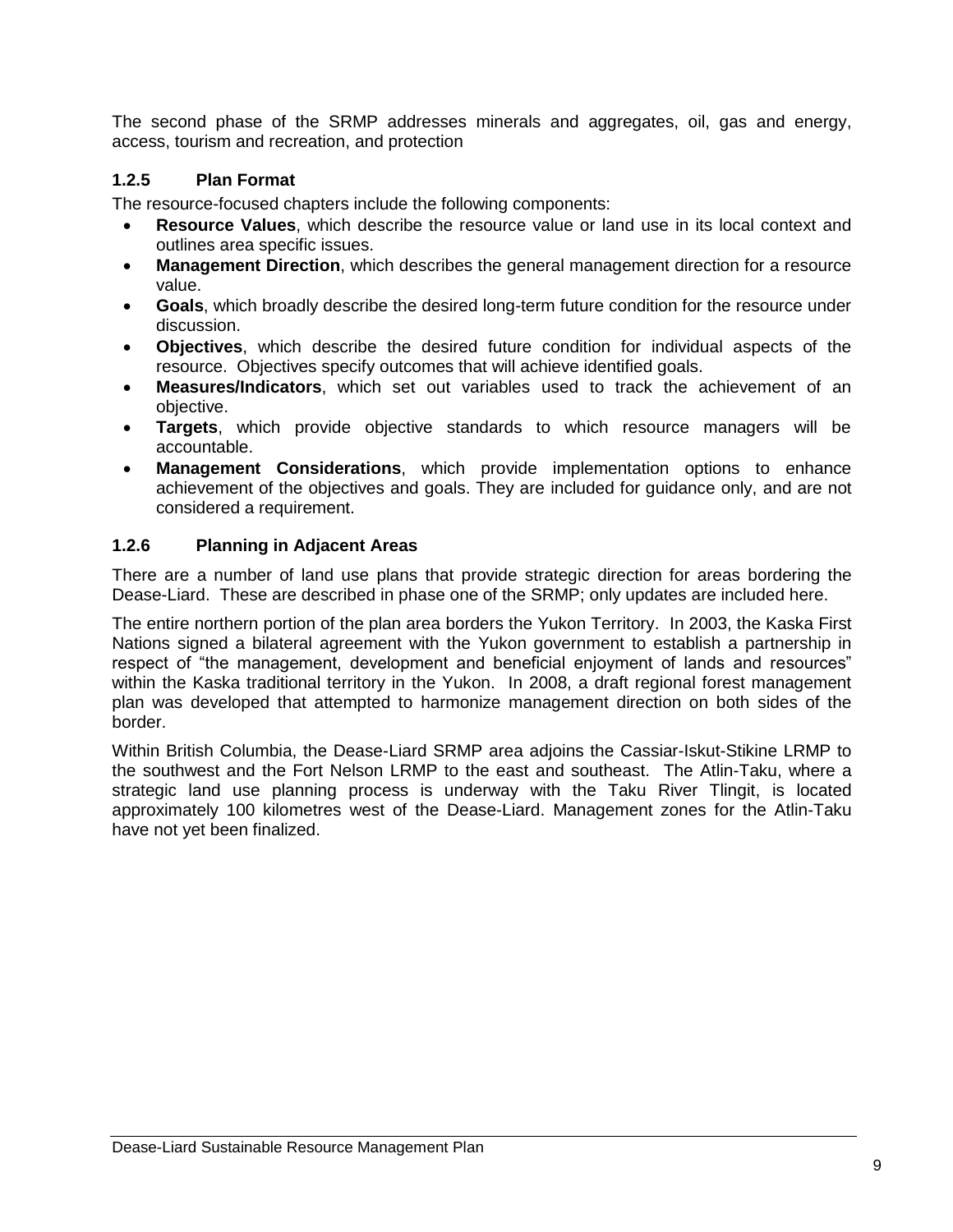The second phase of the SRMP addresses minerals and aggregates, oil, gas and energy, access, tourism and recreation, and protection

### 1.2.5 Plan Format

The resource-focused chapters include the following components:

- **Resource Values**, which describe the resource value or land use in its local context and outlines area specific issues.
- **Management Direction**, which describes the general management direction for a resource value.
- **Goals**, which broadly describe the desired long-term future condition for the resource under discussion.
- **Objectives**, which describe the desired future condition for individual aspects of the resource. Objectives specify outcomes that will achieve identified goals.
- **Measures/Indicators**, which set out variables used to track the achievement of an objective.
- **Targets**, which provide objective standards to which resource managers will be accountable.
- **Management Considerations**, which provide implementation options to enhance achievement of the objectives and goals. They are included for guidance only, and are not considered a requirement.

### 1.2.6 Planning in Adjacent Areas

There are a number of land use plans that provide strategic direction for areas bordering the Dease-Liard. These are described in phase one of the SRMP; only updates are included here.

The entire northern portion of the plan area borders the Yukon Territory. In 2003, the Kaska First Nations signed a bilateral agreement with the Yukon government to establish a partnership in respect of "the management, development and beneficial enjoyment of lands and resources" within the Kaska traditional territory in the Yukon. In 2008, a draft regional forest management plan was developed that attempted to harmonize management direction on both sides of the border.

Within British Columbia, the Dease-Liard SRMP area adjoins the Cassiar-Iskut-Stikine LRMP to the southwest and the Fort Nelson LRMP to the east and southeast. The Atlin-Taku, where a strategic land use planning process is underway with the Taku River Tlingit, is located approximately 100 kilometres west of the Dease-Liard. Management zones for the Atlin-Taku have not yet been finalized.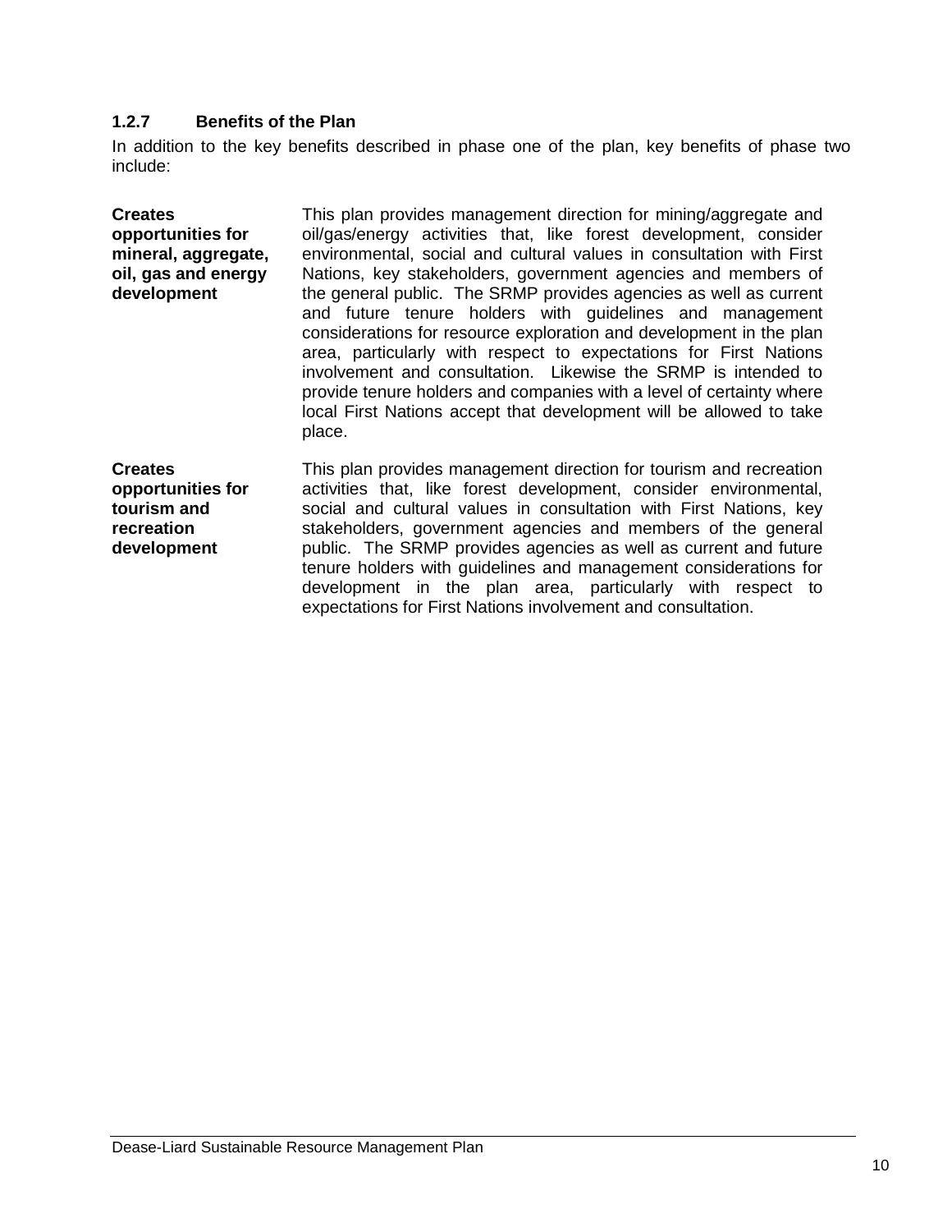### 1.2.7 Benefits of the Plan

In addition to the key benefits described in phase one of the plan, key benefits of phase two include:

| | |
|---|---|
| **Creates opportunities for mineral, aggregate, oil, gas and energy development** | This plan provides management direction for mining/aggregate and oil/gas/energy activities that, like forest development, consider environmental, social and cultural values in consultation with First Nations, key stakeholders, government agencies and members of the general public. The SRMP provides agencies as well as current and future tenure holders with guidelines and management considerations for resource exploration and development in the plan area, particularly with respect to expectations for First Nations involvement and consultation. Likewise the SRMP is intended to provide tenure holders and companies with a level of certainty where local First Nations accept that development will be allowed to take place. |
| **Creates opportunities for tourism and recreation development** | This plan provides management direction for tourism and recreation activities that, like forest development, consider environmental, social and cultural values in consultation with First Nations, key stakeholders, government agencies and members of the general public. The SRMP provides agencies as well as current and future tenure holders with guidelines and management considerations for development in the plan area, particularly with respect to expectations for First Nations involvement and consultation. |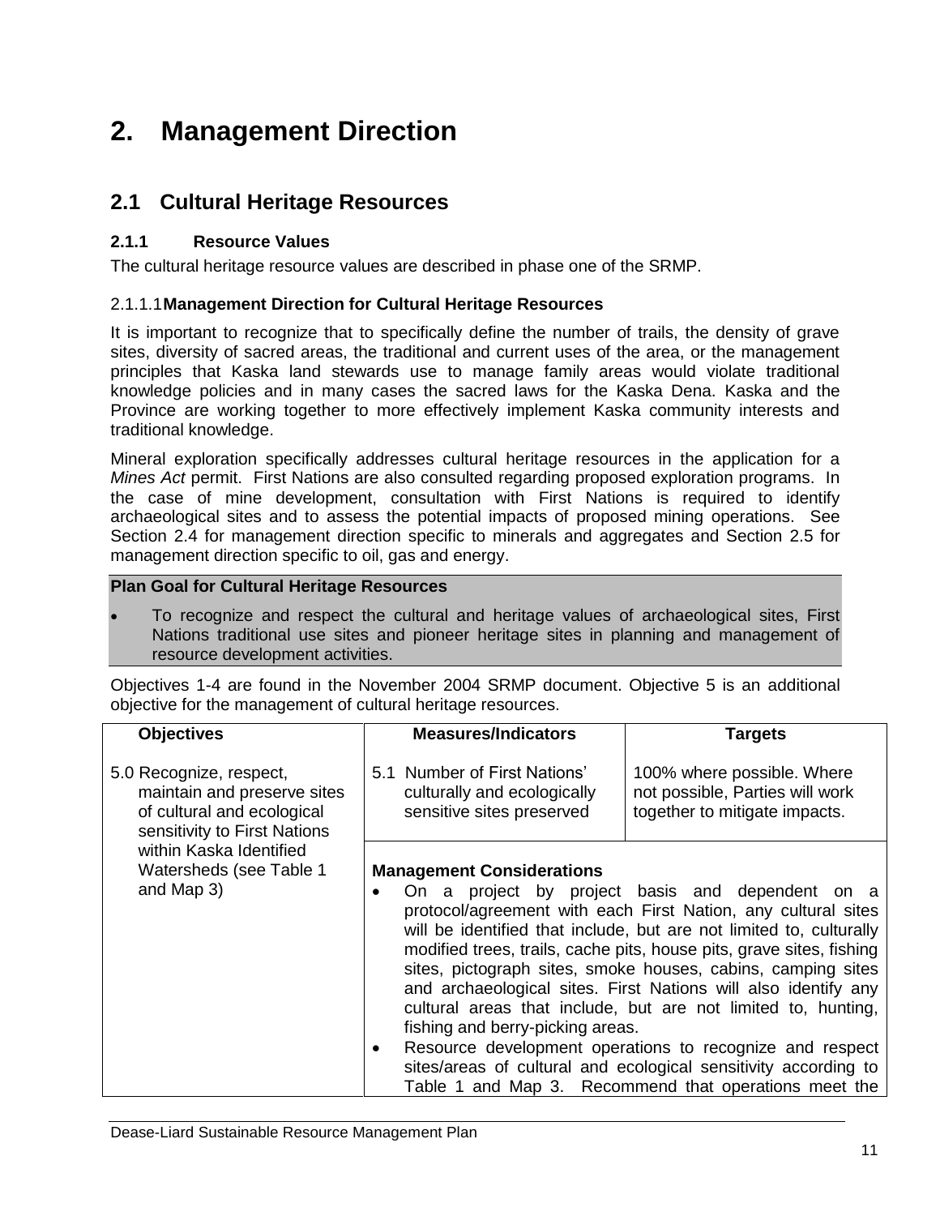# 2. Management Direction

## 2.1 Cultural Heritage Resources

### 2.1.1 Resource Values

The cultural heritage resource values are described in phase one of the SRMP.

#### 2.1.1.1 Management Direction for Cultural Heritage Resources

It is important to recognize that to specifically define the number of trails, the density of grave sites, diversity of sacred areas, the traditional and current uses of the area, or the management principles that Kaska land stewards use to manage family areas would violate traditional knowledge policies and in many cases the sacred laws for the Kaska Dena. Kaska and the Province are working together to more effectively implement Kaska community interests and traditional knowledge.

Mineral exploration specifically addresses cultural heritage resources in the application for a *Mines Act* permit. First Nations are also consulted regarding proposed exploration programs. In the case of mine development, consultation with First Nations is required to identify archaeological sites and to assess the potential impacts of proposed mining operations. See Section 2.4 for management direction specific to minerals and aggregates and Section 2.5 for management direction specific to oil, gas and energy.

**Plan Goal for Cultural Heritage Resources**

- To recognize and respect the cultural and heritage values of archaeological sites, First Nations traditional use sites and pioneer heritage sites in planning and management of resource development activities.

Objectives 1-4 are found in the November 2004 SRMP document. Objective 5 is an additional objective for the management of cultural heritage resources.

| Objectives | Measures/Indicators | Targets |
|---|---|---|
| 5.0 Recognize, respect, maintain and preserve sites of cultural and ecological sensitivity to First Nations within Kaska Identified Watersheds (see Table 1 and Map 3) | 5.1 Number of First Nations' culturally and ecologically sensitive sites preserved | 100% where possible. Where not possible, Parties will work together to mitigate impacts. |
| | **Management Considerations**<br>• On a project by project basis and dependent on a protocol/agreement with each First Nation, any cultural sites will be identified that include, but are not limited to, culturally modified trees, trails, cache pits, house pits, grave sites, fishing sites, pictograph sites, smoke houses, cabins, camping sites and archaeological sites. First Nations will also identify any cultural areas that include, but are not limited to, hunting, fishing and berry-picking areas.<br>• Resource development operations to recognize and respect sites/areas of cultural and ecological sensitivity according to Table 1 and Map 3. Recommend that operations meet the | |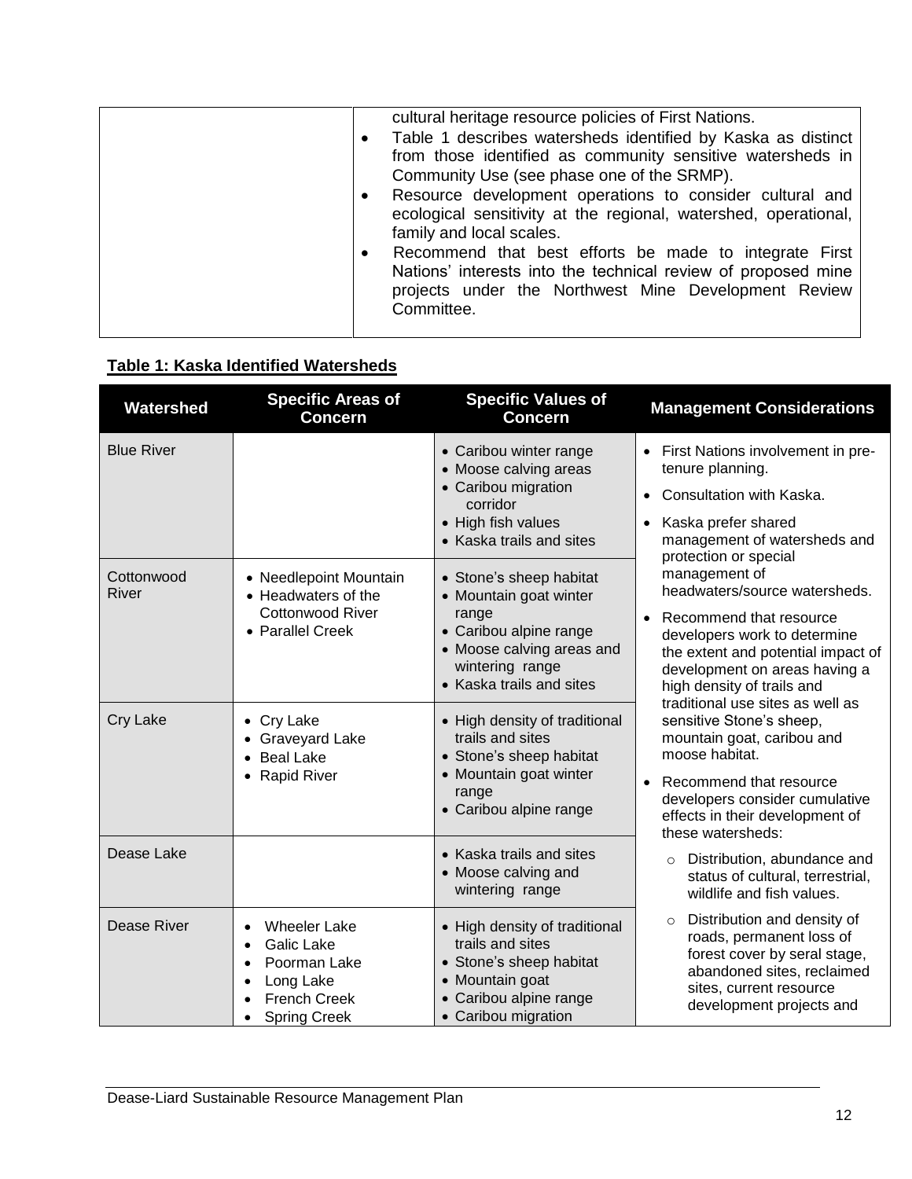| | cultural heritage resource policies of First Nations.<br>• Table 1 describes watersheds identified by Kaska as distinct from those identified as community sensitive watersheds in Community Use (see phase one of the SRMP).<br>• Resource development operations to consider cultural and ecological sensitivity at the regional, watershed, operational, family and local scales.<br>• Recommend that best efforts be made to integrate First Nations' interests into the technical review of proposed mine projects under the Northwest Mine Development Review Committee. |
|---|---|

**Table 1: Kaska Identified Watersheds**

| Watershed | Specific Areas of Concern | Specific Values of Concern | Management Considerations |
|---|---|---|---|
| Blue River | | • Caribou winter range<br>• Moose calving areas<br>• Caribou migration corridor<br>• High fish values<br>• Kaska trails and sites | • First Nations involvement in pre-tenure planning.<br>• Consultation with Kaska.<br>• Kaska prefer shared management of watersheds and protection or special management of headwaters/source watersheds.<br>• Recommend that resource developers work to determine the extent and potential impact of development on areas having a high density of trails and traditional use sites as well as sensitive Stone's sheep, mountain goat, caribou and moose habitat.<br>• Recommend that resource developers consider cumulative effects in their development of these watersheds:<br>○ Distribution, abundance and status of cultural, terrestrial, wildlife and fish values.<br>○ Distribution and density of roads, permanent loss of forest cover by seral stage, abandoned sites, reclaimed sites, current resource development projects and |
| Cottonwood River | • Needlepoint Mountain<br>• Headwaters of the Cottonwood River<br>• Parallel Creek | • Stone's sheep habitat<br>• Mountain goat winter range<br>• Caribou alpine range<br>• Moose calving areas and wintering range<br>• Kaska trails and sites | |
| Cry Lake | • Cry Lake<br>• Graveyard Lake<br>• Beal Lake<br>• Rapid River | • High density of traditional trails and sites<br>• Stone's sheep habitat<br>• Mountain goat winter range<br>• Caribou alpine range | |
| Dease Lake | | • Kaska trails and sites<br>• Moose calving and wintering range | |
| Dease River | • Wheeler Lake<br>• Galic Lake<br>• Poorman Lake<br>• Long Lake<br>• French Creek<br>• Spring Creek | • High density of traditional trails and sites<br>• Stone's sheep habitat<br>• Mountain goat<br>• Caribou alpine range<br>• Caribou migration | |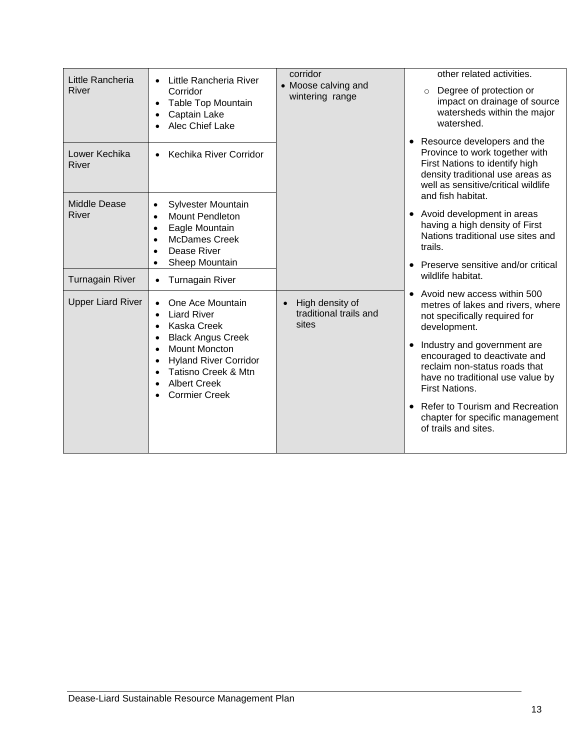| | | | |
|---|---|---|---|
| Little Rancheria River | • Little Rancheria River Corridor<br>• Table Top Mountain<br>• Captain Lake<br>• Alec Chief Lake | corridor<br>• Moose calving and wintering range | other related activities.<br>○ Degree of protection or impact on drainage of source watersheds within the major watershed.<br>• Resource developers and the Province to work together with First Nations to identify high density traditional use areas as well as sensitive/critical wildlife and fish habitat.<br>• Avoid development in areas having a high density of First Nations traditional use sites and trails.<br>• Preserve sensitive and/or critical wildlife habitat.<br>• Avoid new access within 500 metres of lakes and rivers, where not specifically required for development.<br>• Industry and government are encouraged to deactivate and reclaim non-status roads that have no traditional use value by First Nations.<br>• Refer to Tourism and Recreation chapter for specific management of trails and sites. |
| Lower Kechika River | • Kechika River Corridor | | |
| Middle Dease River | • Sylvester Mountain<br>• Mount Pendleton<br>• Eagle Mountain<br>• McDames Creek<br>• Dease River<br>• Sheep Mountain | | |
| Turnagain River | • Turnagain River | | |
| Upper Liard River | • One Ace Mountain<br>• Liard River<br>• Kaska Creek<br>• Black Angus Creek<br>• Mount Moncton<br>• Hyland River Corridor<br>• Tatisno Creek & Mtn<br>• Albert Creek<br>• Cormier Creek | • High density of traditional trails and sites | |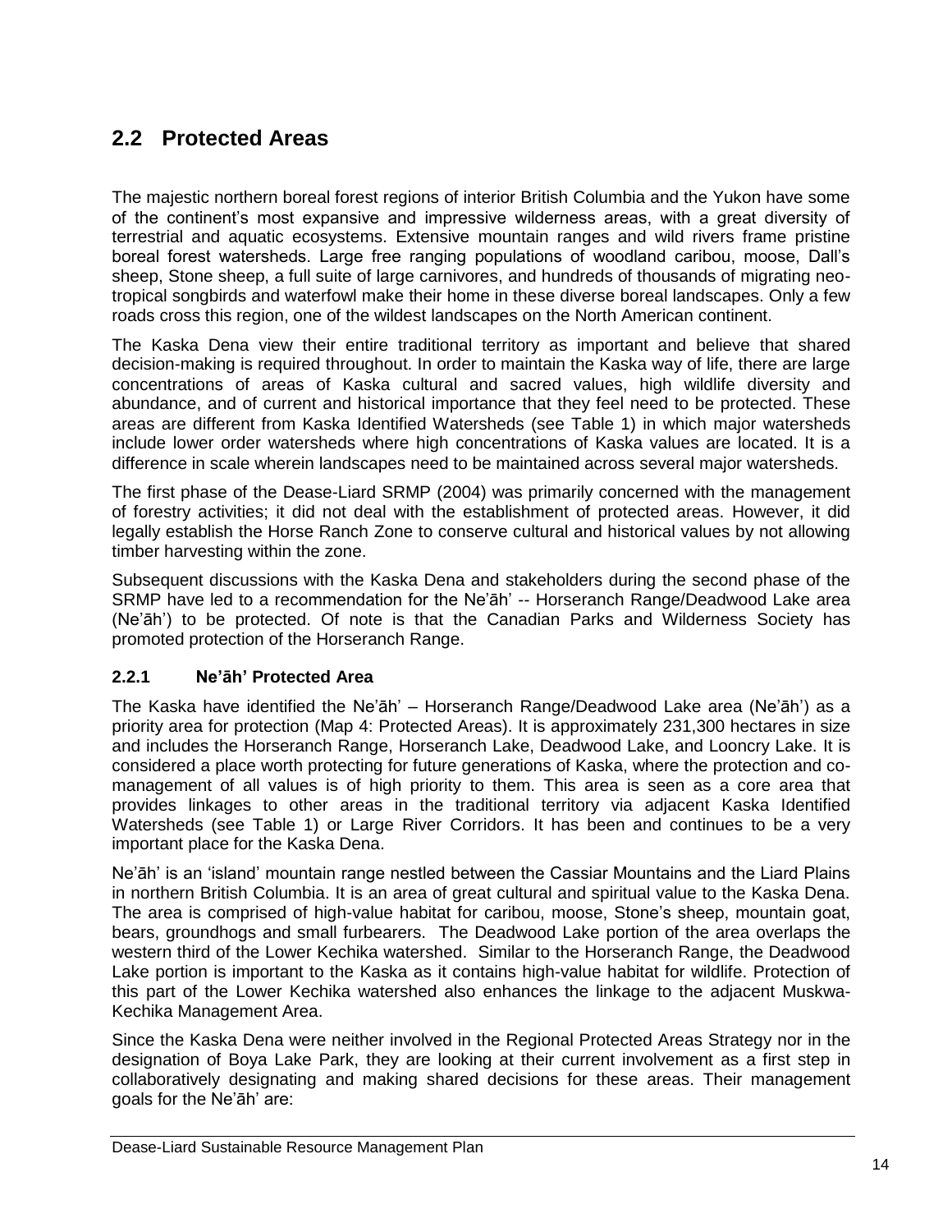## 2.2 Protected Areas

The majestic northern boreal forest regions of interior British Columbia and the Yukon have some of the continent's most expansive and impressive wilderness areas, with a great diversity of terrestrial and aquatic ecosystems. Extensive mountain ranges and wild rivers frame pristine boreal forest watersheds. Large free ranging populations of woodland caribou, moose, Dall's sheep, Stone sheep, a full suite of large carnivores, and hundreds of thousands of migrating neo-tropical songbirds and waterfowl make their home in these diverse boreal landscapes. Only a few roads cross this region, one of the wildest landscapes on the North American continent.

The Kaska Dena view their entire traditional territory as important and believe that shared decision-making is required throughout. In order to maintain the Kaska way of life, there are large concentrations of areas of Kaska cultural and sacred values, high wildlife diversity and abundance, and of current and historical importance that they feel need to be protected. These areas are different from Kaska Identified Watersheds (see Table 1) in which major watersheds include lower order watersheds where high concentrations of Kaska values are located. It is a difference in scale wherein landscapes need to be maintained across several major watersheds.

The first phase of the Dease-Liard SRMP (2004) was primarily concerned with the management of forestry activities; it did not deal with the establishment of protected areas. However, it did legally establish the Horse Ranch Zone to conserve cultural and historical values by not allowing timber harvesting within the zone.

Subsequent discussions with the Kaska Dena and stakeholders during the second phase of the SRMP have led to a recommendation for the Ne'āh' -- Horseranch Range/Deadwood Lake area (Ne'āh') to be protected. Of note is that the Canadian Parks and Wilderness Society has promoted protection of the Horseranch Range.

### 2.2.1 Ne'āh' Protected Area

The Kaska have identified the Ne'āh' – Horseranch Range/Deadwood Lake area (Ne'āh') as a priority area for protection (Map 4: Protected Areas). It is approximately 231,300 hectares in size and includes the Horseranch Range, Horseranch Lake, Deadwood Lake, and Looncry Lake. It is considered a place worth protecting for future generations of Kaska, where the protection and co-management of all values is of high priority to them. This area is seen as a core area that provides linkages to other areas in the traditional territory via adjacent Kaska Identified Watersheds (see Table 1) or Large River Corridors. It has been and continues to be a very important place for the Kaska Dena.

Ne'āh' is an 'island' mountain range nestled between the Cassiar Mountains and the Liard Plains in northern British Columbia. It is an area of great cultural and spiritual value to the Kaska Dena. The area is comprised of high-value habitat for caribou, moose, Stone's sheep, mountain goat, bears, groundhogs and small furbearers. The Deadwood Lake portion of the area overlaps the western third of the Lower Kechika watershed. Similar to the Horseranch Range, the Deadwood Lake portion is important to the Kaska as it contains high-value habitat for wildlife. Protection of this part of the Lower Kechika watershed also enhances the linkage to the adjacent Muskwa-Kechika Management Area.

Since the Kaska Dena were neither involved in the Regional Protected Areas Strategy nor in the designation of Boya Lake Park, they are looking at their current involvement as a first step in collaboratively designating and making shared decisions for these areas. Their management goals for the Ne'āh' are: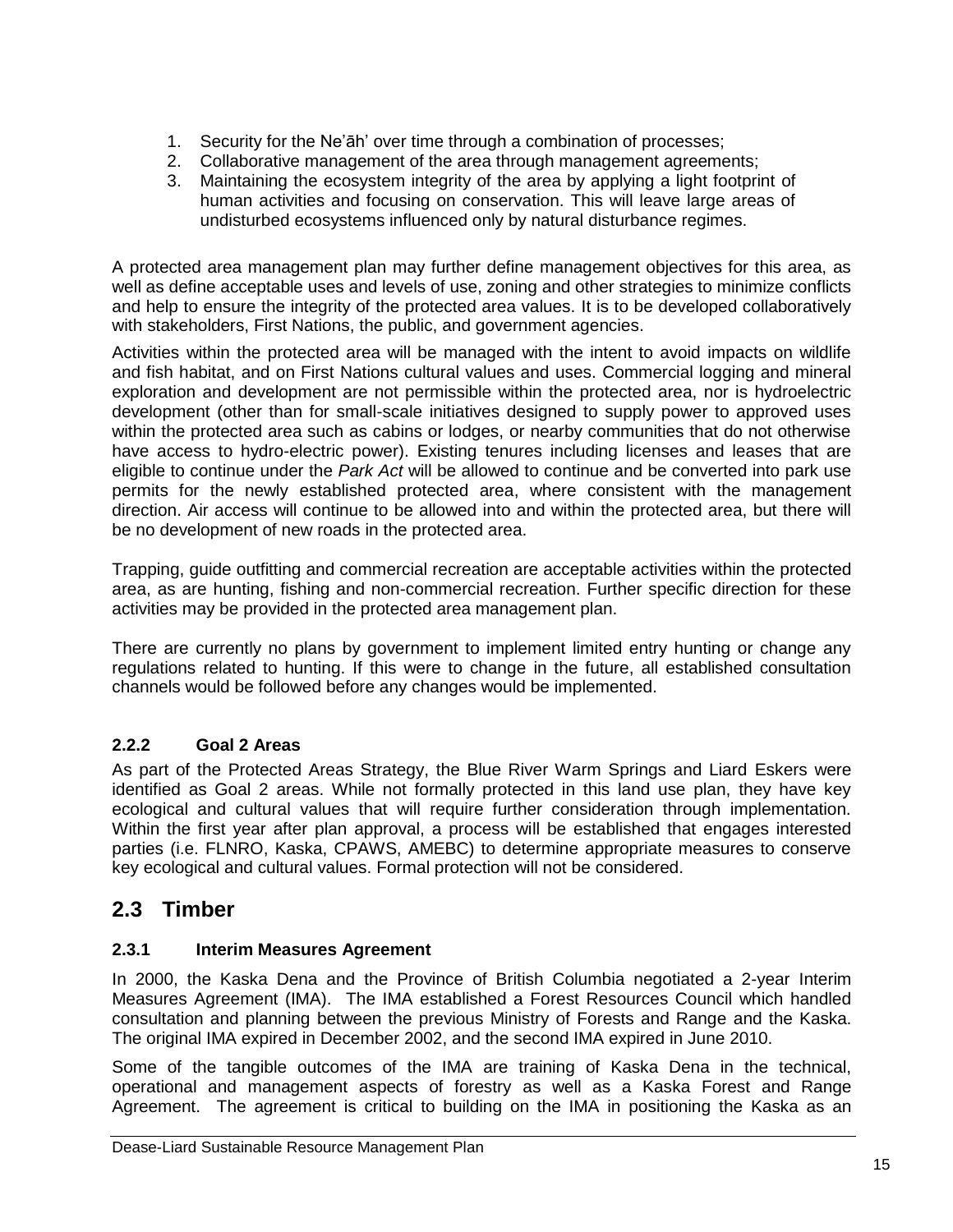1. Security for the Ne'āh' over time through a combination of processes;
2. Collaborative management of the area through management agreements;
3. Maintaining the ecosystem integrity of the area by applying a light footprint of human activities and focusing on conservation. This will leave large areas of undisturbed ecosystems influenced only by natural disturbance regimes.

A protected area management plan may further define management objectives for this area, as well as define acceptable uses and levels of use, zoning and other strategies to minimize conflicts and help to ensure the integrity of the protected area values. It is to be developed collaboratively with stakeholders, First Nations, the public, and government agencies.

Activities within the protected area will be managed with the intent to avoid impacts on wildlife and fish habitat, and on First Nations cultural values and uses. Commercial logging and mineral exploration and development are not permissible within the protected area, nor is hydroelectric development (other than for small-scale initiatives designed to supply power to approved uses within the protected area such as cabins or lodges, or nearby communities that do not otherwise have access to hydro-electric power). Existing tenures including licenses and leases that are eligible to continue under the *Park Act* will be allowed to continue and be converted into park use permits for the newly established protected area, where consistent with the management direction. Air access will continue to be allowed into and within the protected area, but there will be no development of new roads in the protected area.

Trapping, guide outfitting and commercial recreation are acceptable activities within the protected area, as are hunting, fishing and non-commercial recreation. Further specific direction for these activities may be provided in the protected area management plan.

There are currently no plans by government to implement limited entry hunting or change any regulations related to hunting. If this were to change in the future, all established consultation channels would be followed before any changes would be implemented.

### 2.2.2 Goal 2 Areas

As part of the Protected Areas Strategy, the Blue River Warm Springs and Liard Eskers were identified as Goal 2 areas. While not formally protected in this land use plan, they have key ecological and cultural values that will require further consideration through implementation. Within the first year after plan approval, a process will be established that engages interested parties (i.e. FLNRO, Kaska, CPAWS, AMEBC) to determine appropriate measures to conserve key ecological and cultural values. Formal protection will not be considered.

## 2.3 Timber

### 2.3.1 Interim Measures Agreement

In 2000, the Kaska Dena and the Province of British Columbia negotiated a 2-year Interim Measures Agreement (IMA). The IMA established a Forest Resources Council which handled consultation and planning between the previous Ministry of Forests and Range and the Kaska. The original IMA expired in December 2002, and the second IMA expired in June 2010.

Some of the tangible outcomes of the IMA are training of Kaska Dena in the technical, operational and management aspects of forestry as well as a Kaska Forest and Range Agreement. The agreement is critical to building on the IMA in positioning the Kaska as an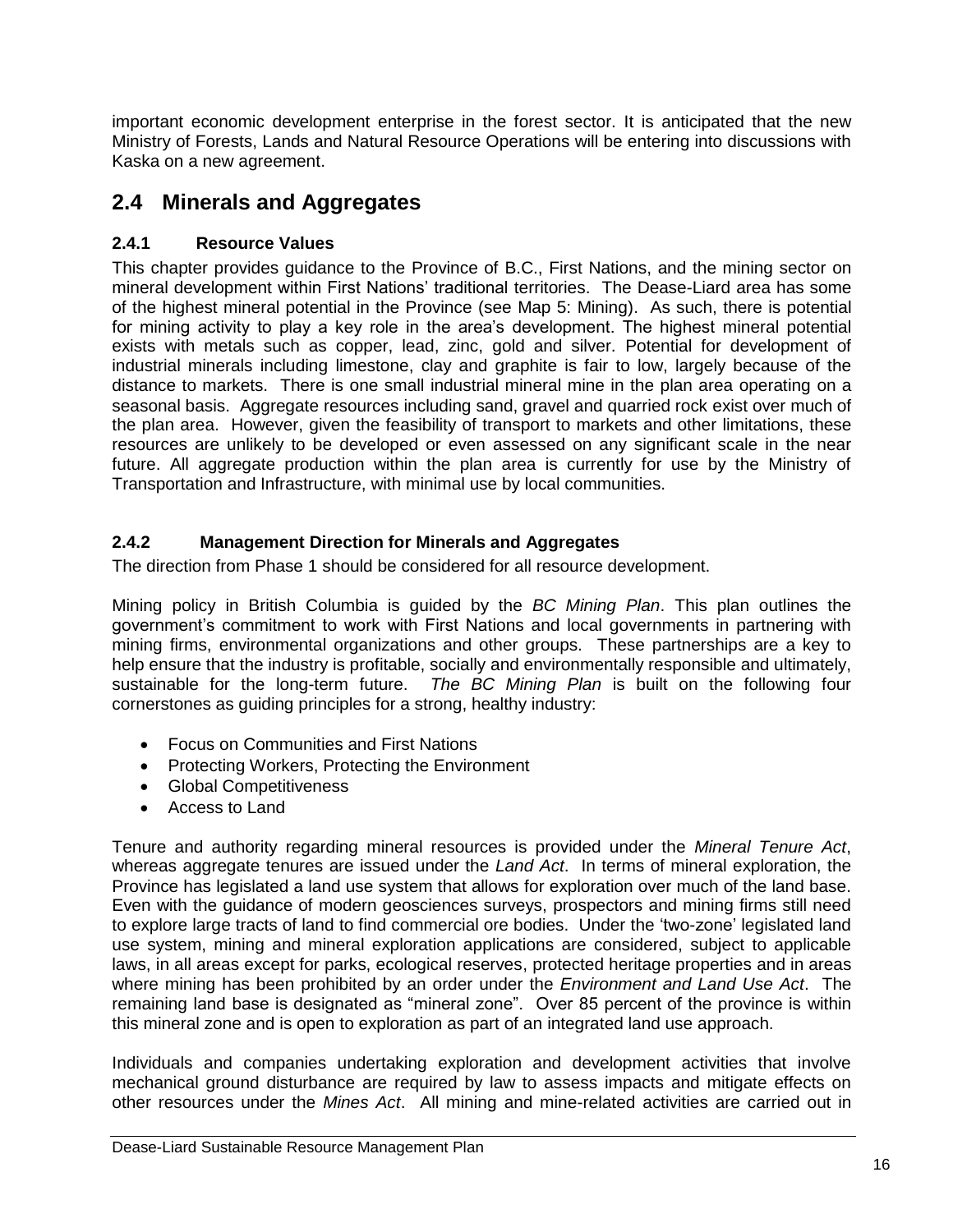important economic development enterprise in the forest sector. It is anticipated that the new Ministry of Forests, Lands and Natural Resource Operations will be entering into discussions with Kaska on a new agreement.

## 2.4 Minerals and Aggregates

### 2.4.1 Resource Values

This chapter provides guidance to the Province of B.C., First Nations, and the mining sector on mineral development within First Nations' traditional territories. The Dease-Liard area has some of the highest mineral potential in the Province (see Map 5: Mining). As such, there is potential for mining activity to play a key role in the area's development. The highest mineral potential exists with metals such as copper, lead, zinc, gold and silver. Potential for development of industrial minerals including limestone, clay and graphite is fair to low, largely because of the distance to markets. There is one small industrial mineral mine in the plan area operating on a seasonal basis. Aggregate resources including sand, gravel and quarried rock exist over much of the plan area. However, given the feasibility of transport to markets and other limitations, these resources are unlikely to be developed or even assessed on any significant scale in the near future. All aggregate production within the plan area is currently for use by the Ministry of Transportation and Infrastructure, with minimal use by local communities.

### 2.4.2 Management Direction for Minerals and Aggregates

The direction from Phase 1 should be considered for all resource development.

Mining policy in British Columbia is guided by the *BC Mining Plan*. This plan outlines the government's commitment to work with First Nations and local governments in partnering with mining firms, environmental organizations and other groups. These partnerships are a key to help ensure that the industry is profitable, socially and environmentally responsible and ultimately, sustainable for the long-term future. *The BC Mining Plan* is built on the following four cornerstones as guiding principles for a strong, healthy industry:

- Focus on Communities and First Nations
- Protecting Workers, Protecting the Environment
- Global Competitiveness
- Access to Land

Tenure and authority regarding mineral resources is provided under the *Mineral Tenure Act*, whereas aggregate tenures are issued under the *Land Act*. In terms of mineral exploration, the Province has legislated a land use system that allows for exploration over much of the land base. Even with the guidance of modern geosciences surveys, prospectors and mining firms still need to explore large tracts of land to find commercial ore bodies. Under the 'two-zone' legislated land use system, mining and mineral exploration applications are considered, subject to applicable laws, in all areas except for parks, ecological reserves, protected heritage properties and in areas where mining has been prohibited by an order under the *Environment and Land Use Act*. The remaining land base is designated as "mineral zone". Over 85 percent of the province is within this mineral zone and is open to exploration as part of an integrated land use approach.

Individuals and companies undertaking exploration and development activities that involve mechanical ground disturbance are required by law to assess impacts and mitigate effects on other resources under the *Mines Act*. All mining and mine-related activities are carried out in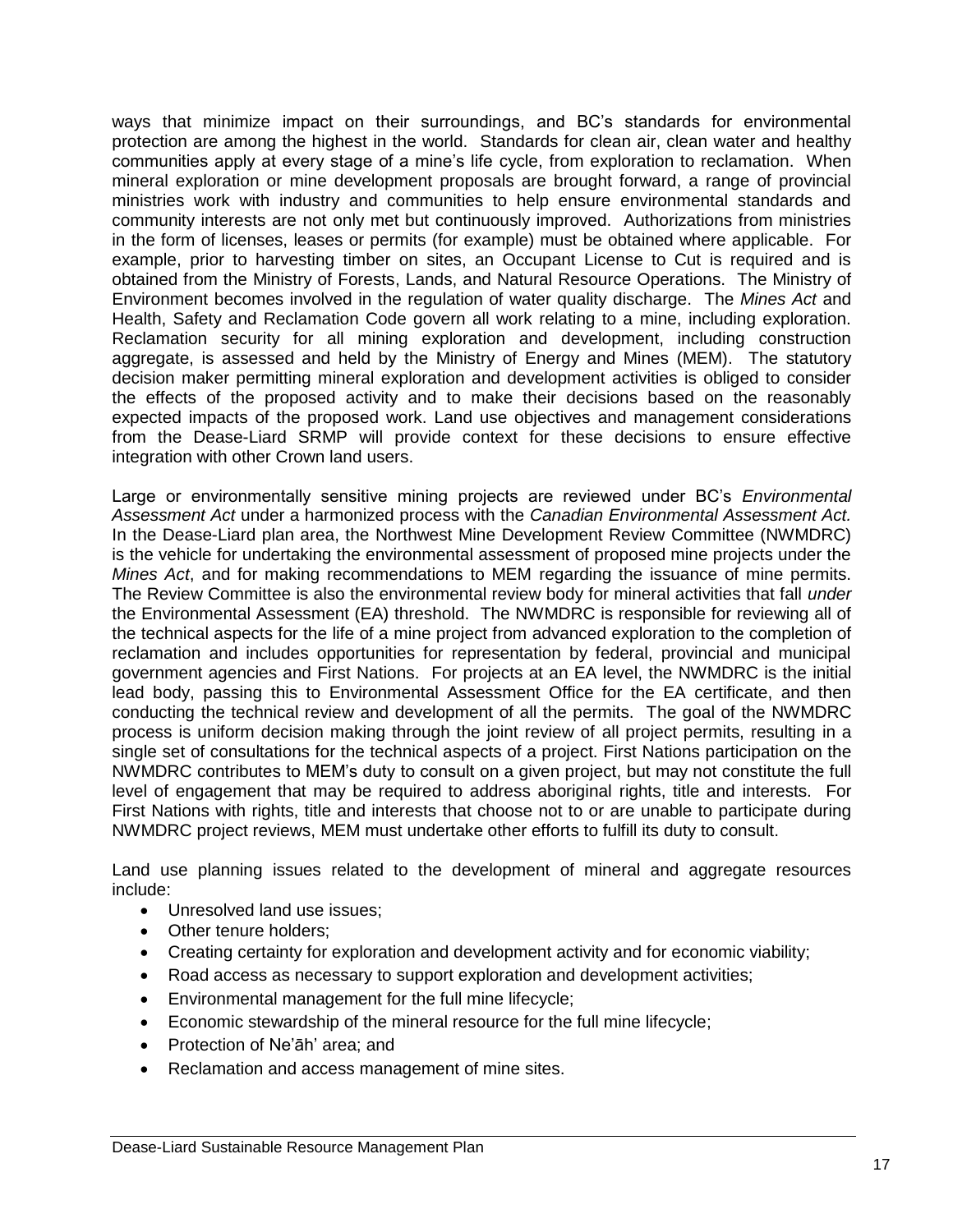ways that minimize impact on their surroundings, and BC's standards for environmental protection are among the highest in the world. Standards for clean air, clean water and healthy communities apply at every stage of a mine's life cycle, from exploration to reclamation. When mineral exploration or mine development proposals are brought forward, a range of provincial ministries work with industry and communities to help ensure environmental standards and community interests are not only met but continuously improved. Authorizations from ministries in the form of licenses, leases or permits (for example) must be obtained where applicable. For example, prior to harvesting timber on sites, an Occupant License to Cut is required and is obtained from the Ministry of Forests, Lands, and Natural Resource Operations. The Ministry of Environment becomes involved in the regulation of water quality discharge. The *Mines Act* and Health, Safety and Reclamation Code govern all work relating to a mine, including exploration. Reclamation security for all mining exploration and development, including construction aggregate, is assessed and held by the Ministry of Energy and Mines (MEM). The statutory decision maker permitting mineral exploration and development activities is obliged to consider the effects of the proposed activity and to make their decisions based on the reasonably expected impacts of the proposed work. Land use objectives and management considerations from the Dease-Liard SRMP will provide context for these decisions to ensure effective integration with other Crown land users.

Large or environmentally sensitive mining projects are reviewed under BC's *Environmental Assessment Act* under a harmonized process with the *Canadian Environmental Assessment Act.* In the Dease-Liard plan area, the Northwest Mine Development Review Committee (NWMDRC) is the vehicle for undertaking the environmental assessment of proposed mine projects under the *Mines Act*, and for making recommendations to MEM regarding the issuance of mine permits. The Review Committee is also the environmental review body for mineral activities that fall *under* the Environmental Assessment (EA) threshold. The NWMDRC is responsible for reviewing all of the technical aspects for the life of a mine project from advanced exploration to the completion of reclamation and includes opportunities for representation by federal, provincial and municipal government agencies and First Nations. For projects at an EA level, the NWMDRC is the initial lead body, passing this to Environmental Assessment Office for the EA certificate, and then conducting the technical review and development of all the permits. The goal of the NWMDRC process is uniform decision making through the joint review of all project permits, resulting in a single set of consultations for the technical aspects of a project. First Nations participation on the NWMDRC contributes to MEM's duty to consult on a given project, but may not constitute the full level of engagement that may be required to address aboriginal rights, title and interests. For First Nations with rights, title and interests that choose not to or are unable to participate during NWMDRC project reviews, MEM must undertake other efforts to fulfill its duty to consult.

Land use planning issues related to the development of mineral and aggregate resources include:

- Unresolved land use issues;
- Other tenure holders;
- Creating certainty for exploration and development activity and for economic viability;
- Road access as necessary to support exploration and development activities;
- Environmental management for the full mine lifecycle;
- Economic stewardship of the mineral resource for the full mine lifecycle;
- Protection of Ne'āh' area; and
- Reclamation and access management of mine sites.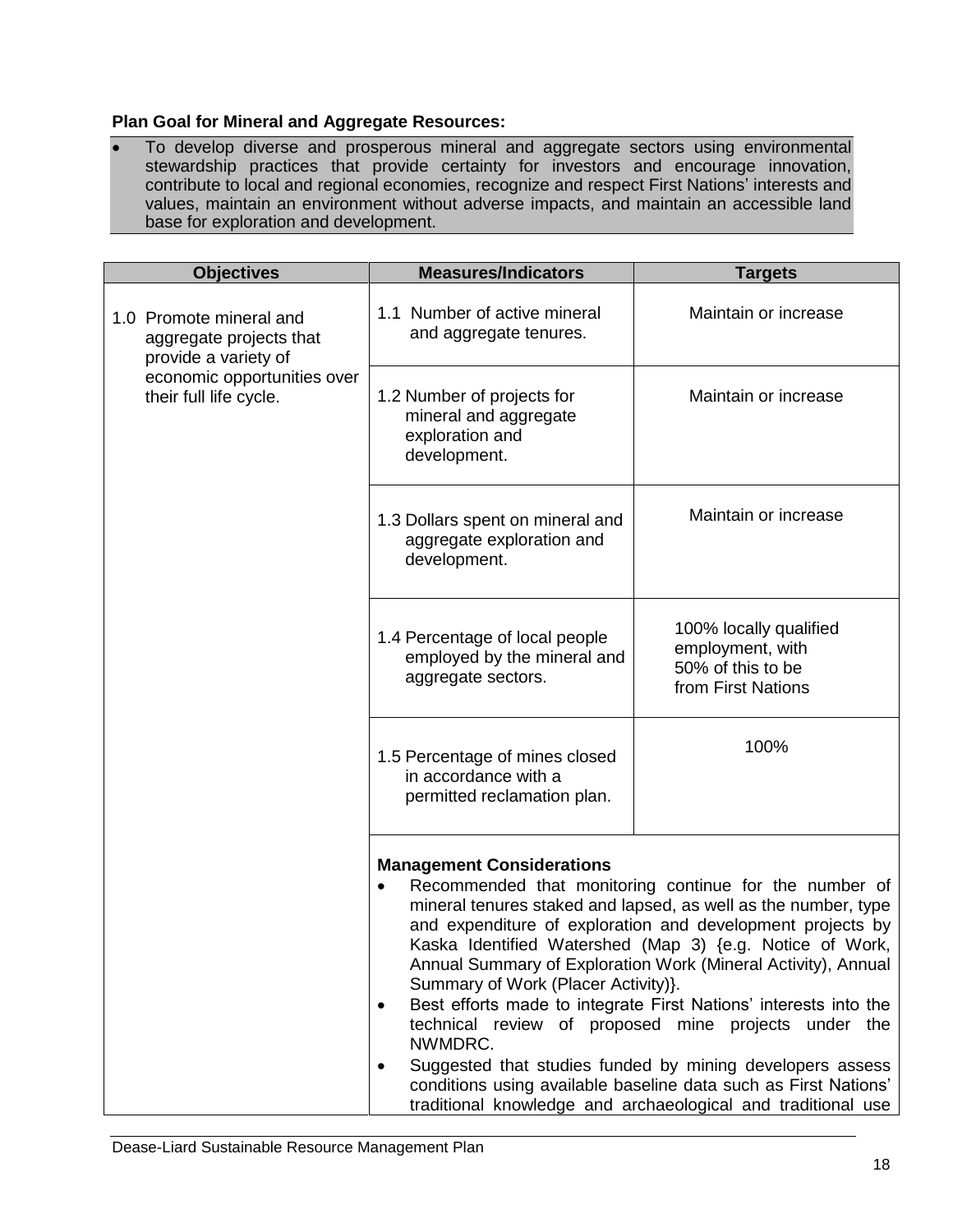**Plan Goal for Mineral and Aggregate Resources:**

- To develop diverse and prosperous mineral and aggregate sectors using environmental stewardship practices that provide certainty for investors and encourage innovation, contribute to local and regional economies, recognize and respect First Nations' interests and values, maintain an environment without adverse impacts, and maintain an accessible land base for exploration and development.

| Objectives | Measures/Indicators | Targets |
|---|---|---|
| 1.0 Promote mineral and aggregate projects that provide a variety of economic opportunities over their full life cycle. | 1.1 Number of active mineral and aggregate tenures. | Maintain or increase |
| | 1.2 Number of projects for mineral and aggregate exploration and development. | Maintain or increase |
| | 1.3 Dollars spent on mineral and aggregate exploration and development. | Maintain or increase |
| | 1.4 Percentage of local people employed by the mineral and aggregate sectors. | 100% locally qualified employment, with 50% of this to be from First Nations |
| | 1.5 Percentage of mines closed in accordance with a permitted reclamation plan. | 100% |
| | **Management Considerations**<br>• Recommended that monitoring continue for the number of mineral tenures staked and lapsed, as well as the number, type and expenditure of exploration and development projects by Kaska Identified Watershed (Map 3) {e.g. Notice of Work, Annual Summary of Exploration Work (Mineral Activity), Annual Summary of Work (Placer Activity)}.<br>• Best efforts made to integrate First Nations' interests into the technical review of proposed mine projects under the NWMDRC.<br>• Suggested that studies funded by mining developers assess conditions using available baseline data such as First Nations' traditional knowledge and archaeological and traditional use | |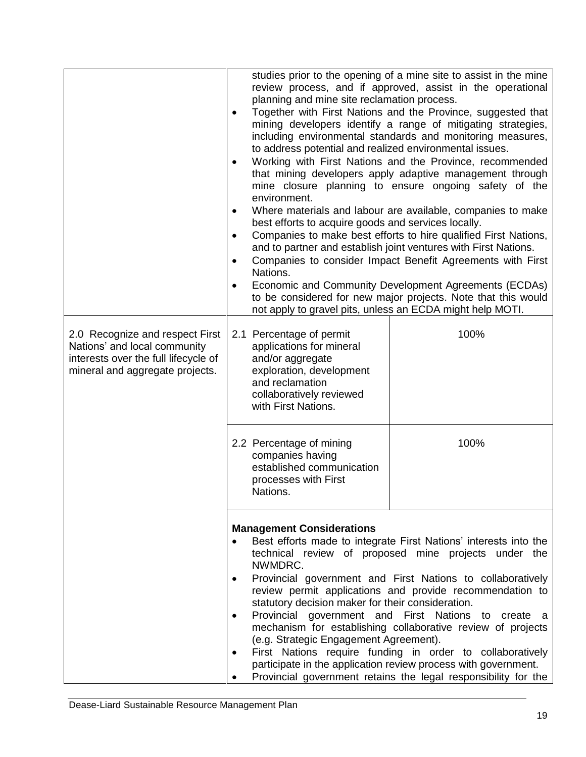| | | |
|---|---|---|
| | studies prior to the opening of a mine site to assist in the mine review process, and if approved, assist in the operational planning and mine site reclamation process.<br>• Together with First Nations and the Province, suggested that mining developers identify a range of mitigating strategies, including environmental standards and monitoring measures, to address potential and realized environmental issues.<br>• Working with First Nations and the Province, recommended that mining developers apply adaptive management through mine closure planning to ensure ongoing safety of the environment.<br>• Where materials and labour are available, companies to make best efforts to acquire goods and services locally.<br>• Companies to make best efforts to hire qualified First Nations, and to partner and establish joint ventures with First Nations.<br>• Companies to consider Impact Benefit Agreements with First Nations.<br>• Economic and Community Development Agreements (ECDAs) to be considered for new major projects. Note that this would not apply to gravel pits, unless an ECDA might help MOTI. | |
| 2.0 Recognize and respect First Nations' and local community interests over the full lifecycle of mineral and aggregate projects. | 2.1 Percentage of permit applications for mineral and/or aggregate exploration, development and reclamation collaboratively reviewed with First Nations. | 100% |
| | 2.2 Percentage of mining companies having established communication processes with First Nations. | 100% |
| | **Management Considerations**<br>• Best efforts made to integrate First Nations' interests into the technical review of proposed mine projects under the NWMDRC.<br>• Provincial government and First Nations to collaboratively review permit applications and provide recommendation to statutory decision maker for their consideration.<br>• Provincial government and First Nations to create a mechanism for establishing collaborative review of projects (e.g. Strategic Engagement Agreement).<br>• First Nations require funding in order to collaboratively participate in the application review process with government.<br>• Provincial government retains the legal responsibility for the | |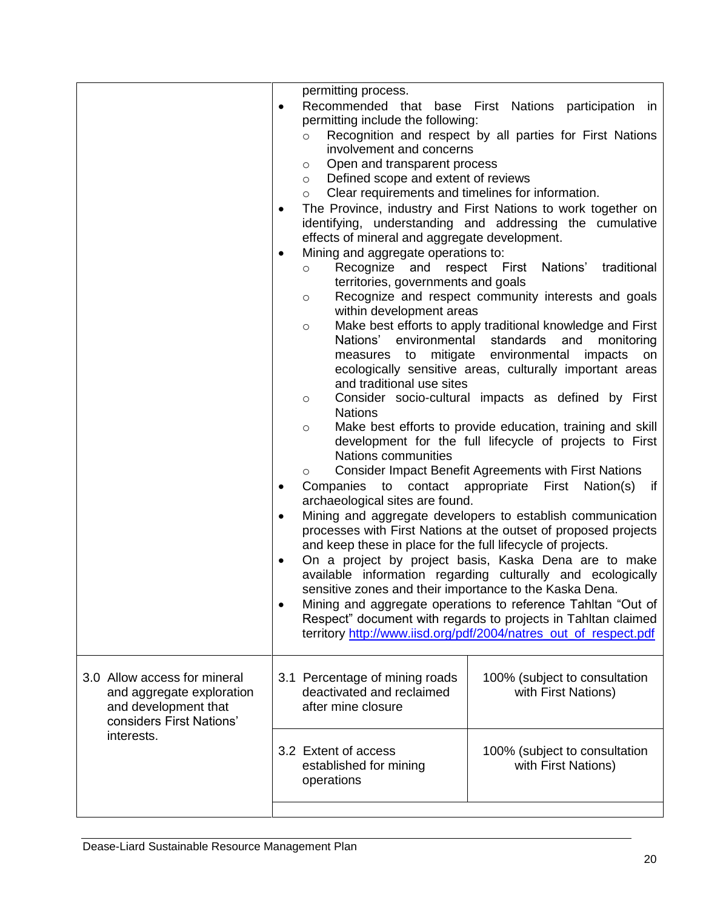| | | |
|---|---|---|
| | permitting process.<br>• Recommended that base First Nations participation in permitting include the following:<br>  ○ Recognition and respect by all parties for First Nations involvement and concerns<br>  ○ Open and transparent process<br>  ○ Defined scope and extent of reviews<br>  ○ Clear requirements and timelines for information.<br>• The Province, industry and First Nations to work together on identifying, understanding and addressing the cumulative effects of mineral and aggregate development.<br>• Mining and aggregate operations to:<br>  ○ Recognize and respect First Nations' traditional territories, governments and goals<br>  ○ Recognize and respect community interests and goals within development areas<br>  ○ Make best efforts to apply traditional knowledge and First Nations' environmental standards and monitoring measures to mitigate environmental impacts on ecologically sensitive areas, culturally important areas and traditional use sites<br>  ○ Consider socio-cultural impacts as defined by First Nations<br>  ○ Make best efforts to provide education, training and skill development for the full lifecycle of projects to First Nations communities<br>  ○ Consider Impact Benefit Agreements with First Nations<br>• Companies to contact appropriate First Nation(s) if archaeological sites are found.<br>• Mining and aggregate developers to establish communication processes with First Nations at the outset of proposed projects and keep these in place for the full lifecycle of projects.<br>• On a project by project basis, Kaska Dena are to make available information regarding culturally and ecologically sensitive zones and their importance to the Kaska Dena.<br>• Mining and aggregate operations to reference Tahltan "Out of Respect" document with regards to projects in Tahltan claimed territory http://www.iisd.org/pdf/2004/natres_out_of_respect.pdf | |
| 3.0 Allow access for mineral and aggregate exploration and development that considers First Nations' interests. | 3.1 Percentage of mining roads deactivated and reclaimed after mine closure | 100% (subject to consultation with First Nations) |
| | 3.2 Extent of access established for mining operations | 100% (subject to consultation with First Nations) |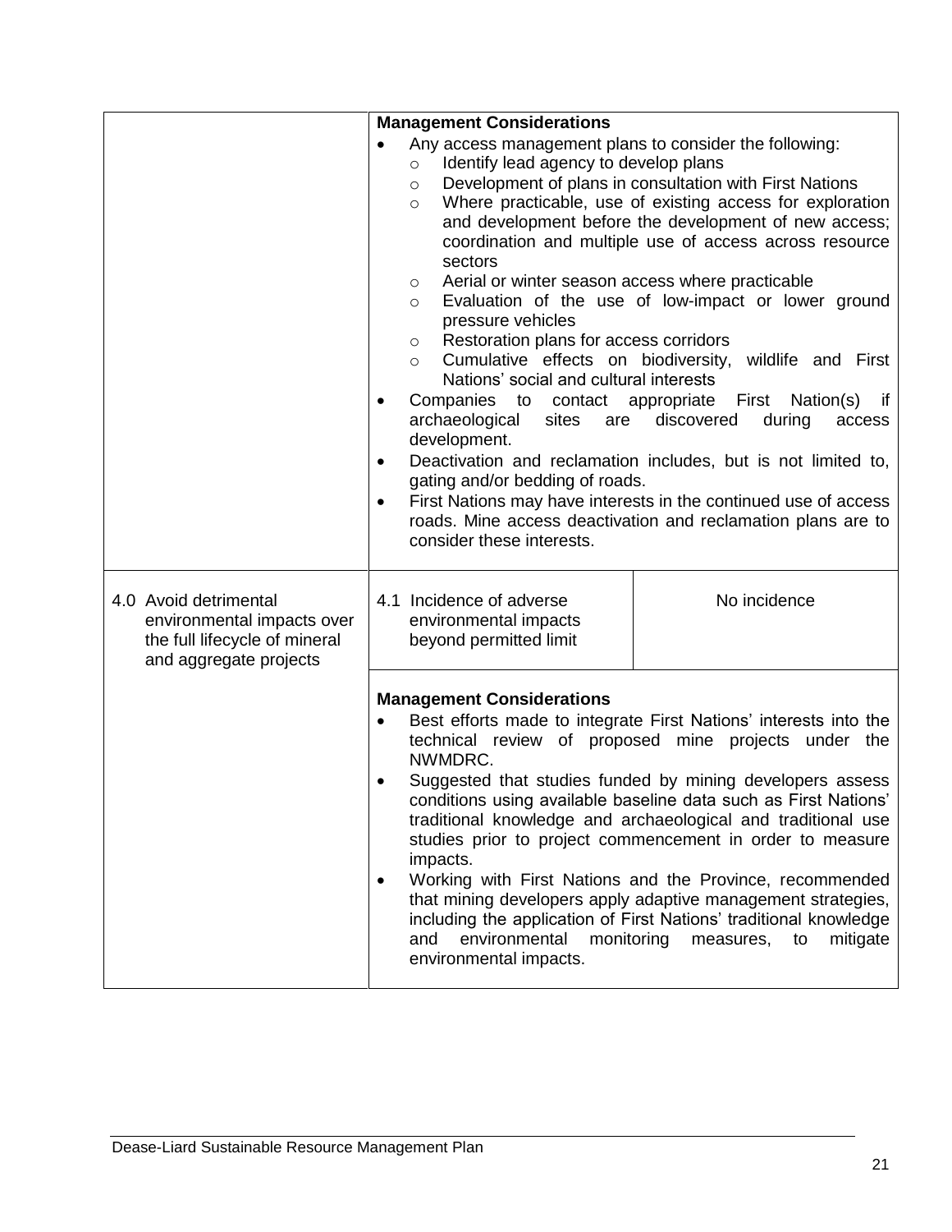| | | |
|---|---|---|
| | **Management Considerations**<br>• Any access management plans to consider the following:<br>  ○ Identify lead agency to develop plans<br>  ○ Development of plans in consultation with First Nations<br>  ○ Where practicable, use of existing access for exploration and development before the development of new access; coordination and multiple use of access across resource sectors<br>  ○ Aerial or winter season access where practicable<br>  ○ Evaluation of the use of low-impact or lower ground pressure vehicles<br>  ○ Restoration plans for access corridors<br>  ○ Cumulative effects on biodiversity, wildlife and First Nations' social and cultural interests<br>• Companies to contact appropriate First Nation(s) if archaeological sites are discovered during access development.<br>• Deactivation and reclamation includes, but is not limited to, gating and/or bedding of roads.<br>• First Nations may have interests in the continued use of access roads. Mine access deactivation and reclamation plans are to consider these interests. | |
| 4.0 Avoid detrimental environmental impacts over the full lifecycle of mineral and aggregate projects | 4.1 Incidence of adverse environmental impacts beyond permitted limit | No incidence |
| | **Management Considerations**<br>• Best efforts made to integrate First Nations' interests into the technical review of proposed mine projects under the NWMDRC.<br>• Suggested that studies funded by mining developers assess conditions using available baseline data such as First Nations' traditional knowledge and archaeological and traditional use studies prior to project commencement in order to measure impacts.<br>• Working with First Nations and the Province, recommended that mining developers apply adaptive management strategies, including the application of First Nations' traditional knowledge and environmental monitoring measures, to mitigate environmental impacts. | |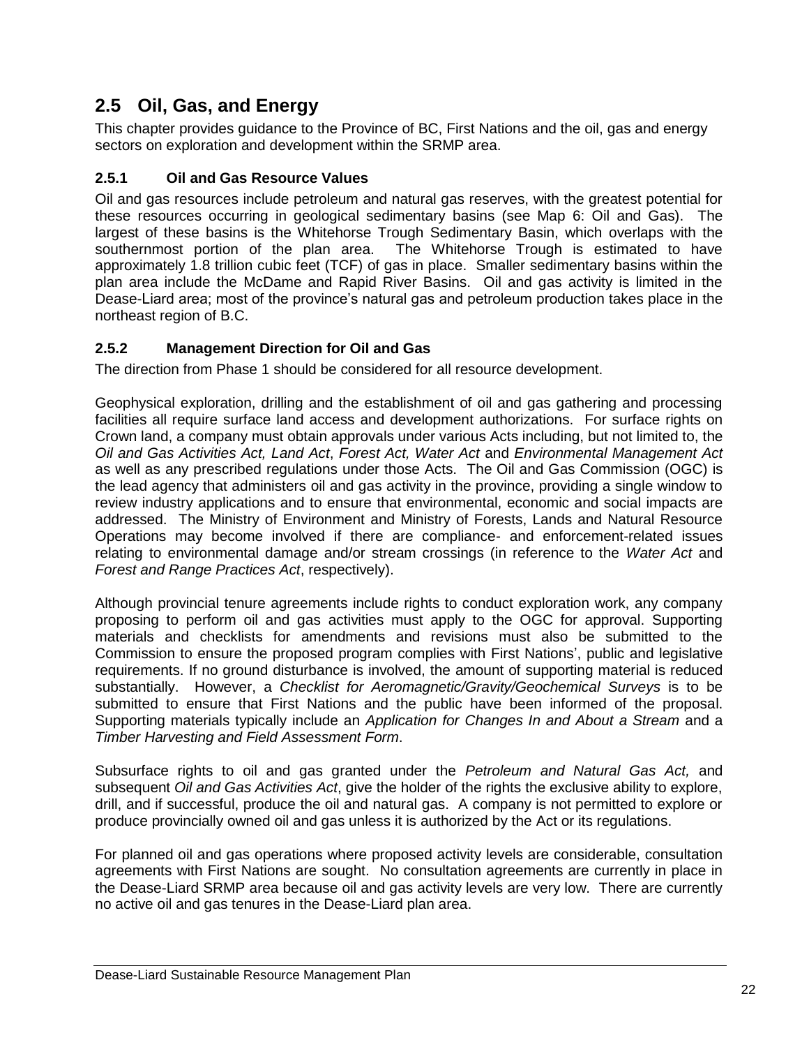## 2.5 Oil, Gas, and Energy

This chapter provides guidance to the Province of BC, First Nations and the oil, gas and energy sectors on exploration and development within the SRMP area.

### 2.5.1 Oil and Gas Resource Values

Oil and gas resources include petroleum and natural gas reserves, with the greatest potential for these resources occurring in geological sedimentary basins (see Map 6: Oil and Gas). The largest of these basins is the Whitehorse Trough Sedimentary Basin, which overlaps with the southernmost portion of the plan area. The Whitehorse Trough is estimated to have approximately 1.8 trillion cubic feet (TCF) of gas in place. Smaller sedimentary basins within the plan area include the McDame and Rapid River Basins. Oil and gas activity is limited in the Dease-Liard area; most of the province's natural gas and petroleum production takes place in the northeast region of B.C.

### 2.5.2 Management Direction for Oil and Gas

The direction from Phase 1 should be considered for all resource development.

Geophysical exploration, drilling and the establishment of oil and gas gathering and processing facilities all require surface land access and development authorizations. For surface rights on Crown land, a company must obtain approvals under various Acts including, but not limited to, the *Oil and Gas Activities Act, Land Act*, *Forest Act, Water Act* and *Environmental Management Act* as well as any prescribed regulations under those Acts. The Oil and Gas Commission (OGC) is the lead agency that administers oil and gas activity in the province, providing a single window to review industry applications and to ensure that environmental, economic and social impacts are addressed. The Ministry of Environment and Ministry of Forests, Lands and Natural Resource Operations may become involved if there are compliance- and enforcement-related issues relating to environmental damage and/or stream crossings (in reference to the *Water Act* and *Forest and Range Practices Act*, respectively).

Although provincial tenure agreements include rights to conduct exploration work, any company proposing to perform oil and gas activities must apply to the OGC for approval. Supporting materials and checklists for amendments and revisions must also be submitted to the Commission to ensure the proposed program complies with First Nations', public and legislative requirements. If no ground disturbance is involved, the amount of supporting material is reduced substantially. However, a *Checklist for Aeromagnetic/Gravity/Geochemical Surveys* is to be submitted to ensure that First Nations and the public have been informed of the proposal. Supporting materials typically include an *Application for Changes In and About a Stream* and a *Timber Harvesting and Field Assessment Form*.

Subsurface rights to oil and gas granted under the *Petroleum and Natural Gas Act,* and subsequent *Oil and Gas Activities Act*, give the holder of the rights the exclusive ability to explore, drill, and if successful, produce the oil and natural gas. A company is not permitted to explore or produce provincially owned oil and gas unless it is authorized by the Act or its regulations.

For planned oil and gas operations where proposed activity levels are considerable, consultation agreements with First Nations are sought. No consultation agreements are currently in place in the Dease-Liard SRMP area because oil and gas activity levels are very low. There are currently no active oil and gas tenures in the Dease-Liard plan area.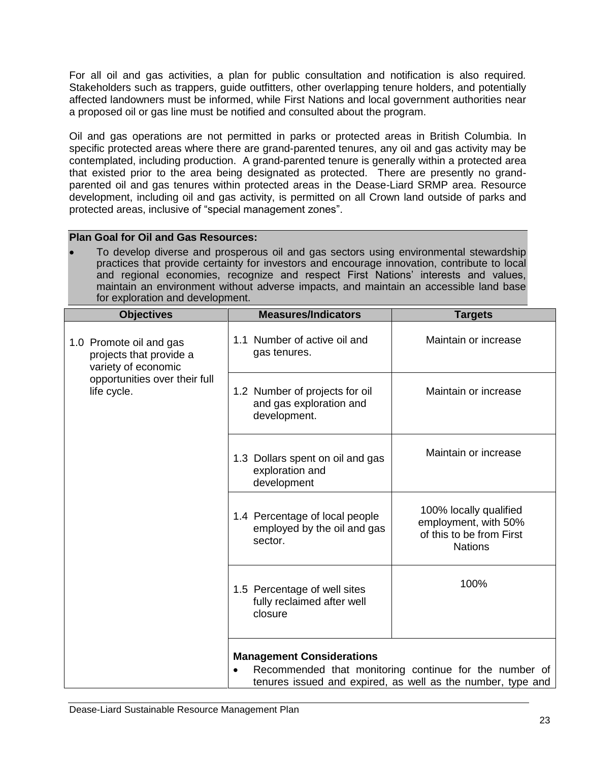For all oil and gas activities, a plan for public consultation and notification is also required. Stakeholders such as trappers, guide outfitters, other overlapping tenure holders, and potentially affected landowners must be informed, while First Nations and local government authorities near a proposed oil or gas line must be notified and consulted about the program.

Oil and gas operations are not permitted in parks or protected areas in British Columbia. In specific protected areas where there are grand-parented tenures, any oil and gas activity may be contemplated, including production. A grand-parented tenure is generally within a protected area that existed prior to the area being designated as protected. There are presently no grand-parented oil and gas tenures within protected areas in the Dease-Liard SRMP area. Resource development, including oil and gas activity, is permitted on all Crown land outside of parks and protected areas, inclusive of "special management zones".

**Plan Goal for Oil and Gas Resources:**

- To develop diverse and prosperous oil and gas sectors using environmental stewardship practices that provide certainty for investors and encourage innovation, contribute to local and regional economies, recognize and respect First Nations' interests and values, maintain an environment without adverse impacts, and maintain an accessible land base for exploration and development.

| Objectives | Measures/Indicators | Targets |
|---|---|---|
| 1.0 Promote oil and gas projects that provide a variety of economic opportunities over their full life cycle. | 1.1 Number of active oil and gas tenures. | Maintain or increase |
| | 1.2 Number of projects for oil and gas exploration and development. | Maintain or increase |
| | 1.3 Dollars spent on oil and gas exploration and development | Maintain or increase |
| | 1.4 Percentage of local people employed by the oil and gas sector. | 100% locally qualified employment, with 50% of this to be from First Nations |
| | 1.5 Percentage of well sites fully reclaimed after well closure | 100% |
| | **Management Considerations**<br>• Recommended that monitoring continue for the number of tenures issued and expired, as well as the number, type and | |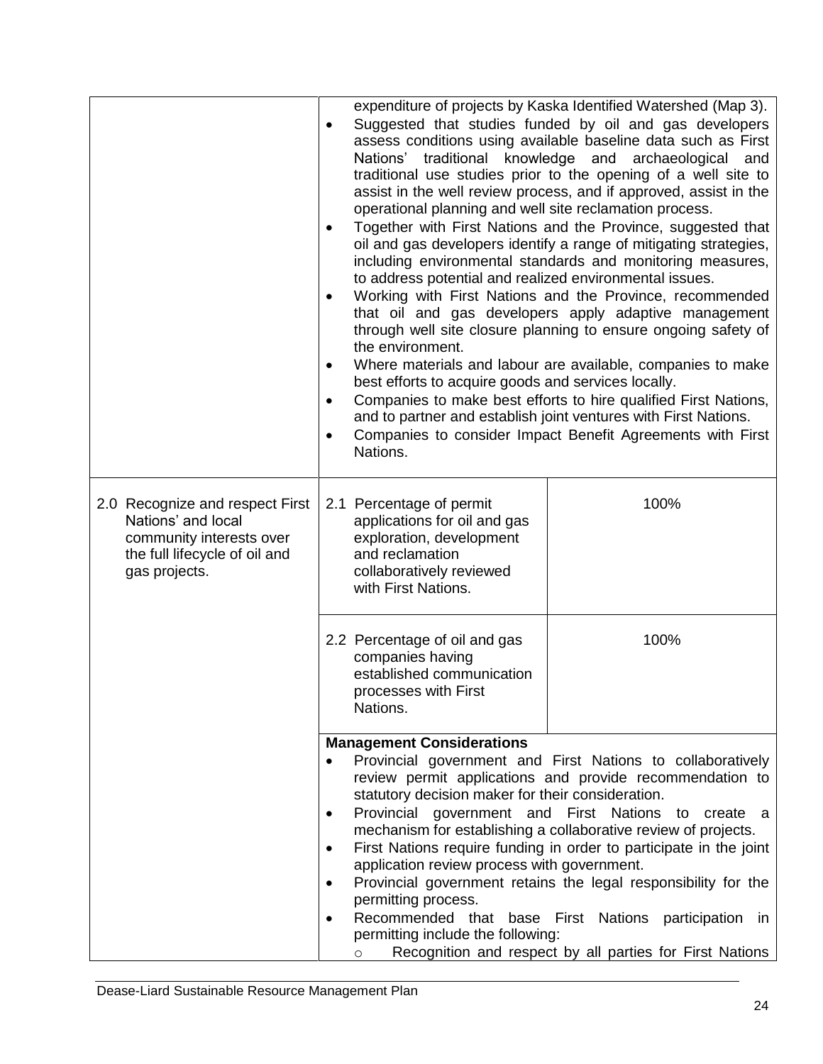| | | |
|---|---|---|
| | expenditure of projects by Kaska Identified Watershed (Map 3).<br>• Suggested that studies funded by oil and gas developers assess conditions using available baseline data such as First Nations' traditional knowledge and archaeological and traditional use studies prior to the opening of a well site to assist in the well review process, and if approved, assist in the operational planning and well site reclamation process.<br>• Together with First Nations and the Province, suggested that oil and gas developers identify a range of mitigating strategies, including environmental standards and monitoring measures, to address potential and realized environmental issues.<br>• Working with First Nations and the Province, recommended that oil and gas developers apply adaptive management through well site closure planning to ensure ongoing safety of the environment.<br>• Where materials and labour are available, companies to make best efforts to acquire goods and services locally.<br>• Companies to make best efforts to hire qualified First Nations, and to partner and establish joint ventures with First Nations.<br>• Companies to consider Impact Benefit Agreements with First Nations. | |
| 2.0 Recognize and respect First Nations' and local community interests over the full lifecycle of oil and gas projects. | 2.1 Percentage of permit applications for oil and gas exploration, development and reclamation collaboratively reviewed with First Nations. | 100% |
| | 2.2 Percentage of oil and gas companies having established communication processes with First Nations. | 100% |
| | **Management Considerations**<br>• Provincial government and First Nations to collaboratively review permit applications and provide recommendation to statutory decision maker for their consideration.<br>• Provincial government and First Nations to create a mechanism for establishing a collaborative review of projects.<br>• First Nations require funding in order to participate in the joint application review process with government.<br>• Provincial government retains the legal responsibility for the permitting process.<br>• Recommended that base First Nations participation in permitting include the following:<br>  ○ Recognition and respect by all parties for First Nations | |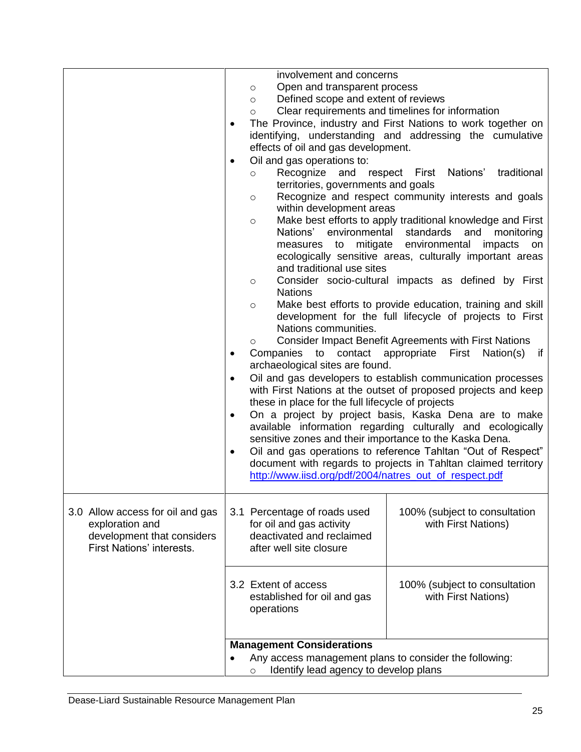| | | |
|---|---|---|
| | involvement and concerns<br>◦ Open and transparent process<br>◦ Defined scope and extent of reviews<br>◦ Clear requirements and timelines for information<br>• The Province, industry and First Nations to work together on identifying, understanding and addressing the cumulative effects of oil and gas development.<br>• Oil and gas operations to:<br>◦ Recognize and respect First Nations' traditional territories, governments and goals<br>◦ Recognize and respect community interests and goals within development areas<br>◦ Make best efforts to apply traditional knowledge and First Nations' environmental standards and monitoring measures to mitigate environmental impacts on ecologically sensitive areas, culturally important areas and traditional use sites<br>◦ Consider socio-cultural impacts as defined by First Nations<br>◦ Make best efforts to provide education, training and skill development for the full lifecycle of projects to First Nations communities.<br>◦ Consider Impact Benefit Agreements with First Nations<br>• Companies to contact appropriate First Nation(s) if archaeological sites are found.<br>• Oil and gas developers to establish communication processes with First Nations at the outset of proposed projects and keep these in place for the full lifecycle of projects<br>• On a project by project basis, Kaska Dena are to make available information regarding culturally and ecologically sensitive zones and their importance to the Kaska Dena.<br>• Oil and gas operations to reference Tahltan "Out of Respect" document with regards to projects in Tahltan claimed territory [http://www.iisd.org/pdf/2004/natres_out_of_respect.pdf](http://www.iisd.org/pdf/2004/natres_out_of_respect.pdf) | |
| 3.0 Allow access for oil and gas exploration and development that considers First Nations' interests. | 3.1 Percentage of roads used for oil and gas activity deactivated and reclaimed after well site closure | 100% (subject to consultation with First Nations) |
| | 3.2 Extent of access established for oil and gas operations | 100% (subject to consultation with First Nations) |
| | **Management Considerations**<br>• Any access management plans to consider the following:<br>◦ Identify lead agency to develop plans | |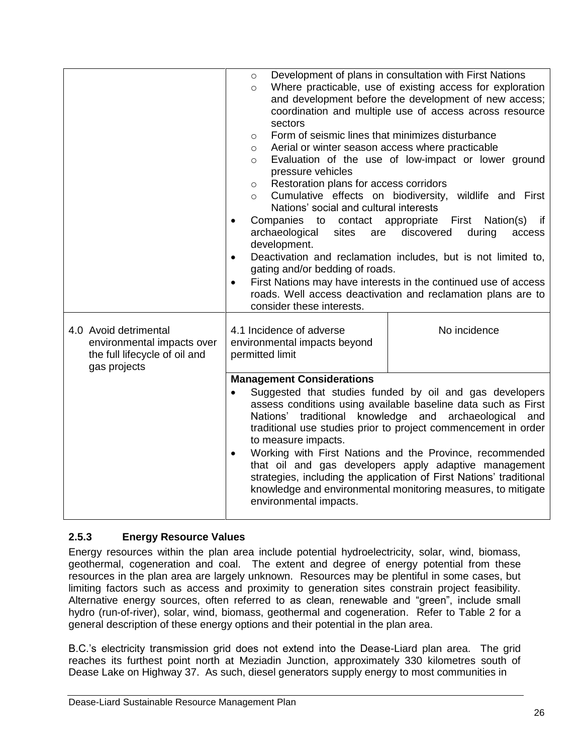| | | |
|---|---|---|
| | ○ Development of plans in consultation with First Nations<br>○ Where practicable, use of existing access for exploration and development before the development of new access; coordination and multiple use of access across resource sectors<br>○ Form of seismic lines that minimizes disturbance<br>○ Aerial or winter season access where practicable<br>○ Evaluation of the use of low-impact or lower ground pressure vehicles<br>○ Restoration plans for access corridors<br>○ Cumulative effects on biodiversity, wildlife and First Nations' social and cultural interests<br>• Companies to contact appropriate First Nation(s) if archaeological sites are discovered during access development.<br>• Deactivation and reclamation includes, but is not limited to, gating and/or bedding of roads.<br>• First Nations may have interests in the continued use of access roads. Well access deactivation and reclamation plans are to consider these interests. | |
| 4.0 Avoid detrimental environmental impacts over the full lifecycle of oil and gas projects | 4.1 Incidence of adverse environmental impacts beyond permitted limit | No incidence |
| | **Management Considerations**<br>• Suggested that studies funded by oil and gas developers assess conditions using available baseline data such as First Nations' traditional knowledge and archaeological and traditional use studies prior to project commencement in order to measure impacts.<br>• Working with First Nations and the Province, recommended that oil and gas developers apply adaptive management strategies, including the application of First Nations' traditional knowledge and environmental monitoring measures, to mitigate environmental impacts. | |

### 2.5.3 Energy Resource Values

Energy resources within the plan area include potential hydroelectricity, solar, wind, biomass, geothermal, cogeneration and coal. The extent and degree of energy potential from these resources in the plan area are largely unknown. Resources may be plentiful in some cases, but limiting factors such as access and proximity to generation sites constrain project feasibility. Alternative energy sources, often referred to as clean, renewable and "green", include small hydro (run-of-river), solar, wind, biomass, geothermal and cogeneration. Refer to Table 2 for a general description of these energy options and their potential in the plan area.

B.C.'s electricity transmission grid does not extend into the Dease-Liard plan area. The grid reaches its furthest point north at Meziadin Junction, approximately 330 kilometres south of Dease Lake on Highway 37. As such, diesel generators supply energy to most communities in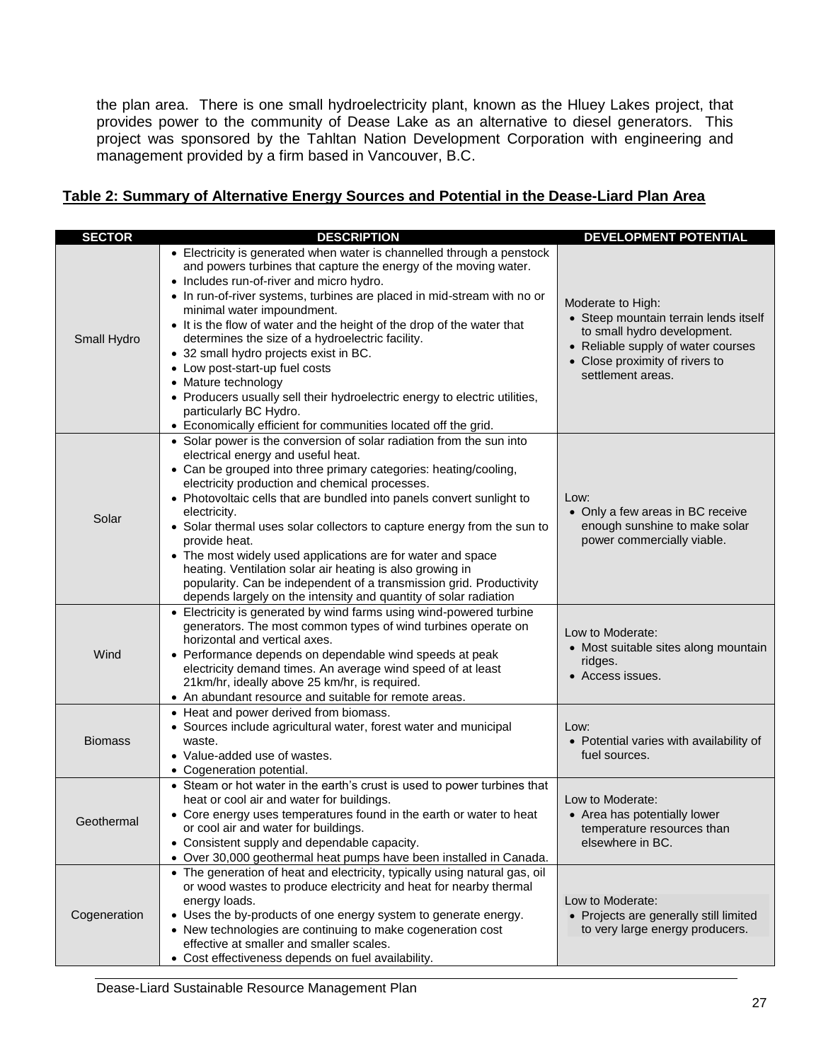the plan area. There is one small hydroelectricity plant, known as the Hluey Lakes project, that provides power to the community of Dease Lake as an alternative to diesel generators. This project was sponsored by the Tahltan Nation Development Corporation with engineering and management provided by a firm based in Vancouver, B.C.

**Table 2: Summary of Alternative Energy Sources and Potential in the Dease-Liard Plan Area**

| SECTOR | DESCRIPTION | DEVELOPMENT POTENTIAL |
|---|---|---|
| Small Hydro | • Electricity is generated when water is channelled through a penstock and powers turbines that capture the energy of the moving water.<br>• Includes run-of-river and micro hydro.<br>• In run-of-river systems, turbines are placed in mid-stream with no or minimal water impoundment.<br>• It is the flow of water and the height of the drop of the water that determines the size of a hydroelectric facility.<br>• 32 small hydro projects exist in BC.<br>• Low post-start-up fuel costs<br>• Mature technology<br>• Producers usually sell their hydroelectric energy to electric utilities, particularly BC Hydro.<br>• Economically efficient for communities located off the grid. | Moderate to High:<br>• Steep mountain terrain lends itself to small hydro development.<br>• Reliable supply of water courses<br>• Close proximity of rivers to settlement areas. |
| Solar | • Solar power is the conversion of solar radiation from the sun into electrical energy and useful heat.<br>• Can be grouped into three primary categories: heating/cooling, electricity production and chemical processes.<br>• Photovoltaic cells that are bundled into panels convert sunlight to electricity.<br>• Solar thermal uses solar collectors to capture energy from the sun to provide heat.<br>• The most widely used applications are for water and space heating. Ventilation solar air heating is also growing in popularity. Can be independent of a transmission grid. Productivity depends largely on the intensity and quantity of solar radiation | Low:<br>• Only a few areas in BC receive enough sunshine to make solar power commercially viable. |
| Wind | • Electricity is generated by wind farms using wind-powered turbine generators. The most common types of wind turbines operate on horizontal and vertical axes.<br>• Performance depends on dependable wind speeds at peak electricity demand times. An average wind speed of at least 21km/hr, ideally above 25 km/hr, is required.<br>• An abundant resource and suitable for remote areas. | Low to Moderate:<br>• Most suitable sites along mountain ridges.<br>• Access issues. |
| Biomass | • Heat and power derived from biomass.<br>• Sources include agricultural water, forest water and municipal waste.<br>• Value-added use of wastes.<br>• Cogeneration potential. | Low:<br>• Potential varies with availability of fuel sources. |
| Geothermal | • Steam or hot water in the earth's crust is used to power turbines that heat or cool air and water for buildings.<br>• Core energy uses temperatures found in the earth or water to heat or cool air and water for buildings.<br>• Consistent supply and dependable capacity.<br>• Over 30,000 geothermal heat pumps have been installed in Canada. | Low to Moderate:<br>• Area has potentially lower temperature resources than elsewhere in BC. |
| Cogeneration | • The generation of heat and electricity, typically using natural gas, oil or wood wastes to produce electricity and heat for nearby thermal energy loads.<br>• Uses the by-products of one energy system to generate energy.<br>• New technologies are continuing to make cogeneration cost effective at smaller and smaller scales.<br>• Cost effectiveness depends on fuel availability. | Low to Moderate:<br>• Projects are generally still limited to very large energy producers. |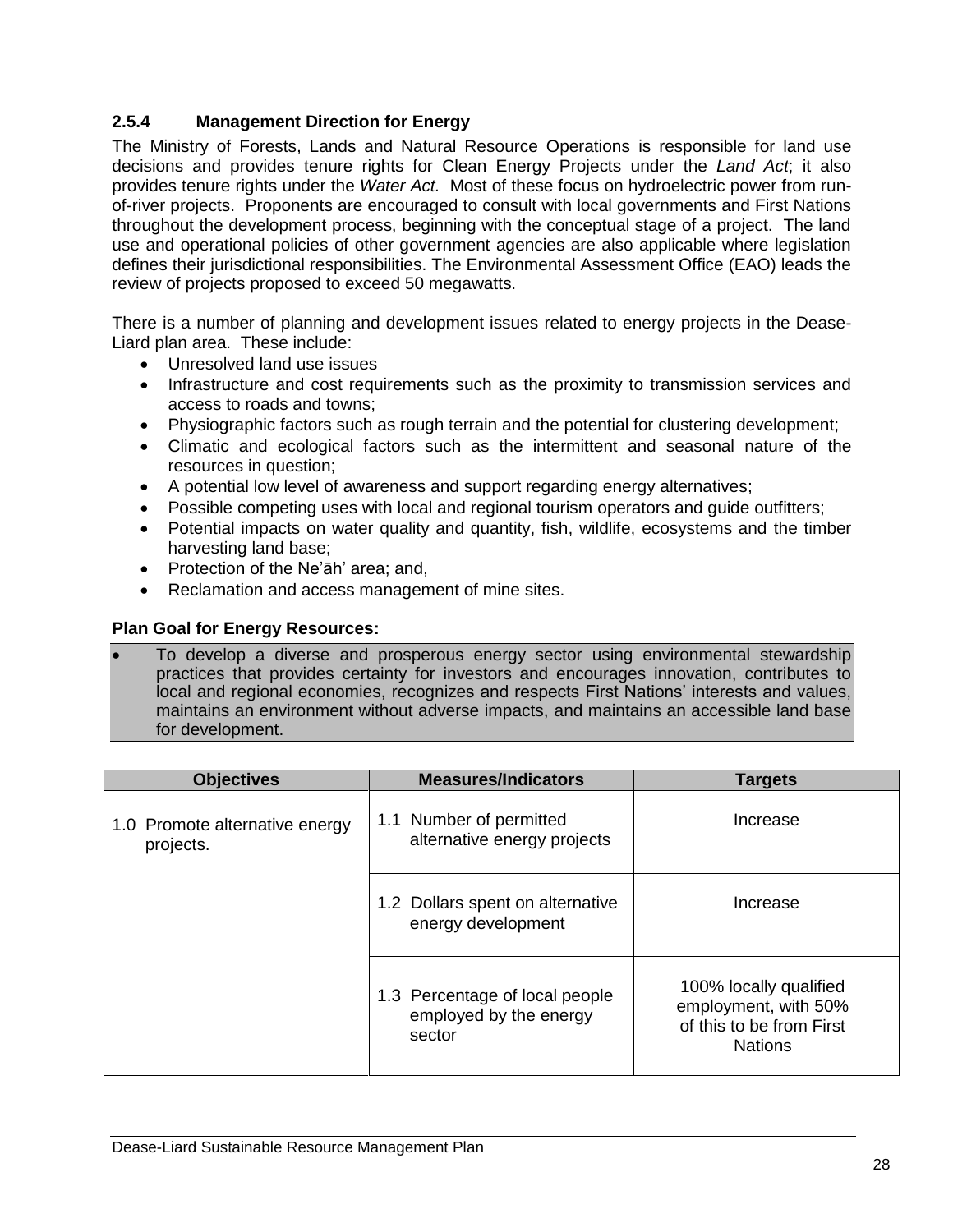### 2.5.4 Management Direction for Energy

The Ministry of Forests, Lands and Natural Resource Operations is responsible for land use decisions and provides tenure rights for Clean Energy Projects under the *Land Act*; it also provides tenure rights under the *Water Act.* Most of these focus on hydroelectric power from run-of-river projects. Proponents are encouraged to consult with local governments and First Nations throughout the development process, beginning with the conceptual stage of a project. The land use and operational policies of other government agencies are also applicable where legislation defines their jurisdictional responsibilities. The Environmental Assessment Office (EAO) leads the review of projects proposed to exceed 50 megawatts.

There is a number of planning and development issues related to energy projects in the Dease-Liard plan area. These include:

- Unresolved land use issues
- Infrastructure and cost requirements such as the proximity to transmission services and access to roads and towns;
- Physiographic factors such as rough terrain and the potential for clustering development;
- Climatic and ecological factors such as the intermittent and seasonal nature of the resources in question;
- A potential low level of awareness and support regarding energy alternatives;
- Possible competing uses with local and regional tourism operators and guide outfitters;
- Potential impacts on water quality and quantity, fish, wildlife, ecosystems and the timber harvesting land base;
- Protection of the Ne'āh' area; and,
- Reclamation and access management of mine sites.

**Plan Goal for Energy Resources:**

- To develop a diverse and prosperous energy sector using environmental stewardship practices that provides certainty for investors and encourages innovation, contributes to local and regional economies, recognizes and respects First Nations' interests and values, maintains an environment without adverse impacts, and maintains an accessible land base for development.

| Objectives | Measures/Indicators | Targets |
|---|---|---|
| 1.0 Promote alternative energy projects. | 1.1 Number of permitted alternative energy projects | Increase |
| | 1.2 Dollars spent on alternative energy development | Increase |
| | 1.3 Percentage of local people employed by the energy sector | 100% locally qualified employment, with 50% of this to be from First Nations |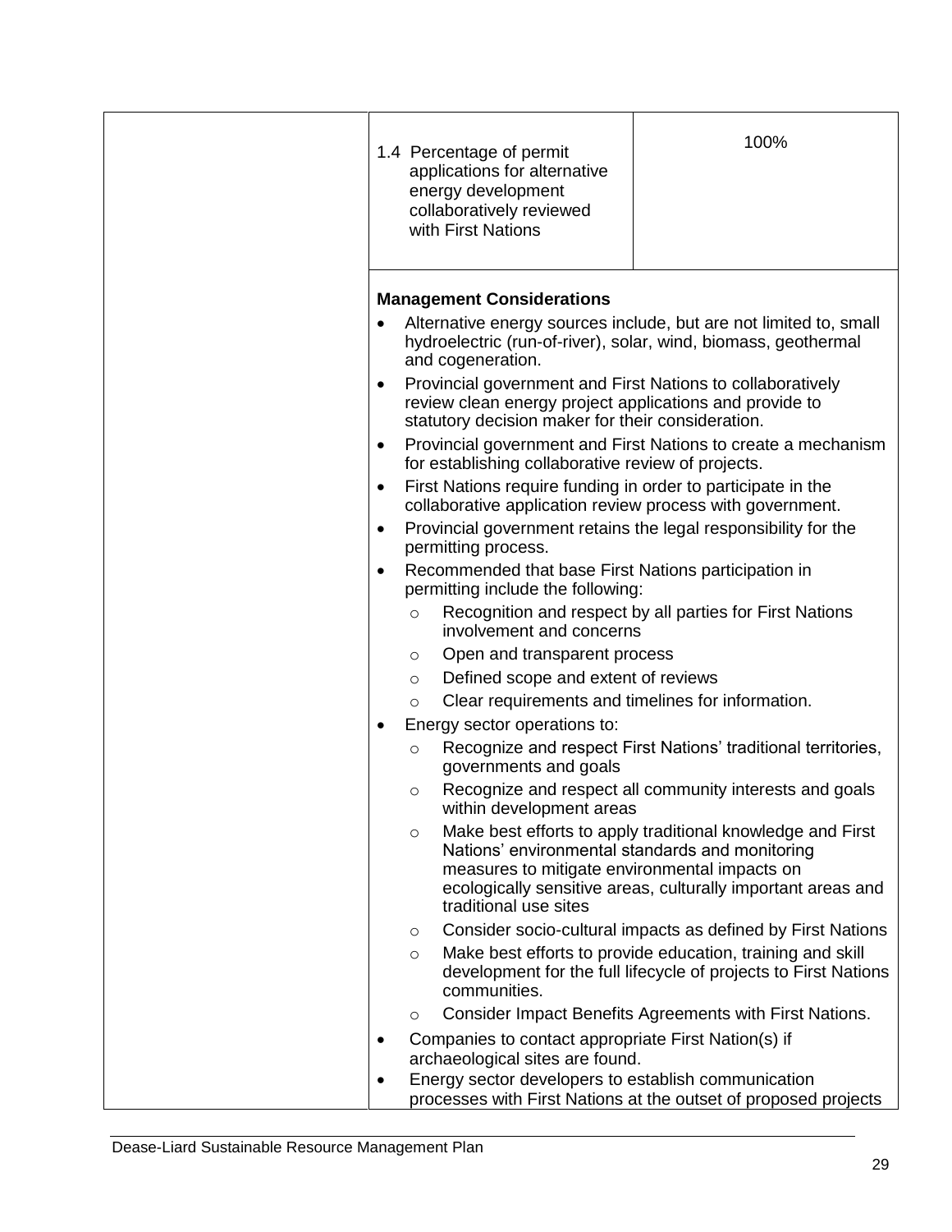| | | |
|---|---|---|
| | 1.4 Percentage of permit applications for alternative energy development collaboratively reviewed with First Nations | 100% |

**Management Considerations**

- Alternative energy sources include, but are not limited to, small hydroelectric (run-of-river), solar, wind, biomass, geothermal and cogeneration.
- Provincial government and First Nations to collaboratively review clean energy project applications and provide to statutory decision maker for their consideration.
- Provincial government and First Nations to create a mechanism for establishing collaborative review of projects.
- First Nations require funding in order to participate in the collaborative application review process with government.
- Provincial government retains the legal responsibility for the permitting process.
- Recommended that base First Nations participation in permitting include the following:
  - Recognition and respect by all parties for First Nations involvement and concerns
  - Open and transparent process
  - Defined scope and extent of reviews
  - Clear requirements and timelines for information.
- Energy sector operations to:
  - Recognize and respect First Nations' traditional territories, governments and goals
  - Recognize and respect all community interests and goals within development areas
  - Make best efforts to apply traditional knowledge and First Nations' environmental standards and monitoring measures to mitigate environmental impacts on ecologically sensitive areas, culturally important areas and traditional use sites
  - Consider socio-cultural impacts as defined by First Nations
  - Make best efforts to provide education, training and skill development for the full lifecycle of projects to First Nations communities.
  - Consider Impact Benefits Agreements with First Nations.
- Companies to contact appropriate First Nation(s) if archaeological sites are found.
- Energy sector developers to establish communication processes with First Nations at the outset of proposed projects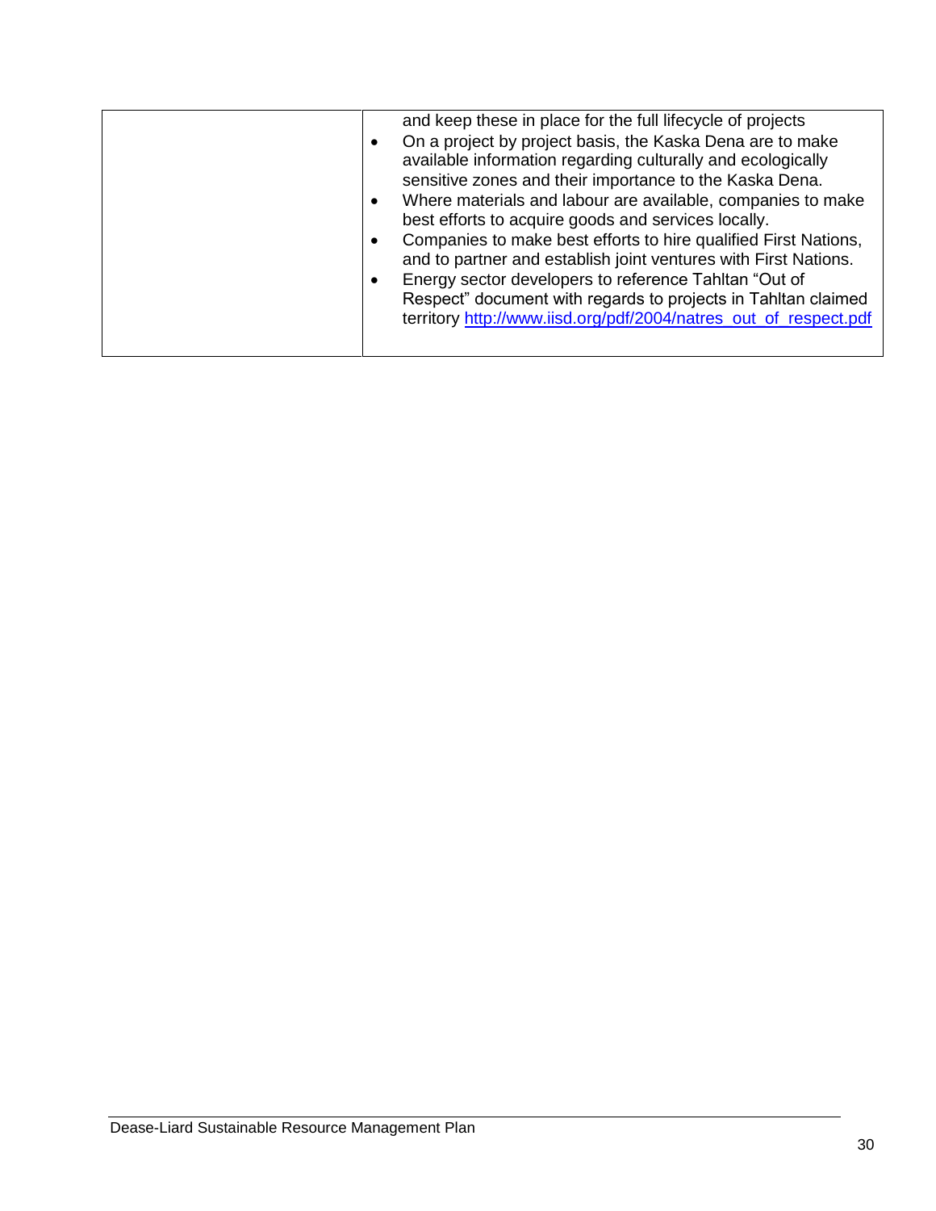| | |
|---|---|
| | and keep these in place for the full lifecycle of projects<br>• On a project by project basis, the Kaska Dena are to make available information regarding culturally and ecologically sensitive zones and their importance to the Kaska Dena.<br>• Where materials and labour are available, companies to make best efforts to acquire goods and services locally.<br>• Companies to make best efforts to hire qualified First Nations, and to partner and establish joint ventures with First Nations.<br>• Energy sector developers to reference Tahltan "Out of Respect" document with regards to projects in Tahltan claimed territory http://www.iisd.org/pdf/2004/natres_out_of_respect.pdf |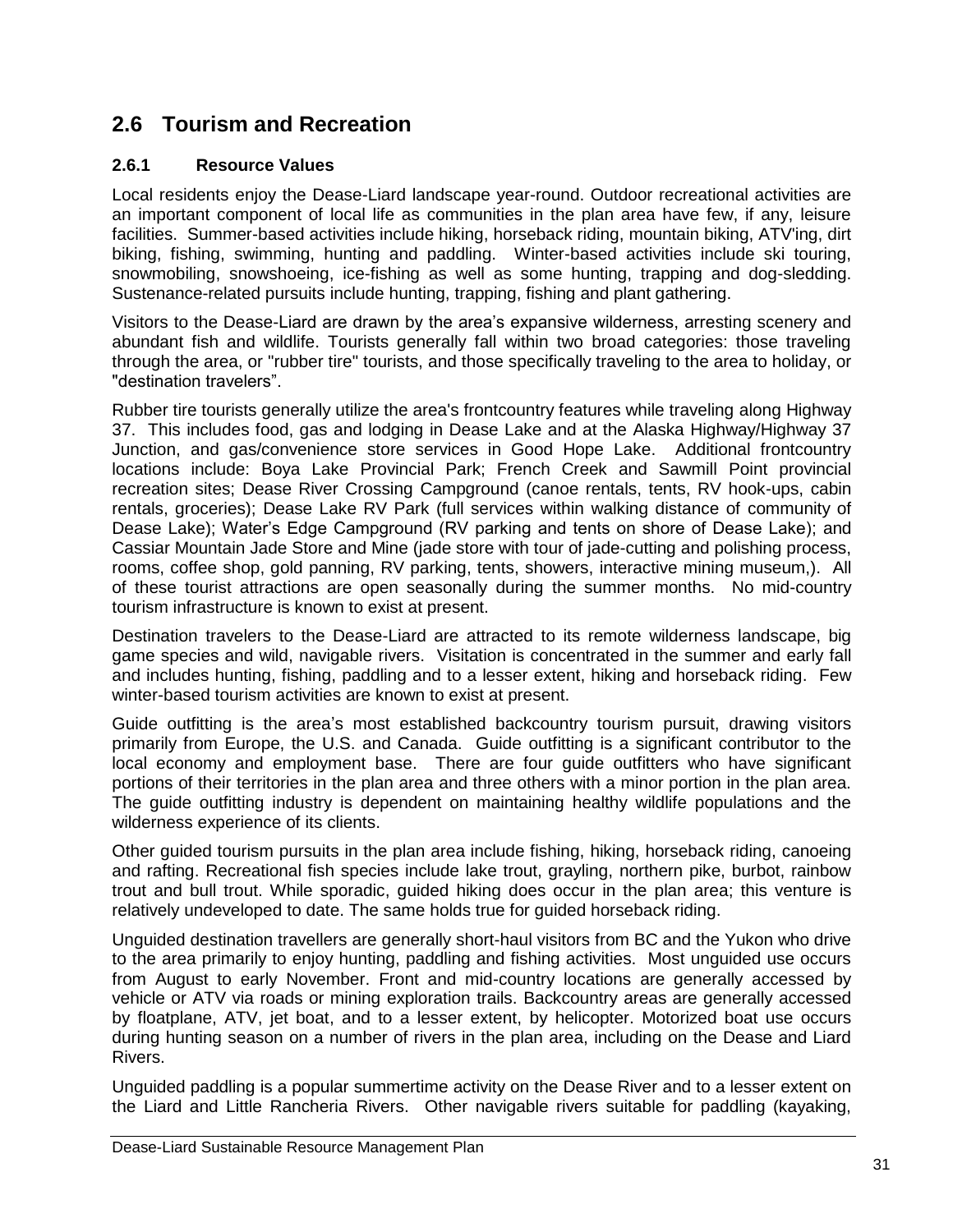## 2.6 Tourism and Recreation

### 2.6.1 Resource Values

Local residents enjoy the Dease-Liard landscape year-round. Outdoor recreational activities are an important component of local life as communities in the plan area have few, if any, leisure facilities. Summer-based activities include hiking, horseback riding, mountain biking, ATV'ing, dirt biking, fishing, swimming, hunting and paddling. Winter-based activities include ski touring, snowmobiling, snowshoeing, ice-fishing as well as some hunting, trapping and dog-sledding. Sustenance-related pursuits include hunting, trapping, fishing and plant gathering.

Visitors to the Dease-Liard are drawn by the area's expansive wilderness, arresting scenery and abundant fish and wildlife. Tourists generally fall within two broad categories: those traveling through the area, or "rubber tire" tourists, and those specifically traveling to the area to holiday, or "destination travelers".

Rubber tire tourists generally utilize the area's frontcountry features while traveling along Highway 37. This includes food, gas and lodging in Dease Lake and at the Alaska Highway/Highway 37 Junction, and gas/convenience store services in Good Hope Lake. Additional frontcountry locations include: Boya Lake Provincial Park; French Creek and Sawmill Point provincial recreation sites; Dease River Crossing Campground (canoe rentals, tents, RV hook-ups, cabin rentals, groceries); Dease Lake RV Park (full services within walking distance of community of Dease Lake); Water's Edge Campground (RV parking and tents on shore of Dease Lake); and Cassiar Mountain Jade Store and Mine (jade store with tour of jade-cutting and polishing process, rooms, coffee shop, gold panning, RV parking, tents, showers, interactive mining museum,). All of these tourist attractions are open seasonally during the summer months. No mid-country tourism infrastructure is known to exist at present.

Destination travelers to the Dease-Liard are attracted to its remote wilderness landscape, big game species and wild, navigable rivers. Visitation is concentrated in the summer and early fall and includes hunting, fishing, paddling and to a lesser extent, hiking and horseback riding. Few winter-based tourism activities are known to exist at present.

Guide outfitting is the area's most established backcountry tourism pursuit, drawing visitors primarily from Europe, the U.S. and Canada. Guide outfitting is a significant contributor to the local economy and employment base. There are four guide outfitters who have significant portions of their territories in the plan area and three others with a minor portion in the plan area. The guide outfitting industry is dependent on maintaining healthy wildlife populations and the wilderness experience of its clients.

Other guided tourism pursuits in the plan area include fishing, hiking, horseback riding, canoeing and rafting. Recreational fish species include lake trout, grayling, northern pike, burbot, rainbow trout and bull trout. While sporadic, guided hiking does occur in the plan area; this venture is relatively undeveloped to date. The same holds true for guided horseback riding.

Unguided destination travellers are generally short-haul visitors from BC and the Yukon who drive to the area primarily to enjoy hunting, paddling and fishing activities. Most unguided use occurs from August to early November. Front and mid-country locations are generally accessed by vehicle or ATV via roads or mining exploration trails. Backcountry areas are generally accessed by floatplane, ATV, jet boat, and to a lesser extent, by helicopter. Motorized boat use occurs during hunting season on a number of rivers in the plan area, including on the Dease and Liard Rivers.

Unguided paddling is a popular summertime activity on the Dease River and to a lesser extent on the Liard and Little Rancheria Rivers. Other navigable rivers suitable for paddling (kayaking,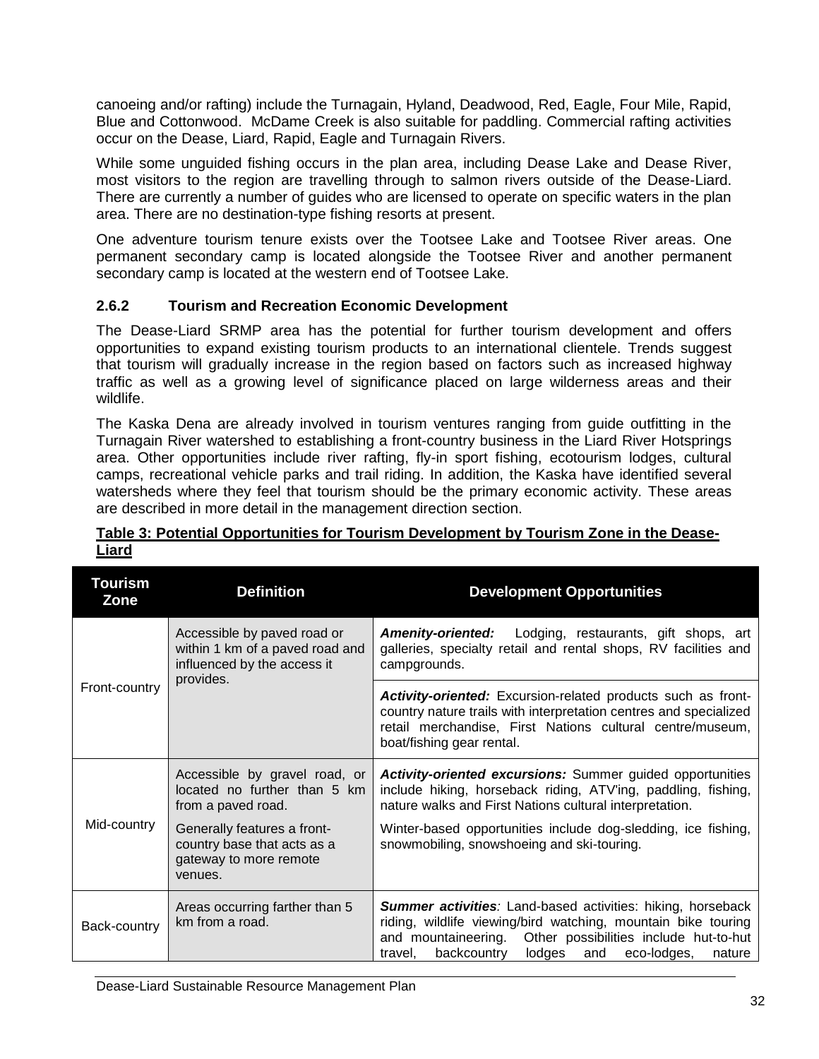canoeing and/or rafting) include the Turnagain, Hyland, Deadwood, Red, Eagle, Four Mile, Rapid, Blue and Cottonwood. McDame Creek is also suitable for paddling. Commercial rafting activities occur on the Dease, Liard, Rapid, Eagle and Turnagain Rivers.

While some unguided fishing occurs in the plan area, including Dease Lake and Dease River, most visitors to the region are travelling through to salmon rivers outside of the Dease-Liard. There are currently a number of guides who are licensed to operate on specific waters in the plan area. There are no destination-type fishing resorts at present.

One adventure tourism tenure exists over the Tootsee Lake and Tootsee River areas. One permanent secondary camp is located alongside the Tootsee River and another permanent secondary camp is located at the western end of Tootsee Lake.

### 2.6.2 Tourism and Recreation Economic Development

The Dease-Liard SRMP area has the potential for further tourism development and offers opportunities to expand existing tourism products to an international clientele. Trends suggest that tourism will gradually increase in the region based on factors such as increased highway traffic as well as a growing level of significance placed on large wilderness areas and their wildlife.

The Kaska Dena are already involved in tourism ventures ranging from guide outfitting in the Turnagain River watershed to establishing a front-country business in the Liard River Hotsprings area. Other opportunities include river rafting, fly-in sport fishing, ecotourism lodges, cultural camps, recreational vehicle parks and trail riding. In addition, the Kaska have identified several watersheds where they feel that tourism should be the primary economic activity. These areas are described in more detail in the management direction section.

**Table 3: Potential Opportunities for Tourism Development by Tourism Zone in the Dease-Liard**

| Tourism Zone | Definition | Development Opportunities |
| --- | --- | --- |
| Front-country | Accessible by paved road or within 1 km of a paved road and influenced by the access it provides. | ***Amenity-oriented:*** Lodging, restaurants, gift shops, art galleries, specialty retail and rental shops, RV facilities and campgrounds. |
| | | ***Activity-oriented:*** Excursion-related products such as front-country nature trails with interpretation centres and specialized retail merchandise, First Nations cultural centre/museum, boat/fishing gear rental. |
| Mid-country | Accessible by gravel road, or located no further than 5 km from a paved road. Generally features a front-country base that acts as a gateway to more remote venues. | ***Activity-oriented excursions:*** Summer guided opportunities include hiking, horseback riding, ATV'ing, paddling, fishing, nature walks and First Nations cultural interpretation. Winter-based opportunities include dog-sledding, ice fishing, snowmobiling, snowshoeing and ski-touring. |
| Back-country | Areas occurring farther than 5 km from a road. | ***Summer activities:*** Land-based activities: hiking, horseback riding, wildlife viewing/bird watching, mountain bike touring and mountaineering. Other possibilities include hut-to-hut travel, backcountry lodges and eco-lodges, nature |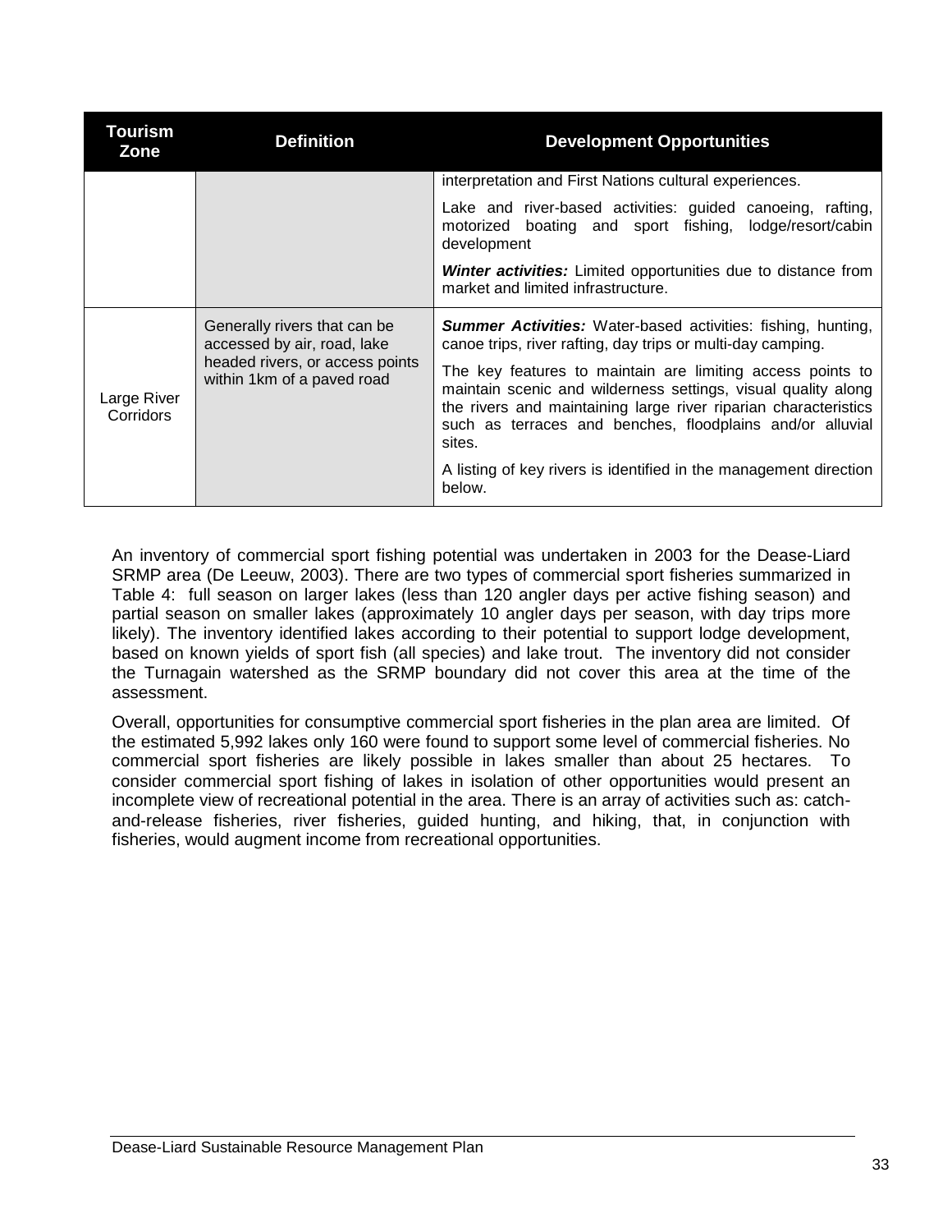| Tourism Zone | Definition | Development Opportunities |
|---|---|---|
| | | interpretation and First Nations cultural experiences.<br><br>Lake and river-based activities: guided canoeing, rafting, motorized boating and sport fishing, lodge/resort/cabin development<br><br>***Winter activities:*** Limited opportunities due to distance from market and limited infrastructure. |
| Large River Corridors | Generally rivers that can be accessed by air, road, lake headed rivers, or access points within 1km of a paved road | ***Summer Activities:*** Water-based activities: fishing, hunting, canoe trips, river rafting, day trips or multi-day camping.<br><br>The key features to maintain are limiting access points to maintain scenic and wilderness settings, visual quality along the rivers and maintaining large river riparian characteristics such as terraces and benches, floodplains and/or alluvial sites.<br><br>A listing of key rivers is identified in the management direction below. |

An inventory of commercial sport fishing potential was undertaken in 2003 for the Dease-Liard SRMP area (De Leeuw, 2003). There are two types of commercial sport fisheries summarized in Table 4: full season on larger lakes (less than 120 angler days per active fishing season) and partial season on smaller lakes (approximately 10 angler days per season, with day trips more likely). The inventory identified lakes according to their potential to support lodge development, based on known yields of sport fish (all species) and lake trout. The inventory did not consider the Turnagain watershed as the SRMP boundary did not cover this area at the time of the assessment.

Overall, opportunities for consumptive commercial sport fisheries in the plan area are limited. Of the estimated 5,992 lakes only 160 were found to support some level of commercial fisheries. No commercial sport fisheries are likely possible in lakes smaller than about 25 hectares. To consider commercial sport fishing of lakes in isolation of other opportunities would present an incomplete view of recreational potential in the area. There is an array of activities such as: catch-and-release fisheries, river fisheries, guided hunting, and hiking, that, in conjunction with fisheries, would augment income from recreational opportunities.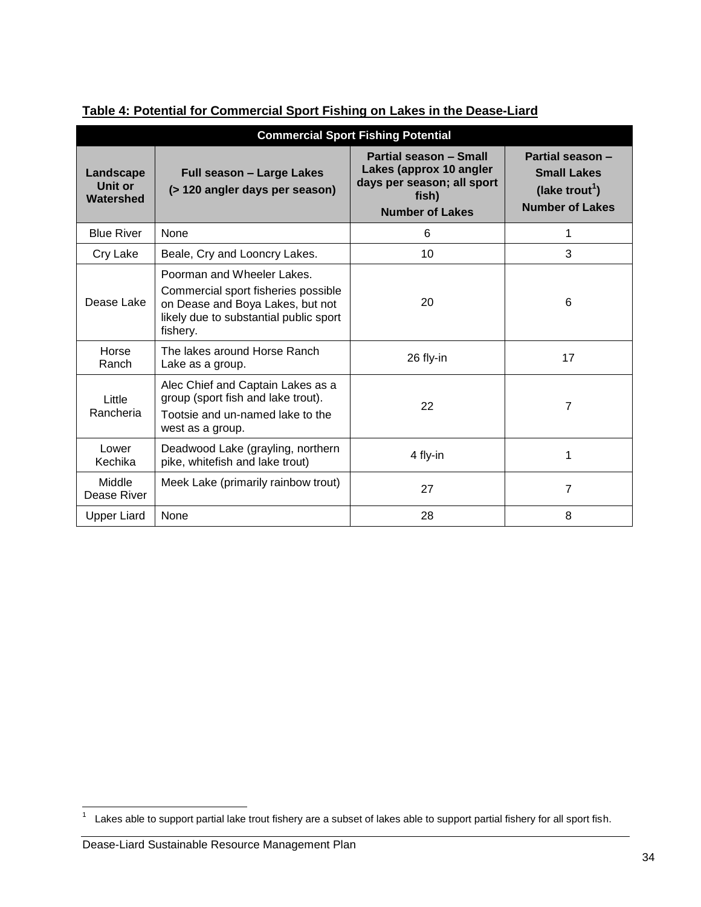**Table 4: Potential for Commercial Sport Fishing on Lakes in the Dease-Liard**

| Commercial Sport Fishing Potential | | | |
|---|---|---|---|
| **Landscape Unit or Watershed** | **Full season – Large Lakes (> 120 angler days per season)** | **Partial season – Small Lakes (approx 10 angler days per season; all sport fish) Number of Lakes** | **Partial season – Small Lakes (lake trout[1]) Number of Lakes** |
| Blue River | None | 6 | 1 |
| Cry Lake | Beale, Cry and Looncry Lakes. | 10 | 3 |
| Dease Lake | Poorman and Wheeler Lakes. Commercial sport fisheries possible on Dease and Boya Lakes, but not likely due to substantial public sport fishery. | 20 | 6 |
| Horse Ranch | The lakes around Horse Ranch Lake as a group. | 26 fly-in | 17 |
| Little Rancheria | Alec Chief and Captain Lakes as a group (sport fish and lake trout). Tootsie and un-named lake to the west as a group. | 22 | 7 |
| Lower Kechika | Deadwood Lake (grayling, northern pike, whitefish and lake trout) | 4 fly-in | 1 |
| Middle Dease River | Meek Lake (primarily rainbow trout) | 27 | 7 |
| Upper Liard | None | 28 | 8 |

[1] Lakes able to support partial lake trout fishery are a subset of lakes able to support partial fishery for all sport fish.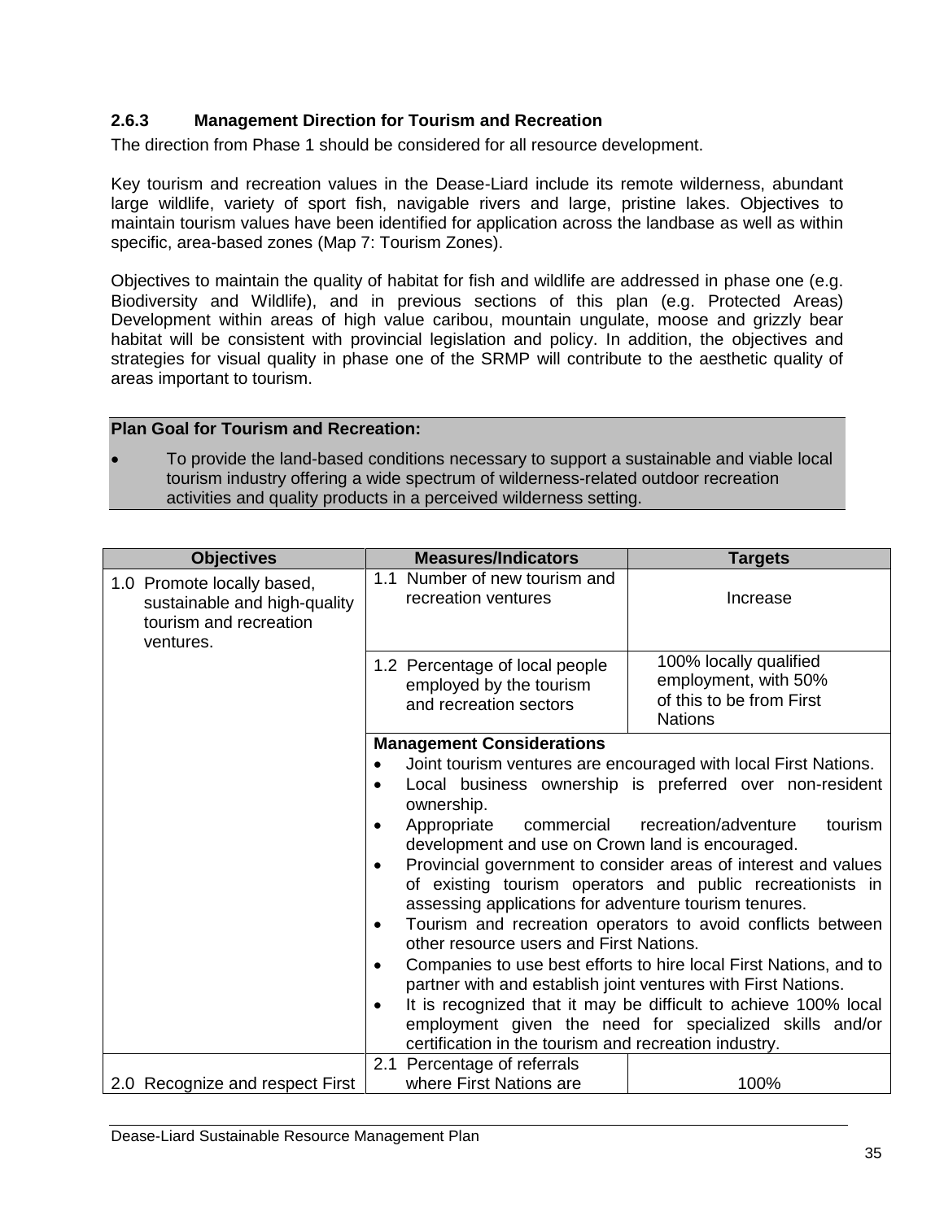### 2.6.3 Management Direction for Tourism and Recreation

The direction from Phase 1 should be considered for all resource development.

Key tourism and recreation values in the Dease-Liard include its remote wilderness, abundant large wildlife, variety of sport fish, navigable rivers and large, pristine lakes. Objectives to maintain tourism values have been identified for application across the landbase as well as within specific, area-based zones (Map 7: Tourism Zones).

Objectives to maintain the quality of habitat for fish and wildlife are addressed in phase one (e.g. Biodiversity and Wildlife), and in previous sections of this plan (e.g. Protected Areas) Development within areas of high value caribou, mountain ungulate, moose and grizzly bear habitat will be consistent with provincial legislation and policy. In addition, the objectives and strategies for visual quality in phase one of the SRMP will contribute to the aesthetic quality of areas important to tourism.

**Plan Goal for Tourism and Recreation:**

- To provide the land-based conditions necessary to support a sustainable and viable local tourism industry offering a wide spectrum of wilderness-related outdoor recreation activities and quality products in a perceived wilderness setting.

| Objectives | Measures/Indicators | Targets |
|---|---|---|
| 1.0 Promote locally based, sustainable and high-quality tourism and recreation ventures. | 1.1 Number of new tourism and recreation ventures | Increase |
| | 1.2 Percentage of local people employed by the tourism and recreation sectors | 100% locally qualified employment, with 50% of this to be from First Nations |
| | **Management Considerations**<br>• Joint tourism ventures are encouraged with local First Nations.<br>• Local business ownership is preferred over non-resident ownership.<br>• Appropriate commercial recreation/adventure tourism development and use on Crown land is encouraged.<br>• Provincial government to consider areas of interest and values of existing tourism operators and public recreationists in assessing applications for adventure tourism tenures.<br>• Tourism and recreation operators to avoid conflicts between other resource users and First Nations.<br>• Companies to use best efforts to hire local First Nations, and to partner with and establish joint ventures with First Nations.<br>• It is recognized that it may be difficult to achieve 100% local employment given the need for specialized skills and/or certification in the tourism and recreation industry. | |
| 2.0 Recognize and respect First | 2.1 Percentage of referrals where First Nations are | 100% |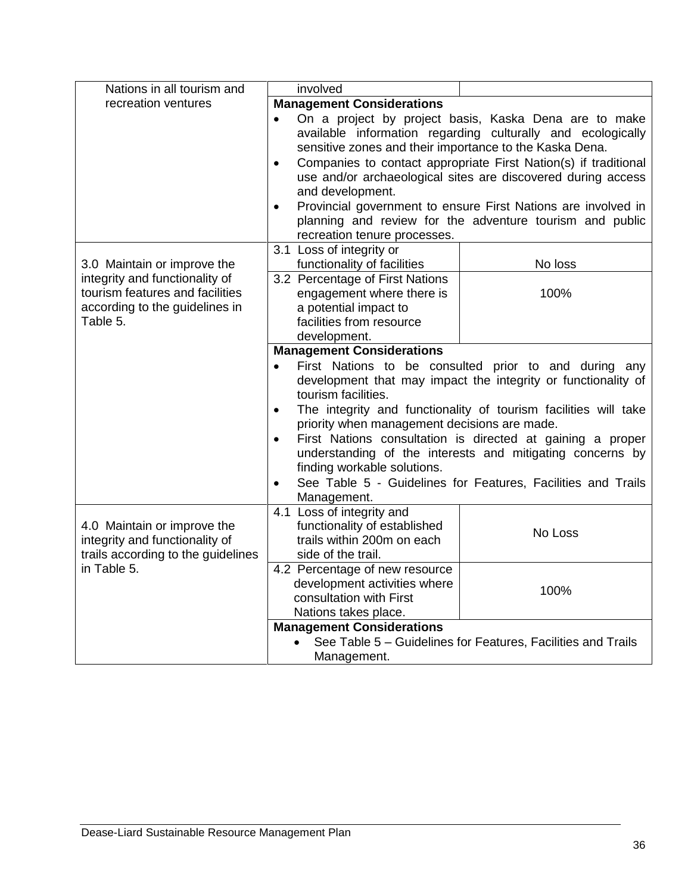| | | |
|---|---|---|
| Nations in all tourism and recreation ventures | involved | |
| | **Management Considerations**<br>• On a project by project basis, Kaska Dena are to make available information regarding culturally and ecologically sensitive zones and their importance to the Kaska Dena.<br>• Companies to contact appropriate First Nation(s) if traditional use and/or archaeological sites are discovered during access and development.<br>• Provincial government to ensure First Nations are involved in planning and review for the adventure tourism and public recreation tenure processes. | |
| 3.0 Maintain or improve the integrity and functionality of tourism features and facilities according to the guidelines in Table 5. | 3.1 Loss of integrity or functionality of facilities | No loss |
| | 3.2 Percentage of First Nations engagement where there is a potential impact to facilities from resource development. | 100% |
| | **Management Considerations**<br>• First Nations to be consulted prior to and during any development that may impact the integrity or functionality of tourism facilities.<br>• The integrity and functionality of tourism facilities will take priority when management decisions are made.<br>• First Nations consultation is directed at gaining a proper understanding of the interests and mitigating concerns by finding workable solutions.<br>• See Table 5 - Guidelines for Features, Facilities and Trails Management. | |
| 4.0 Maintain or improve the integrity and functionality of trails according to the guidelines in Table 5. | 4.1 Loss of integrity and functionality of established trails within 200m on each side of the trail. | No Loss |
| | 4.2 Percentage of new resource development activities where consultation with First Nations takes place. | 100% |
| | **Management Considerations**<br>• See Table 5 – Guidelines for Features, Facilities and Trails Management. | |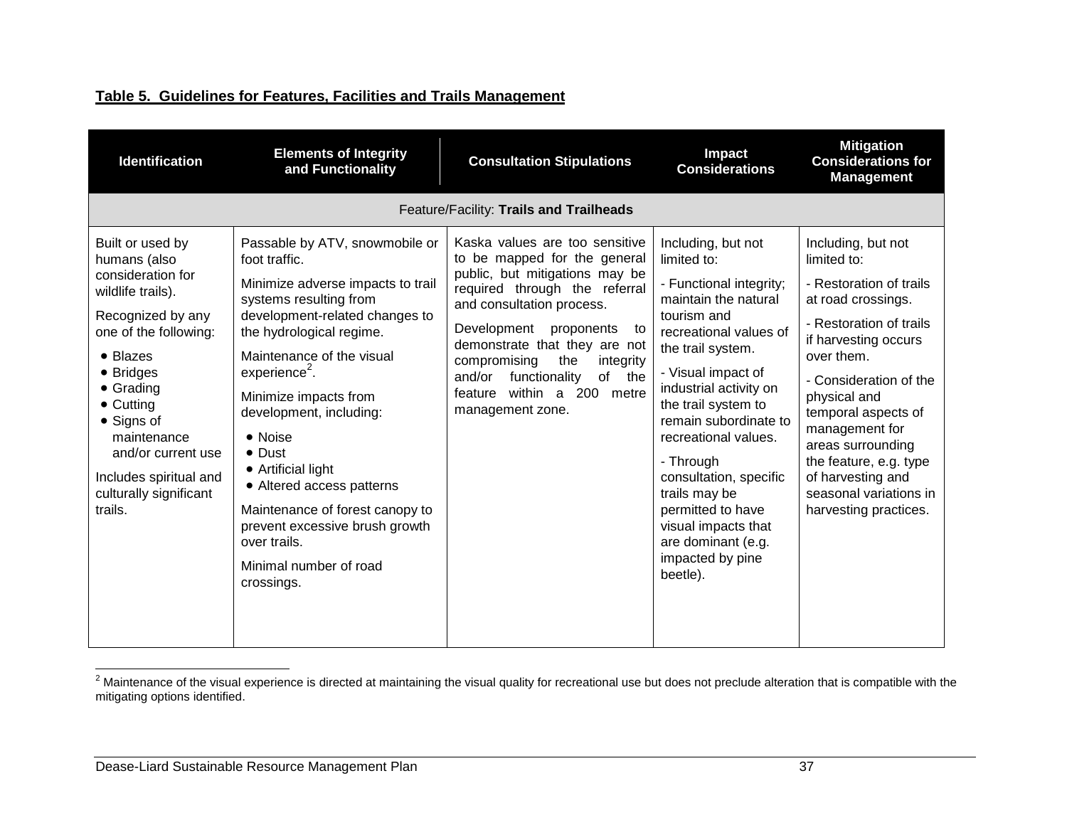**Table 5. Guidelines for Features, Facilities and Trails Management**

| Identification | Elements of Integrity and Functionality | Consultation Stipulations | Impact Considerations | Mitigation Considerations for Management |
|---|---|---|---|---|
| Feature/Facility: **Trails and Trailheads** | | | | |
| Built or used by humans (also consideration for wildlife trails).<br><br>Recognized by any one of the following:<br>• Blazes<br>• Bridges<br>• Grading<br>• Cutting<br>• Signs of maintenance and/or current use<br><br>Includes spiritual and culturally significant trails. | Passable by ATV, snowmobile or foot traffic.<br><br>Minimize adverse impacts to trail systems resulting from development-related changes to the hydrological regime.<br><br>Maintenance of the visual experience[2].<br><br>Minimize impacts from development, including:<br>• Noise<br>• Dust<br>• Artificial light<br>• Altered access patterns<br><br>Maintenance of forest canopy to prevent excessive brush growth over trails.<br><br>Minimal number of road crossings. | Kaska values are too sensitive to be mapped for the general public, but mitigations may be required through the referral and consultation process.<br><br>Development proponents to demonstrate that they are not compromising the integrity and/or functionality of the feature within a 200 metre management zone. | Including, but not limited to:<br><br>- Functional integrity; maintain the natural tourism and recreational values of the trail system.<br><br>- Visual impact of industrial activity on the trail system to remain subordinate to recreational values.<br><br>- Through consultation, specific trails may be permitted to have visual impacts that are dominant (e.g. impacted by pine beetle). | Including, but not limited to:<br><br>- Restoration of trails at road crossings.<br><br>- Restoration of trails if harvesting occurs over them.<br><br>- Consideration of the physical and temporal aspects of management for areas surrounding the feature, e.g. type of harvesting and seasonal variations in harvesting practices. |

[2] Maintenance of the visual experience is directed at maintaining the visual quality for recreational use but does not preclude alteration that is compatible with the mitigating options identified.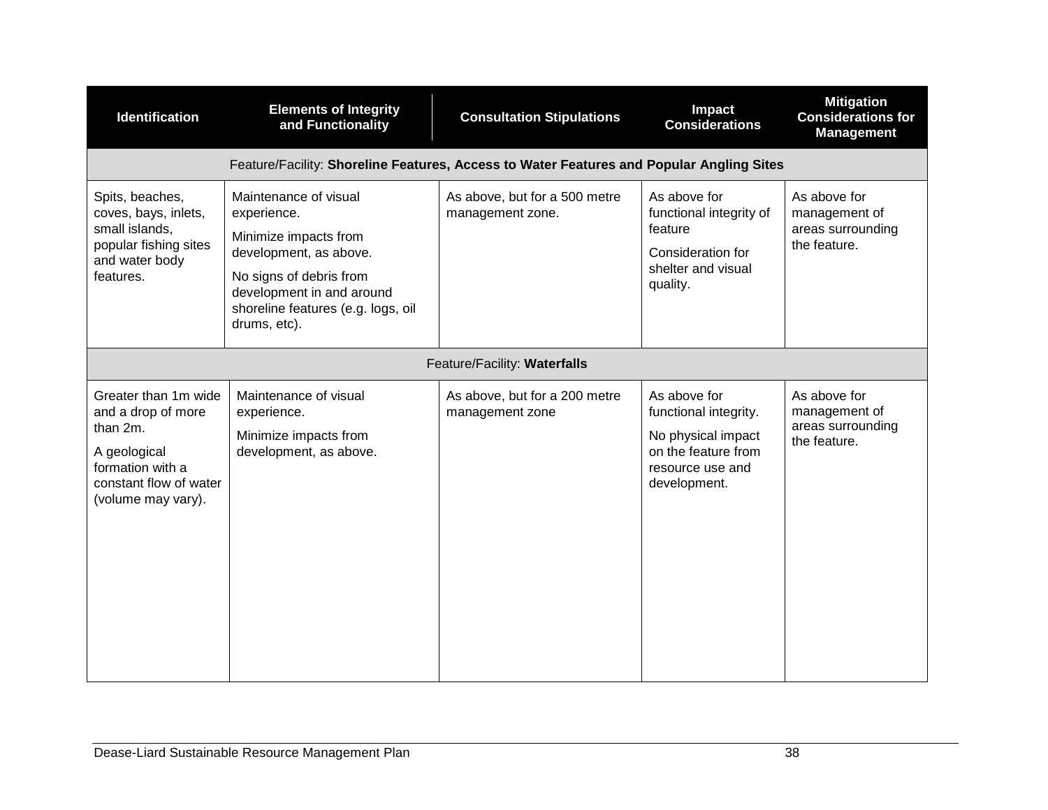| Identification | Elements of Integrity and Functionality | Consultation Stipulations | Impact Considerations | Mitigation Considerations for Management |
|---|---|---|---|---|
| Feature/Facility: **Shoreline Features, Access to Water Features and Popular Angling Sites** | | | | |
| Spits, beaches, coves, bays, inlets, small islands, popular fishing sites and water body features. | Maintenance of visual experience.<br>Minimize impacts from development, as above.<br>No signs of debris from development in and around shoreline features (e.g. logs, oil drums, etc). | As above, but for a 500 metre management zone. | As above for functional integrity of feature<br>Consideration for shelter and visual quality. | As above for management of areas surrounding the feature. |
| Feature/Facility: **Waterfalls** | | | | |
| Greater than 1m wide and a drop of more than 2m.<br>A geological formation with a constant flow of water (volume may vary). | Maintenance of visual experience.<br>Minimize impacts from development, as above. | As above, but for a 200 metre management zone | As above for functional integrity.<br>No physical impact on the feature from resource use and development. | As above for management of areas surrounding the feature. |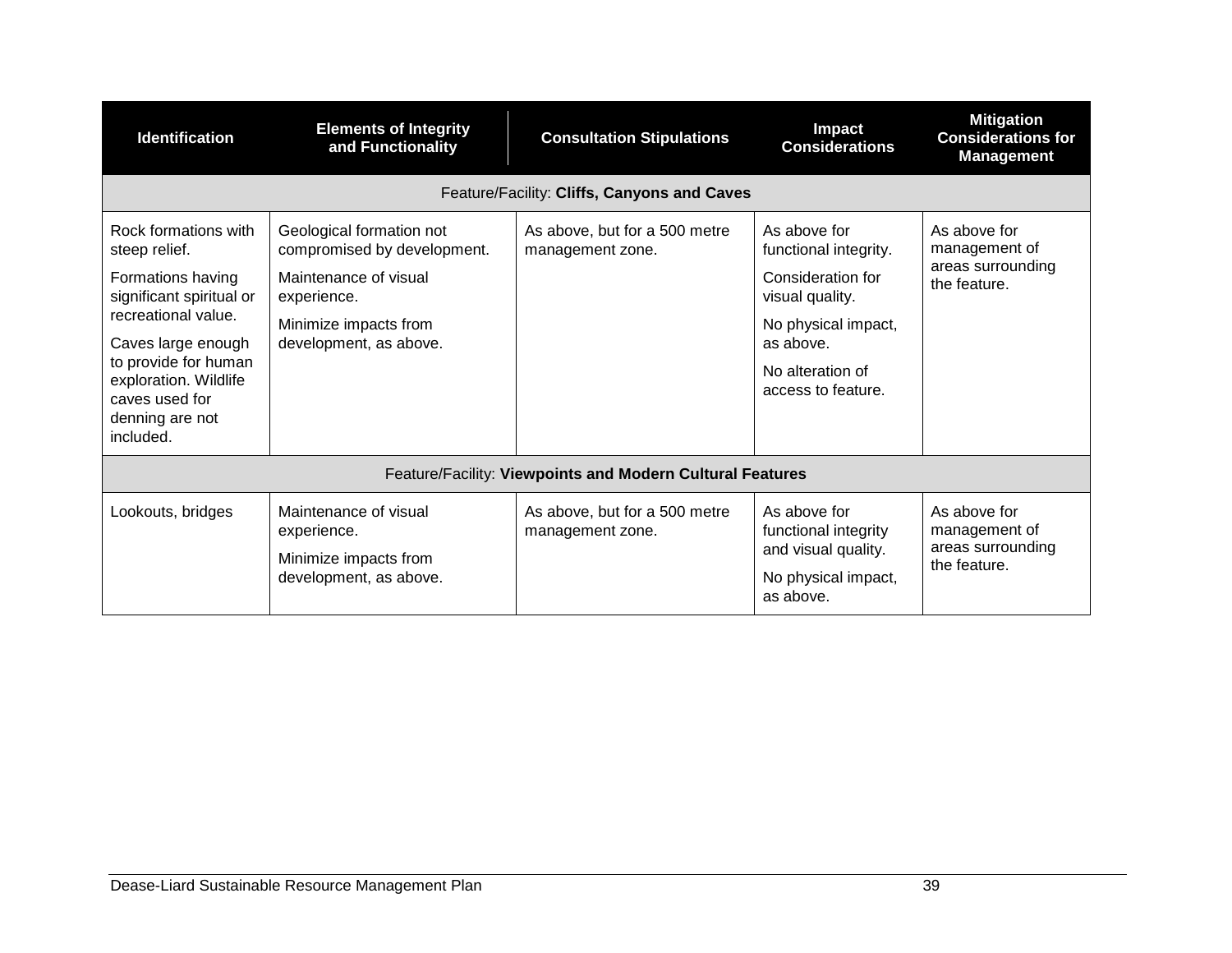| Identification | Elements of Integrity and Functionality | Consultation Stipulations | Impact Considerations | Mitigation Considerations for Management |
|---|---|---|---|---|
| Feature/Facility: **Cliffs, Canyons and Caves** | | | | |
| Rock formations with steep relief.<br><br>Formations having significant spiritual or recreational value.<br><br>Caves large enough to provide for human exploration. Wildlife caves used for denning are not included. | Geological formation not compromised by development.<br><br>Maintenance of visual experience.<br><br>Minimize impacts from development, as above. | As above, but for a 500 metre management zone. | As above for functional integrity.<br><br>Consideration for visual quality.<br><br>No physical impact, as above.<br><br>No alteration of access to feature. | As above for management of areas surrounding the feature. |
| Feature/Facility: **Viewpoints and Modern Cultural Features** | | | | |
| Lookouts, bridges | Maintenance of visual experience.<br><br>Minimize impacts from development, as above. | As above, but for a 500 metre management zone. | As above for functional integrity and visual quality.<br><br>No physical impact, as above. | As above for management of areas surrounding the feature. |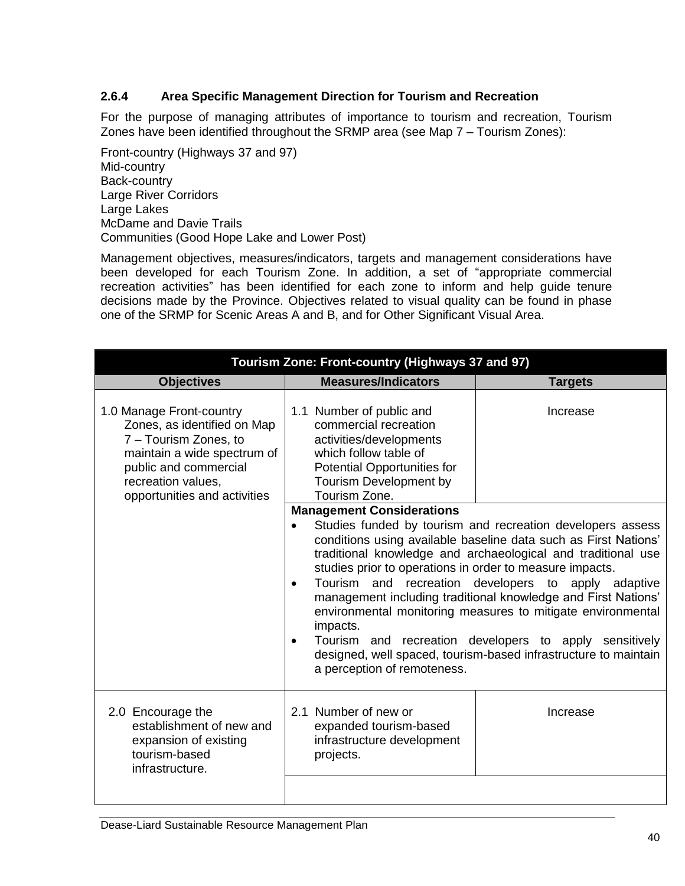### 2.6.4 Area Specific Management Direction for Tourism and Recreation

For the purpose of managing attributes of importance to tourism and recreation, Tourism Zones have been identified throughout the SRMP area (see Map 7 – Tourism Zones):

Front-country (Highways 37 and 97)
Mid-country
Back-country
Large River Corridors
Large Lakes
McDame and Davie Trails
Communities (Good Hope Lake and Lower Post)

Management objectives, measures/indicators, targets and management considerations have been developed for each Tourism Zone. In addition, a set of "appropriate commercial recreation activities" has been identified for each zone to inform and help guide tenure decisions made by the Province. Objectives related to visual quality can be found in phase one of the SRMP for Scenic Areas A and B, and for Other Significant Visual Area.

| Tourism Zone: Front-country (Highways 37 and 97) | | |
|---|---|---|
| **Objectives** | **Measures/Indicators** | **Targets** |
| 1.0 Manage Front-country Zones, as identified on Map 7 – Tourism Zones, to maintain a wide spectrum of public and commercial recreation values, opportunities and activities | 1.1 Number of public and commercial recreation activities/developments which follow table of Potential Opportunities for Tourism Development by Tourism Zone. | Increase |
| | **Management Considerations**<br>• Studies funded by tourism and recreation developers assess conditions using available baseline data such as First Nations' traditional knowledge and archaeological and traditional use studies prior to operations in order to measure impacts.<br>• Tourism and recreation developers to apply adaptive management including traditional knowledge and First Nations' environmental monitoring measures to mitigate environmental impacts.<br>• Tourism and recreation developers to apply sensitively designed, well spaced, tourism-based infrastructure to maintain a perception of remoteness. | |
| 2.0 Encourage the establishment of new and expansion of existing tourism-based infrastructure. | 2.1 Number of new or expanded tourism-based infrastructure development projects. | Increase |
| | | |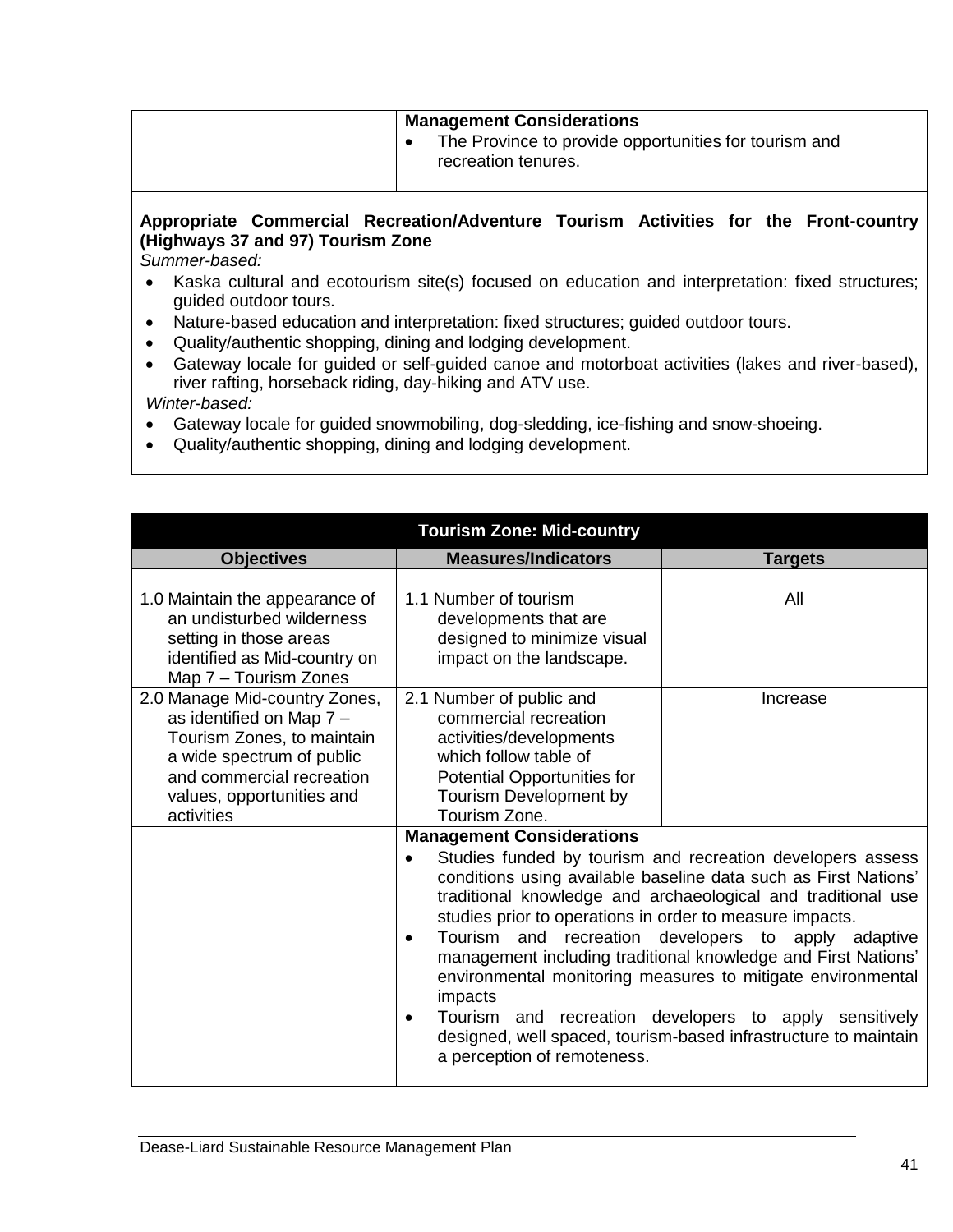| | |
|---|---|
| | **Management Considerations**<br>• The Province to provide opportunities for tourism and recreation tenures. |

**Appropriate Commercial Recreation/Adventure Tourism Activities for the Front-country (Highways 37 and 97) Tourism Zone**

*Summer-based:*

- Kaska cultural and ecotourism site(s) focused on education and interpretation: fixed structures; guided outdoor tours.
- Nature-based education and interpretation: fixed structures; guided outdoor tours.
- Quality/authentic shopping, dining and lodging development.
- Gateway locale for guided or self-guided canoe and motorboat activities (lakes and river-based), river rafting, horseback riding, day-hiking and ATV use.

*Winter-based:*

- Gateway locale for guided snowmobiling, dog-sledding, ice-fishing and snow-shoeing.
- Quality/authentic shopping, dining and lodging development.

| **Tourism Zone: Mid-country** | | |
|---|---|---|
| **Objectives** | **Measures/Indicators** | **Targets** |
| 1.0 Maintain the appearance of an undisturbed wilderness setting in those areas identified as Mid-country on Map 7 – Tourism Zones | 1.1 Number of tourism developments that are designed to minimize visual impact on the landscape. | All |
| 2.0 Manage Mid-country Zones, as identified on Map 7 – Tourism Zones, to maintain a wide spectrum of public and commercial recreation values, opportunities and activities | 2.1 Number of public and commercial recreation activities/developments which follow table of Potential Opportunities for Tourism Development by Tourism Zone. | Increase |
| | **Management Considerations**<br>• Studies funded by tourism and recreation developers assess conditions using available baseline data such as First Nations' traditional knowledge and archaeological and traditional use studies prior to operations in order to measure impacts.<br>• Tourism and recreation developers to apply adaptive management including traditional knowledge and First Nations' environmental monitoring measures to mitigate environmental impacts<br>• Tourism and recreation developers to apply sensitively designed, well spaced, tourism-based infrastructure to maintain a perception of remoteness. | |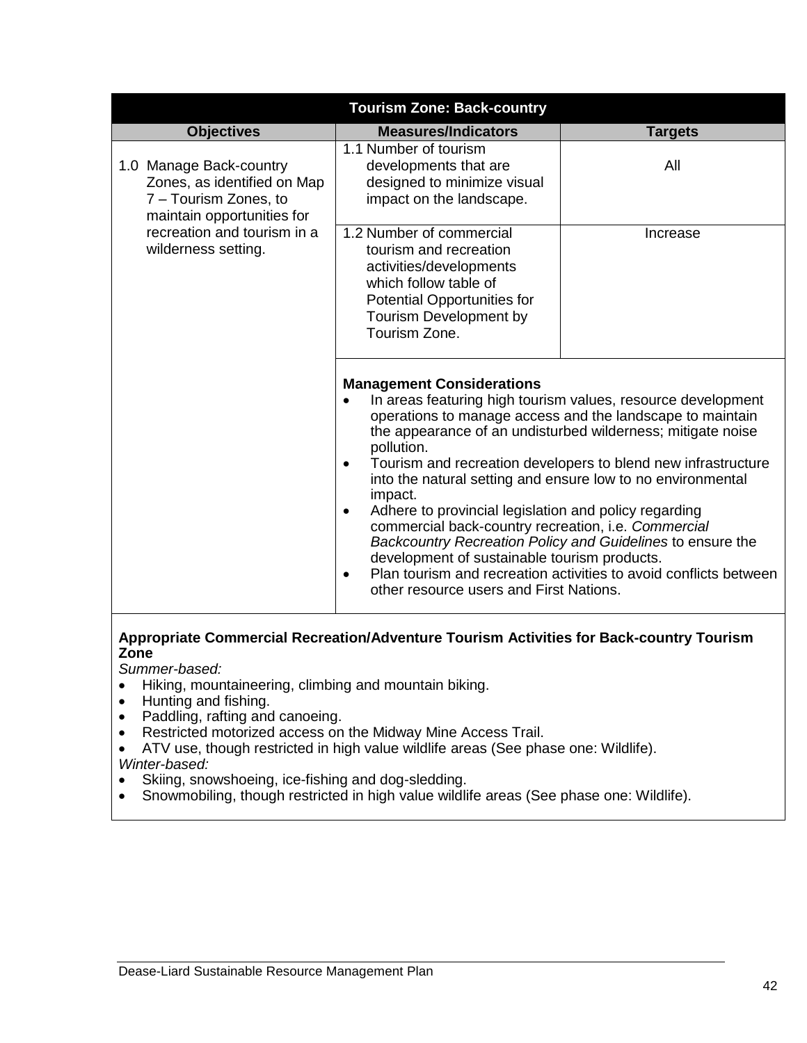| Tourism Zone: Back-country | | |
|---|---|---|
| **Objectives** | **Measures/Indicators** | **Targets** |
| 1.0 Manage Back-country Zones, as identified on Map 7 – Tourism Zones, to maintain opportunities for recreation and tourism in a wilderness setting. | 1.1 Number of tourism developments that are designed to minimize visual impact on the landscape. | All |
| | 1.2 Number of commercial tourism and recreation activities/developments which follow table of Potential Opportunities for Tourism Development by Tourism Zone. | Increase |
| | **Management Considerations**<br>• In areas featuring high tourism values, resource development operations to manage access and the landscape to maintain the appearance of an undisturbed wilderness; mitigate noise pollution.<br>• Tourism and recreation developers to blend new infrastructure into the natural setting and ensure low to no environmental impact.<br>• Adhere to provincial legislation and policy regarding commercial back-country recreation, i.e. *Commercial Backcountry Recreation Policy and Guidelines* to ensure the development of sustainable tourism products.<br>• Plan tourism and recreation activities to avoid conflicts between other resource users and First Nations. | |

**Appropriate Commercial Recreation/Adventure Tourism Activities for Back-country Tourism Zone**

*Summer-based:*

- Hiking, mountaineering, climbing and mountain biking.
- Hunting and fishing.
- Paddling, rafting and canoeing.
- Restricted motorized access on the Midway Mine Access Trail.
- ATV use, though restricted in high value wildlife areas (See phase one: Wildlife).

*Winter-based:*

- Skiing, snowshoeing, ice-fishing and dog-sledding.
- Snowmobiling, though restricted in high value wildlife areas (See phase one: Wildlife).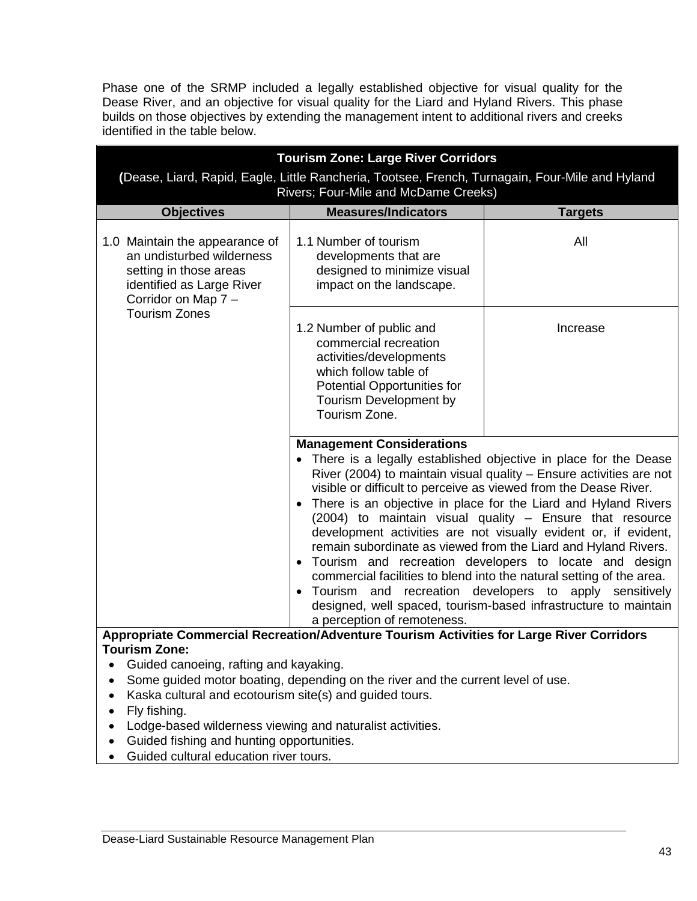Phase one of the SRMP included a legally established objective for visual quality for the Dease River, and an objective for visual quality for the Liard and Hyland Rivers. This phase builds on those objectives by extending the management intent to additional rivers and creeks identified in the table below.

**Tourism Zone: Large River Corridors**

**(**Dease, Liard, Rapid, Eagle, Little Rancheria, Tootsee, French, Turnagain, Four-Mile and Hyland Rivers; Four-Mile and McDame Creeks)

| Objectives | Measures/Indicators | Targets |
|---|---|---|
| 1.0 Maintain the appearance of an undisturbed wilderness setting in those areas identified as Large River Corridor on Map 7 – Tourism Zones | 1.1 Number of tourism developments that are designed to minimize visual impact on the landscape. | All |
| | 1.2 Number of public and commercial recreation activities/developments which follow table of Potential Opportunities for Tourism Development by Tourism Zone. | Increase |
| | **Management Considerations**<br>• There is a legally established objective in place for the Dease River (2004) to maintain visual quality – Ensure activities are not visible or difficult to perceive as viewed from the Dease River.<br>• There is an objective in place for the Liard and Hyland Rivers (2004) to maintain visual quality – Ensure that resource development activities are not visually evident or, if evident, remain subordinate as viewed from the Liard and Hyland Rivers.<br>• Tourism and recreation developers to locate and design commercial facilities to blend into the natural setting of the area.<br>• Tourism and recreation developers to apply sensitively designed, well spaced, tourism-based infrastructure to maintain a perception of remoteness. | |

**Appropriate Commercial Recreation/Adventure Tourism Activities for Large River Corridors Tourism Zone:**

- Guided canoeing, rafting and kayaking.
- Some guided motor boating, depending on the river and the current level of use.
- Kaska cultural and ecotourism site(s) and guided tours.
- Fly fishing.
- Lodge-based wilderness viewing and naturalist activities.
- Guided fishing and hunting opportunities.
- Guided cultural education river tours.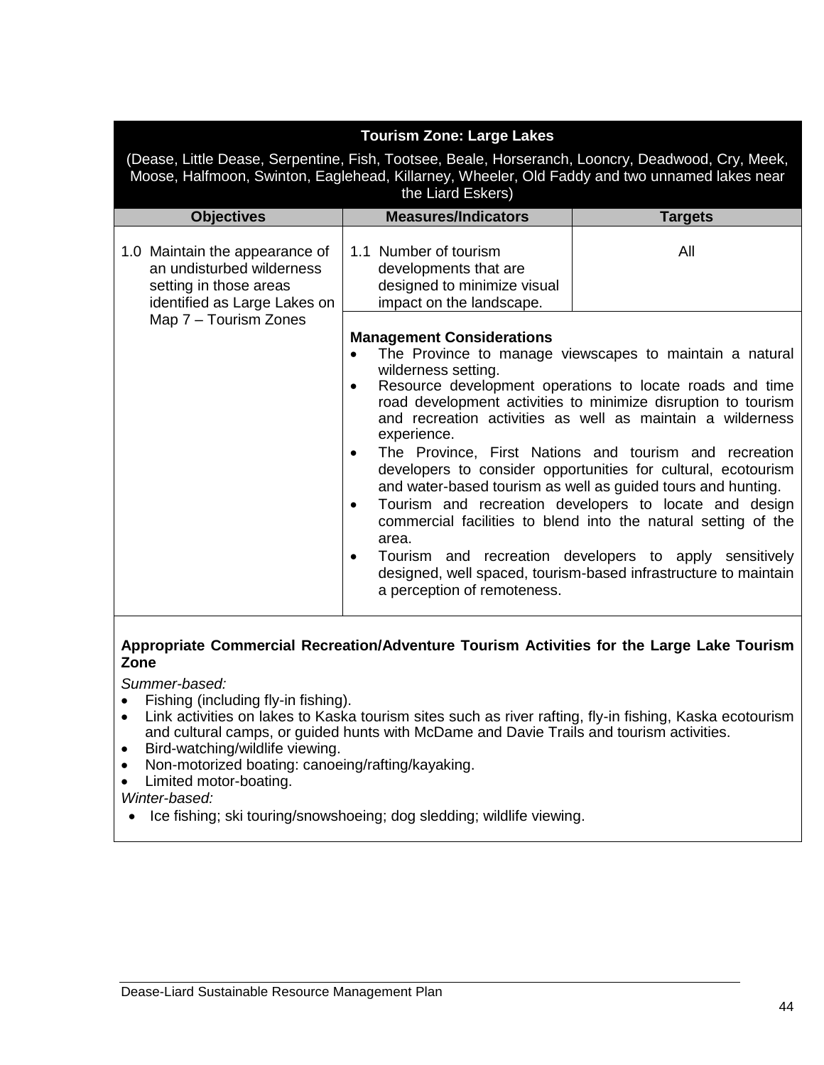**Tourism Zone: Large Lakes**

(Dease, Little Dease, Serpentine, Fish, Tootsee, Beale, Horseranch, Looncry, Deadwood, Cry, Meek, Moose, Halfmoon, Swinton, Eaglehead, Killarney, Wheeler, Old Faddy and two unnamed lakes near the Liard Eskers)

| Objectives | Measures/Indicators | Targets |
|---|---|---|
| 1.0 Maintain the appearance of an undisturbed wilderness setting in those areas identified as Large Lakes on Map 7 – Tourism Zones | 1.1 Number of tourism developments that are designed to minimize visual impact on the landscape. | All |
| | **Management Considerations**<br>• The Province to manage viewscapes to maintain a natural wilderness setting.<br>• Resource development operations to locate roads and time road development activities to minimize disruption to tourism and recreation activities as well as maintain a wilderness experience.<br>• The Province, First Nations and tourism and recreation developers to consider opportunities for cultural, ecotourism and water-based tourism as well as guided tours and hunting.<br>• Tourism and recreation developers to locate and design commercial facilities to blend into the natural setting of the area.<br>• Tourism and recreation developers to apply sensitively designed, well spaced, tourism-based infrastructure to maintain a perception of remoteness. | |

**Appropriate Commercial Recreation/Adventure Tourism Activities for the Large Lake Tourism Zone**

*Summer-based:*

- Fishing (including fly-in fishing).
- Link activities on lakes to Kaska tourism sites such as river rafting, fly-in fishing, Kaska ecotourism and cultural camps, or guided hunts with McDame and Davie Trails and tourism activities.
- Bird-watching/wildlife viewing.
- Non-motorized boating: canoeing/rafting/kayaking.
- Limited motor-boating.

*Winter-based:*

- Ice fishing; ski touring/snowshoeing; dog sledding; wildlife viewing.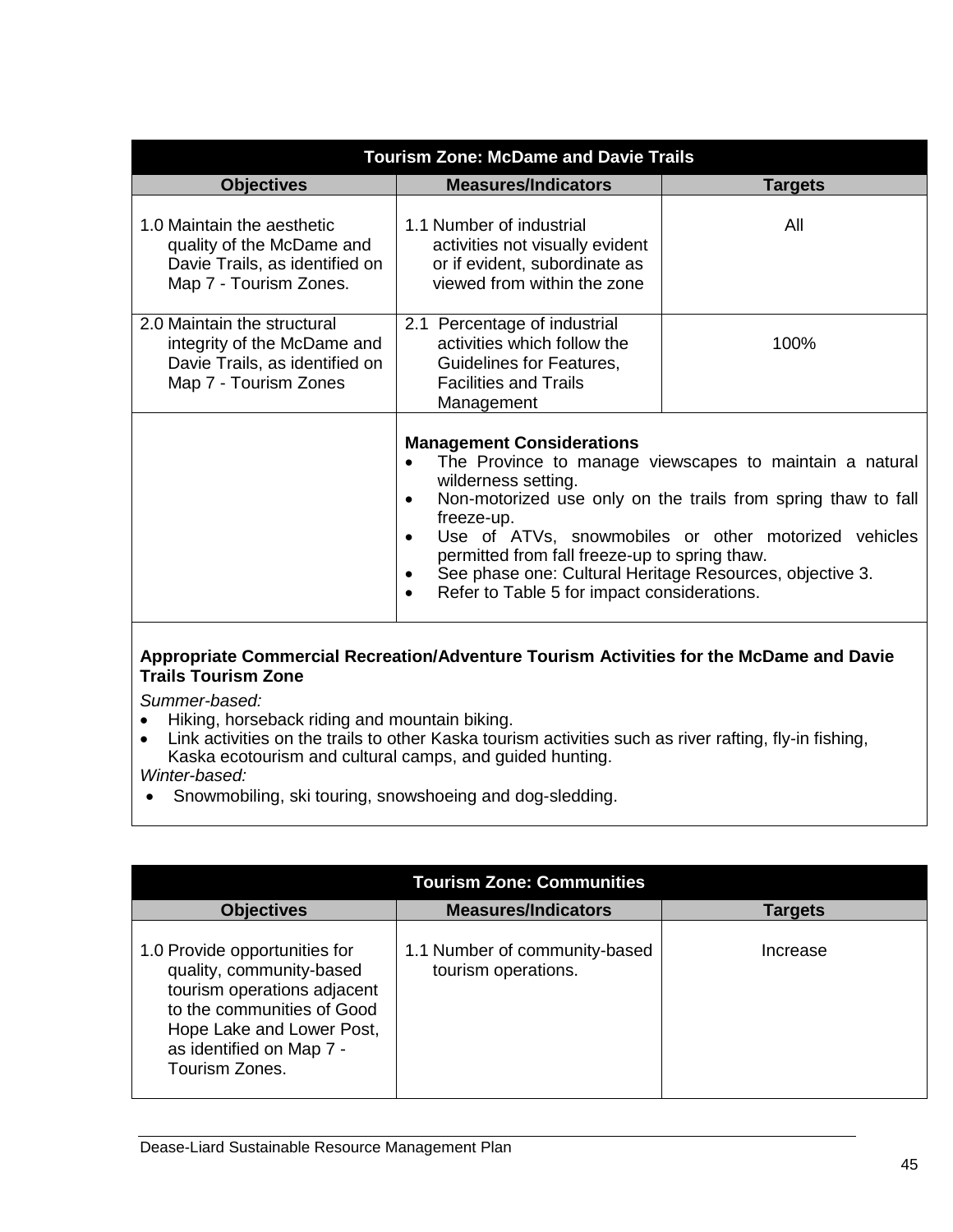| Tourism Zone: McDame and Davie Trails | | |
|---|---|---|
| **Objectives** | **Measures/Indicators** | **Targets** |
| 1.0 Maintain the aesthetic quality of the McDame and Davie Trails, as identified on Map 7 - Tourism Zones. | 1.1 Number of industrial activities not visually evident or if evident, subordinate as viewed from within the zone | All |
| 2.0 Maintain the structural integrity of the McDame and Davie Trails, as identified on Map 7 - Tourism Zones | 2.1 Percentage of industrial activities which follow the Guidelines for Features, Facilities and Trails Management | 100% |
| | **Management Considerations**<br>• The Province to manage viewscapes to maintain a natural wilderness setting.<br>• Non-motorized use only on the trails from spring thaw to fall freeze-up.<br>• Use of ATVs, snowmobiles or other motorized vehicles permitted from fall freeze-up to spring thaw.<br>• See phase one: Cultural Heritage Resources, objective 3.<br>• Refer to Table 5 for impact considerations. | |

**Appropriate Commercial Recreation/Adventure Tourism Activities for the McDame and Davie Trails Tourism Zone**

*Summer-based:*

- Hiking, horseback riding and mountain biking.
- Link activities on the trails to other Kaska tourism activities such as river rafting, fly-in fishing, Kaska ecotourism and cultural camps, and guided hunting.

*Winter-based:*

- Snowmobiling, ski touring, snowshoeing and dog-sledding.

| Tourism Zone: Communities | | |
|---|---|---|
| **Objectives** | **Measures/Indicators** | **Targets** |
| 1.0 Provide opportunities for quality, community-based tourism operations adjacent to the communities of Good Hope Lake and Lower Post, as identified on Map 7 - Tourism Zones. | 1.1 Number of community-based tourism operations. | Increase |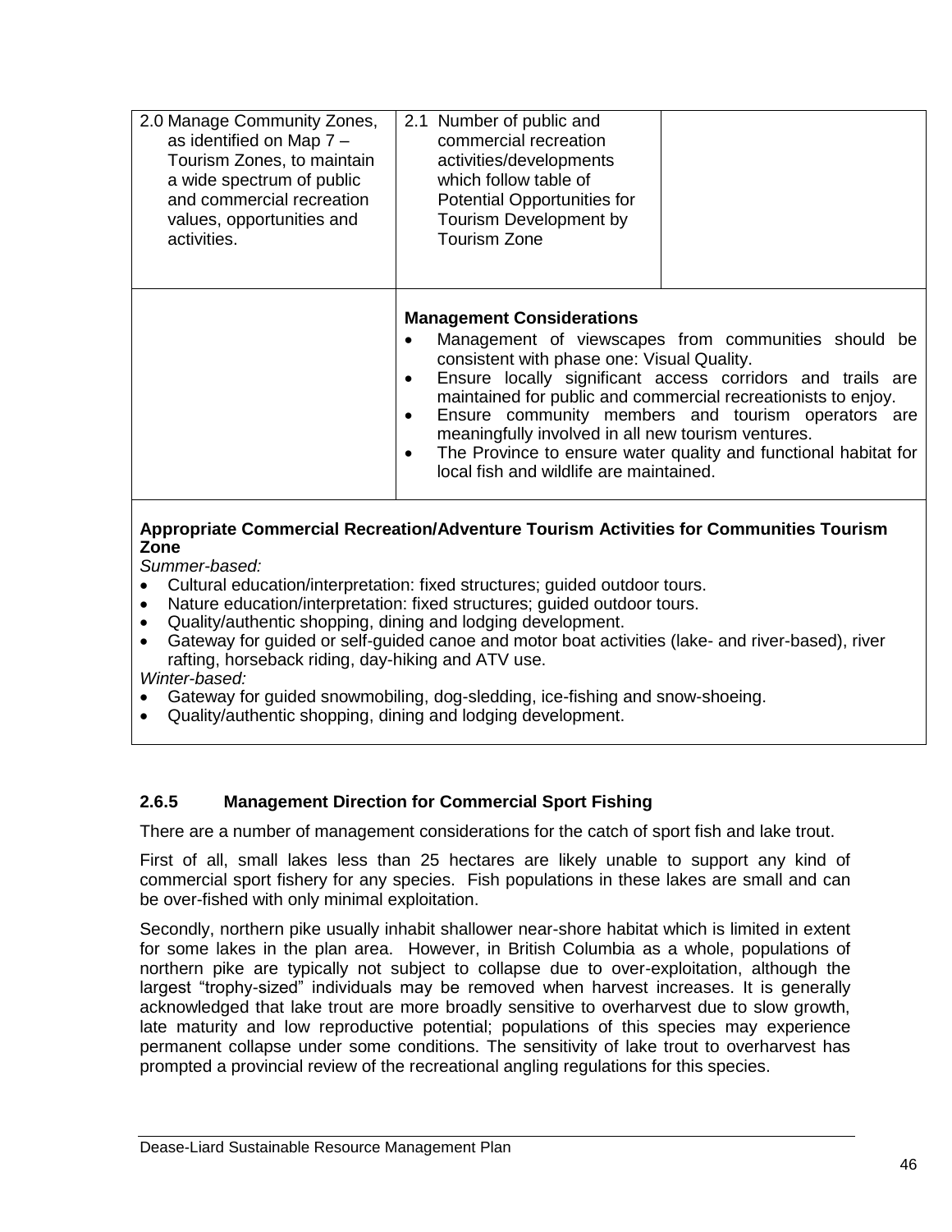| | | |
|---|---|---|
| 2.0 Manage Community Zones, as identified on Map 7 – Tourism Zones, to maintain a wide spectrum of public and commercial recreation values, opportunities and activities. | 2.1 Number of public and commercial recreation activities/developments which follow table of Potential Opportunities for Tourism Development by Tourism Zone | |
| | **Management Considerations**<br>• Management of viewscapes from communities should be consistent with phase one: Visual Quality.<br>• Ensure locally significant access corridors and trails are maintained for public and commercial recreationists to enjoy.<br>• Ensure community members and tourism operators are meaningfully involved in all new tourism ventures.<br>• The Province to ensure water quality and functional habitat for local fish and wildlife are maintained. | |
| **Appropriate Commercial Recreation/Adventure Tourism Activities for Communities Tourism Zone**<br>*Summer-based:*<br>• Cultural education/interpretation: fixed structures; guided outdoor tours.<br>• Nature education/interpretation: fixed structures; guided outdoor tours.<br>• Quality/authentic shopping, dining and lodging development.<br>• Gateway for guided or self-guided canoe and motor boat activities (lake- and river-based), river rafting, horseback riding, day-hiking and ATV use.<br>*Winter-based:*<br>• Gateway for guided snowmobiling, dog-sledding, ice-fishing and snow-shoeing.<br>• Quality/authentic shopping, dining and lodging development. | | |

### 2.6.5 Management Direction for Commercial Sport Fishing

There are a number of management considerations for the catch of sport fish and lake trout.

First of all, small lakes less than 25 hectares are likely unable to support any kind of commercial sport fishery for any species. Fish populations in these lakes are small and can be over-fished with only minimal exploitation.

Secondly, northern pike usually inhabit shallower near-shore habitat which is limited in extent for some lakes in the plan area. However, in British Columbia as a whole, populations of northern pike are typically not subject to collapse due to over-exploitation, although the largest "trophy-sized" individuals may be removed when harvest increases. It is generally acknowledged that lake trout are more broadly sensitive to overharvest due to slow growth, late maturity and low reproductive potential; populations of this species may experience permanent collapse under some conditions. The sensitivity of lake trout to overharvest has prompted a provincial review of the recreational angling regulations for this species.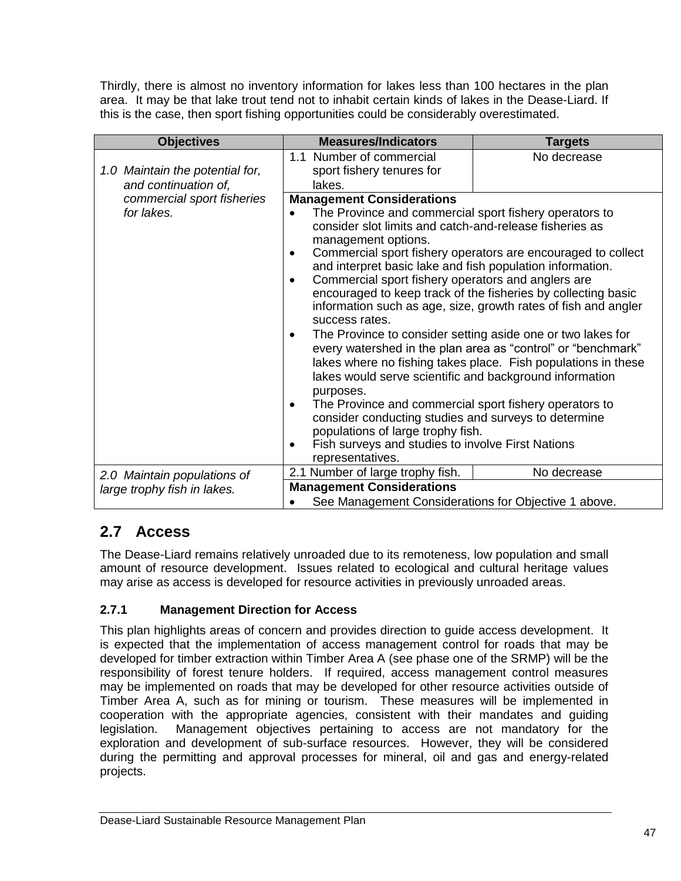Thirdly, there is almost no inventory information for lakes less than 100 hectares in the plan area. It may be that lake trout tend not to inhabit certain kinds of lakes in the Dease-Liard. If this is the case, then sport fishing opportunities could be considerably overestimated.

| Objectives | Measures/Indicators | Targets |
|---|---|---|
| *1.0 Maintain the potential for, and continuation of, commercial sport fisheries for lakes.* | 1.1 Number of commercial sport fishery tenures for lakes. | No decrease |
| | **Management Considerations**<br>• The Province and commercial sport fishery operators to consider slot limits and catch-and-release fisheries as management options.<br>• Commercial sport fishery operators are encouraged to collect and interpret basic lake and fish population information.<br>• Commercial sport fishery operators and anglers are encouraged to keep track of the fisheries by collecting basic information such as age, size, growth rates of fish and angler success rates.<br>• The Province to consider setting aside one or two lakes for every watershed in the plan area as "control" or "benchmark" lakes where no fishing takes place. Fish populations in these lakes would serve scientific and background information purposes.<br>• The Province and commercial sport fishery operators to consider conducting studies and surveys to determine populations of large trophy fish.<br>• Fish surveys and studies to involve First Nations representatives. | |
| *2.0 Maintain populations of large trophy fish in lakes.* | 2.1 Number of large trophy fish. | No decrease |
| | **Management Considerations**<br>• See Management Considerations for Objective 1 above. | |

## 2.7 Access

The Dease-Liard remains relatively unroaded due to its remoteness, low population and small amount of resource development. Issues related to ecological and cultural heritage values may arise as access is developed for resource activities in previously unroaded areas.

### 2.7.1 Management Direction for Access

This plan highlights areas of concern and provides direction to guide access development. It is expected that the implementation of access management control for roads that may be developed for timber extraction within Timber Area A (see phase one of the SRMP) will be the responsibility of forest tenure holders. If required, access management control measures may be implemented on roads that may be developed for other resource activities outside of Timber Area A, such as for mining or tourism. These measures will be implemented in cooperation with the appropriate agencies, consistent with their mandates and guiding legislation. Management objectives pertaining to access are not mandatory for the exploration and development of sub-surface resources. However, they will be considered during the permitting and approval processes for mineral, oil and gas and energy-related projects.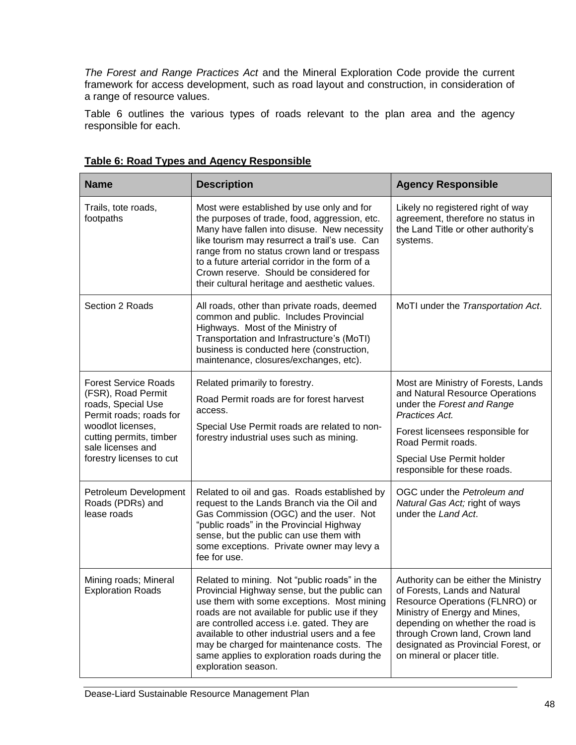*The Forest and Range Practices Act* and the Mineral Exploration Code provide the current framework for access development, such as road layout and construction, in consideration of a range of resource values.

Table 6 outlines the various types of roads relevant to the plan area and the agency responsible for each.

**Table 6: Road Types and Agency Responsible**

| Name | Description | Agency Responsible |
|---|---|---|
| Trails, tote roads, footpaths | Most were established by use only and for the purposes of trade, food, aggression, etc. Many have fallen into disuse. New necessity like tourism may resurrect a trail's use. Can range from no status crown land or trespass to a future arterial corridor in the form of a Crown reserve. Should be considered for their cultural heritage and aesthetic values. | Likely no registered right of way agreement, therefore no status in the Land Title or other authority's systems. |
| Section 2 Roads | All roads, other than private roads, deemed common and public. Includes Provincial Highways. Most of the Ministry of Transportation and Infrastructure's (MoTI) business is conducted here (construction, maintenance, closures/exchanges, etc). | MoTI under the *Transportation Act*. |
| Forest Service Roads (FSR), Road Permit roads, Special Use Permit roads; roads for woodlot licenses, cutting permits, timber sale licenses and forestry licenses to cut | Related primarily to forestry.<br>Road Permit roads are for forest harvest access.<br>Special Use Permit roads are related to non-forestry industrial uses such as mining. | Most are Ministry of Forests, Lands and Natural Resource Operations under the *Forest and Range Practices Act.*<br>Forest licensees responsible for Road Permit roads.<br>Special Use Permit holder responsible for these roads. |
| Petroleum Development Roads (PDRs) and lease roads | Related to oil and gas. Roads established by request to the Lands Branch via the Oil and Gas Commission (OGC) and the user. Not "public roads" in the Provincial Highway sense, but the public can use them with some exceptions. Private owner may levy a fee for use. | OGC under the *Petroleum and Natural Gas Act;* right of ways under the *Land Act*. |
| Mining roads; Mineral Exploration Roads | Related to mining. Not "public roads" in the Provincial Highway sense, but the public can use them with some exceptions. Most mining roads are not available for public use if they are controlled access i.e. gated. They are available to other industrial users and a fee may be charged for maintenance costs. The same applies to exploration roads during the exploration season. | Authority can be either the Ministry of Forests, Lands and Natural Resource Operations (FLNRO) or Ministry of Energy and Mines, depending on whether the road is through Crown land, Crown land designated as Provincial Forest, or on mineral or placer title. |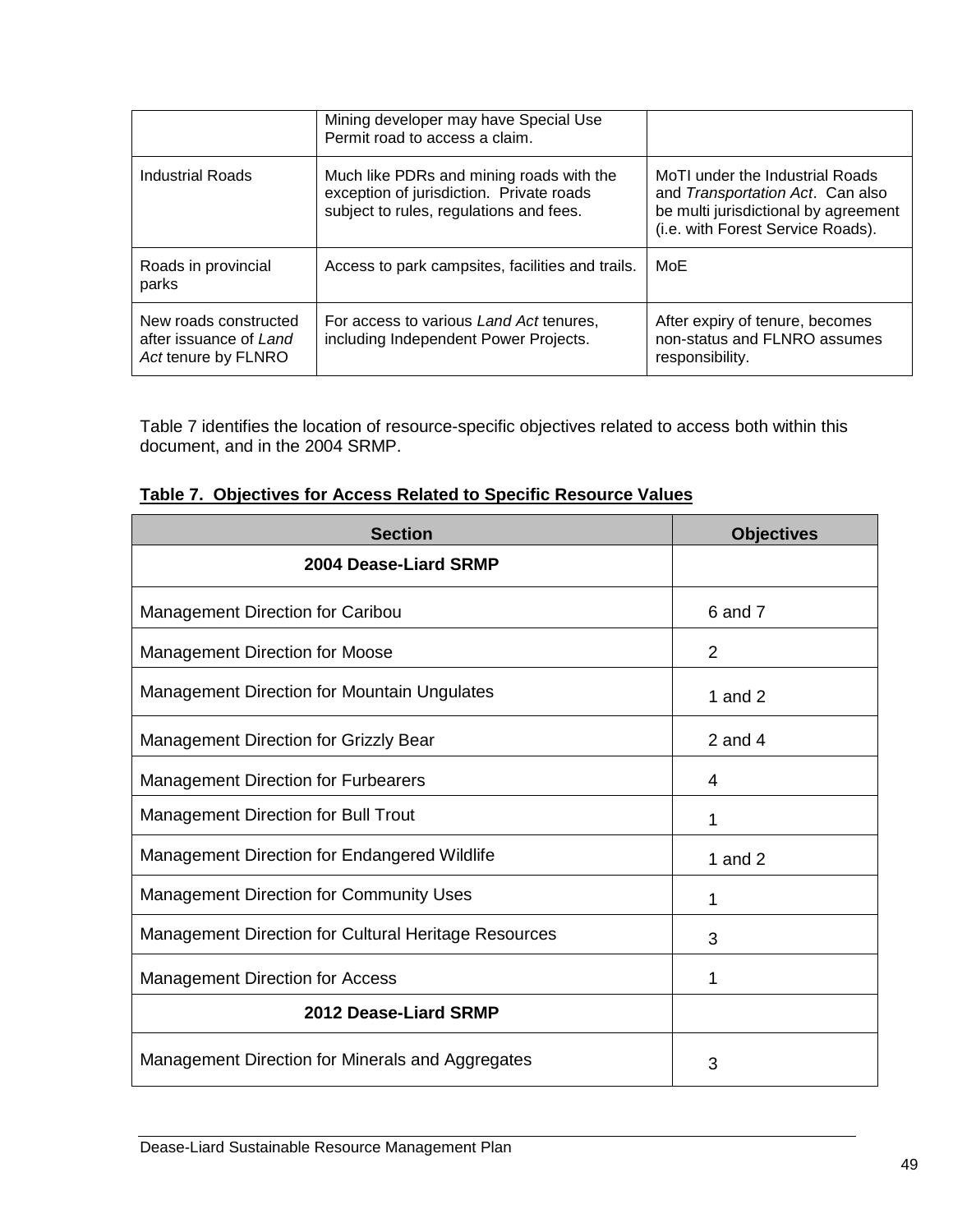| | | |
|---|---|---|
| | Mining developer may have Special Use Permit road to access a claim. | |
| Industrial Roads | Much like PDRs and mining roads with the exception of jurisdiction. Private roads subject to rules, regulations and fees. | MoTI under the Industrial Roads and *Transportation Act*. Can also be multi jurisdictional by agreement (i.e. with Forest Service Roads). |
| Roads in provincial parks | Access to park campsites, facilities and trails. | MoE |
| New roads constructed after issuance of *Land Act* tenure by FLNRO | For access to various *Land Act* tenures, including Independent Power Projects. | After expiry of tenure, becomes non-status and FLNRO assumes responsibility. |

Table 7 identifies the location of resource-specific objectives related to access both within this document, and in the 2004 SRMP.

**Table 7. Objectives for Access Related to Specific Resource Values**

| Section | Objectives |
|---|---|
| **2004 Dease-Liard SRMP** | |
| Management Direction for Caribou | 6 and 7 |
| Management Direction for Moose | 2 |
| Management Direction for Mountain Ungulates | 1 and 2 |
| Management Direction for Grizzly Bear | 2 and 4 |
| Management Direction for Furbearers | 4 |
| Management Direction for Bull Trout | 1 |
| Management Direction for Endangered Wildlife | 1 and 2 |
| Management Direction for Community Uses | 1 |
| Management Direction for Cultural Heritage Resources | 3 |
| Management Direction for Access | 1 |
| **2012 Dease-Liard SRMP** | |
| Management Direction for Minerals and Aggregates | 3 |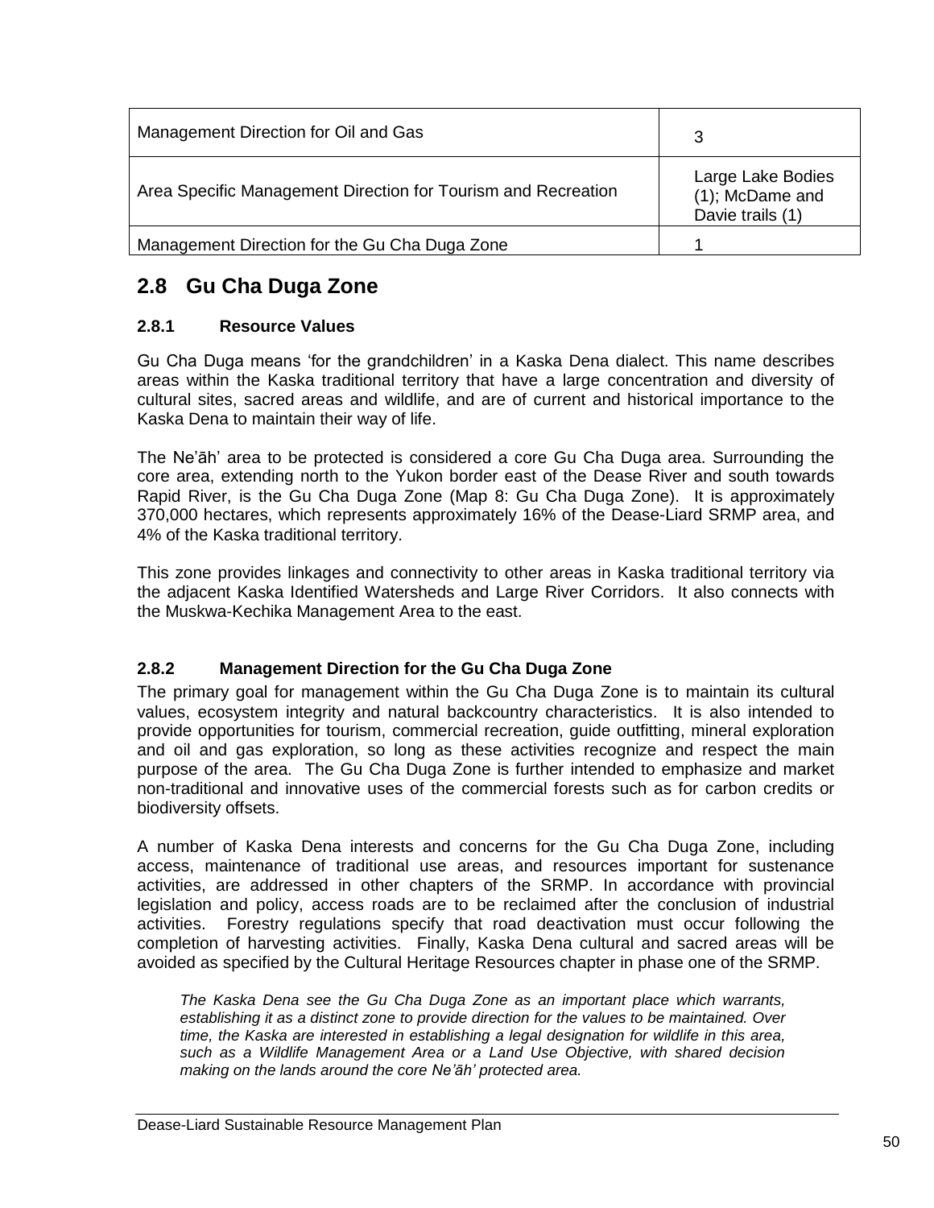| Management Direction for Oil and Gas | 3 |
|---|---|
| Area Specific Management Direction for Tourism and Recreation | Large Lake Bodies (1); McDame and Davie trails (1) |
| Management Direction for the Gu Cha Duga Zone | 1 |

## 2.8 Gu Cha Duga Zone

### 2.8.1 Resource Values

Gu Cha Duga means 'for the grandchildren' in a Kaska Dena dialect. This name describes areas within the Kaska traditional territory that have a large concentration and diversity of cultural sites, sacred areas and wildlife, and are of current and historical importance to the Kaska Dena to maintain their way of life.

The Ne'āh' area to be protected is considered a core Gu Cha Duga area. Surrounding the core area, extending north to the Yukon border east of the Dease River and south towards Rapid River, is the Gu Cha Duga Zone (Map 8: Gu Cha Duga Zone). It is approximately 370,000 hectares, which represents approximately 16% of the Dease-Liard SRMP area, and 4% of the Kaska traditional territory.

This zone provides linkages and connectivity to other areas in Kaska traditional territory via the adjacent Kaska Identified Watersheds and Large River Corridors. It also connects with the Muskwa-Kechika Management Area to the east.

### 2.8.2 Management Direction for the Gu Cha Duga Zone

The primary goal for management within the Gu Cha Duga Zone is to maintain its cultural values, ecosystem integrity and natural backcountry characteristics. It is also intended to provide opportunities for tourism, commercial recreation, guide outfitting, mineral exploration and oil and gas exploration, so long as these activities recognize and respect the main purpose of the area. The Gu Cha Duga Zone is further intended to emphasize and market non-traditional and innovative uses of the commercial forests such as for carbon credits or biodiversity offsets.

A number of Kaska Dena interests and concerns for the Gu Cha Duga Zone, including access, maintenance of traditional use areas, and resources important for sustenance activities, are addressed in other chapters of the SRMP. In accordance with provincial legislation and policy, access roads are to be reclaimed after the conclusion of industrial activities. Forestry regulations specify that road deactivation must occur following the completion of harvesting activities. Finally, Kaska Dena cultural and sacred areas will be avoided as specified by the Cultural Heritage Resources chapter in phase one of the SRMP.

> *The Kaska Dena see the Gu Cha Duga Zone as an important place which warrants, establishing it as a distinct zone to provide direction for the values to be maintained. Over time, the Kaska are interested in establishing a legal designation for wildlife in this area, such as a Wildlife Management Area or a Land Use Objective, with shared decision making on the lands around the core Ne'āh' protected area.*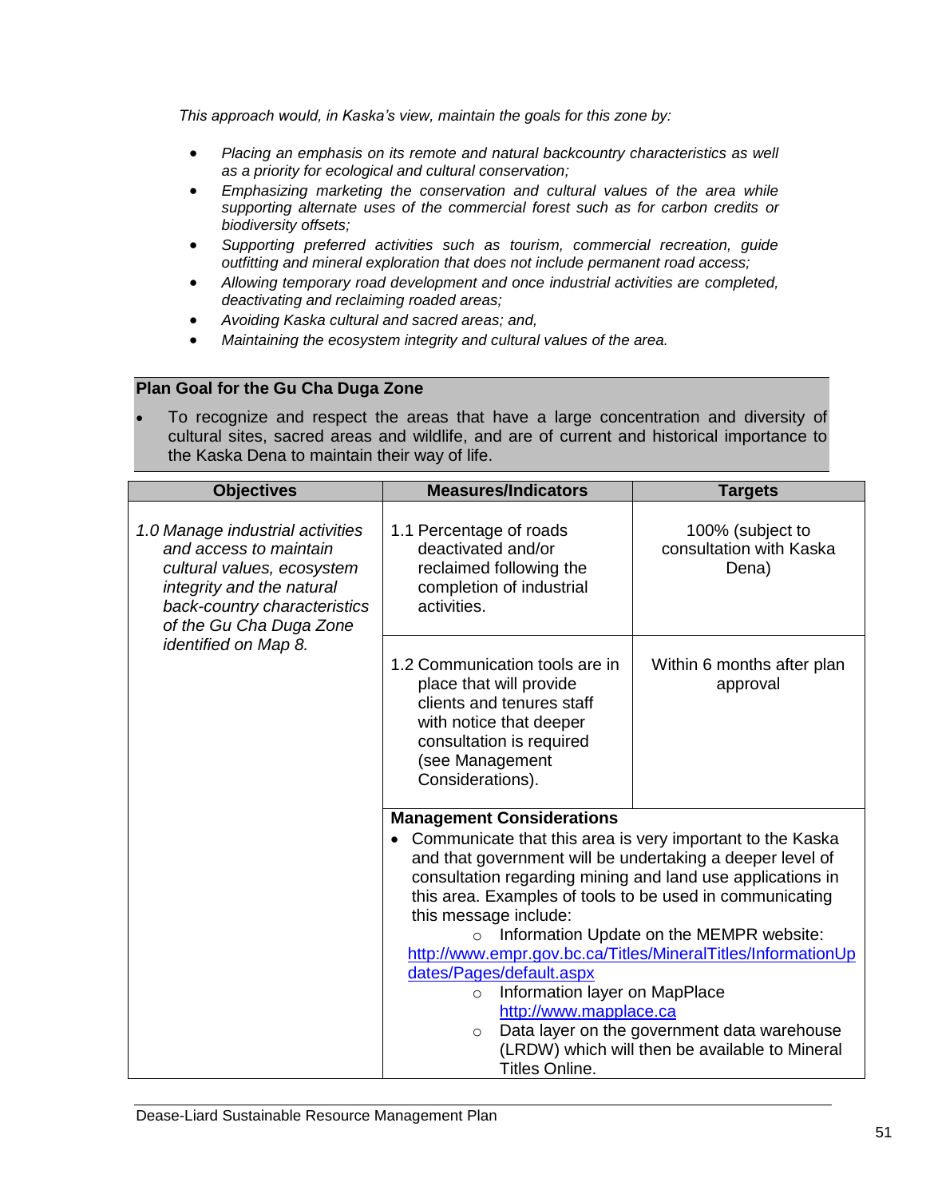*This approach would, in Kaska's view, maintain the goals for this zone by:*

- *Placing an emphasis on its remote and natural backcountry characteristics as well as a priority for ecological and cultural conservation;*
- *Emphasizing marketing the conservation and cultural values of the area while supporting alternate uses of the commercial forest such as for carbon credits or biodiversity offsets;*
- *Supporting preferred activities such as tourism, commercial recreation, guide outfitting and mineral exploration that does not include permanent road access;*
- *Allowing temporary road development and once industrial activities are completed, deactivating and reclaiming roaded areas;*
- *Avoiding Kaska cultural and sacred areas; and,*
- *Maintaining the ecosystem integrity and cultural values of the area.*

**Plan Goal for the Gu Cha Duga Zone**

- To recognize and respect the areas that have a large concentration and diversity of cultural sites, sacred areas and wildlife, and are of current and historical importance to the Kaska Dena to maintain their way of life.

| Objectives | Measures/Indicators | Targets |
|---|---|---|
| *1.0 Manage industrial activities and access to maintain cultural values, ecosystem integrity and the natural back-country characteristics of the Gu Cha Duga Zone identified on Map 8.* | 1.1 Percentage of roads deactivated and/or reclaimed following the completion of industrial activities. | 100% (subject to consultation with Kaska Dena) |
| | 1.2 Communication tools are in place that will provide clients and tenures staff with notice that deeper consultation is required (see Management Considerations). | Within 6 months after plan approval |
| | **Management Considerations**<br>• Communicate that this area is very important to the Kaska and that government will be undertaking a deeper level of consultation regarding mining and land use applications in this area. Examples of tools to be used in communicating this message include:<br>○ Information Update on the MEMPR website: http://www.empr.gov.bc.ca/Titles/MineralTitles/InformationUpdates/Pages/default.aspx<br>○ Information layer on MapPlace http://www.mapplace.ca<br>○ Data layer on the government data warehouse (LRDW) which will then be available to Mineral Titles Online. | |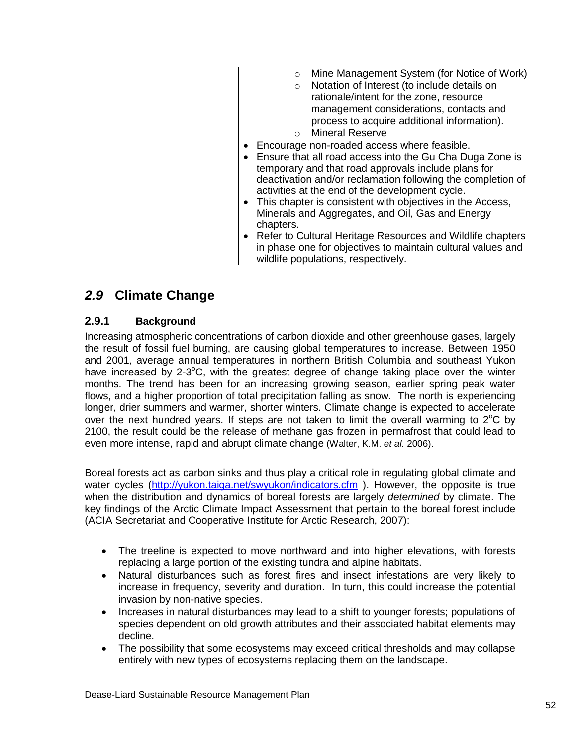| | ◦ Mine Management System (for Notice of Work)<br>◦ Notation of Interest (to include details on rationale/intent for the zone, resource management considerations, contacts and process to acquire additional information).<br>◦ Mineral Reserve<br>• Encourage non-roaded access where feasible.<br>• Ensure that all road access into the Gu Cha Duga Zone is temporary and that road approvals include plans for deactivation and/or reclamation following the completion of activities at the end of the development cycle.<br>• This chapter is consistent with objectives in the Access, Minerals and Aggregates, and Oil, Gas and Energy chapters.<br>• Refer to Cultural Heritage Resources and Wildlife chapters in phase one for objectives to maintain cultural values and wildlife populations, respectively. |
|---|---|

## *2.9* Climate Change

### 2.9.1 Background

Increasing atmospheric concentrations of carbon dioxide and other greenhouse gases, largely the result of fossil fuel burning, are causing global temperatures to increase. Between 1950 and 2001, average annual temperatures in northern British Columbia and southeast Yukon have increased by 2-3$^{o}$C, with the greatest degree of change taking place over the winter months. The trend has been for an increasing growing season, earlier spring peak water flows, and a higher proportion of total precipitation falling as snow. The north is experiencing longer, drier summers and warmer, shorter winters. Climate change is expected to accelerate over the next hundred years. If steps are not taken to limit the overall warming to 2$^{o}$C by 2100, the result could be the release of methane gas frozen in permafrost that could lead to even more intense, rapid and abrupt climate change (Walter, K.M. *et al.* 2006).

Boreal forests act as carbon sinks and thus play a critical role in regulating global climate and water cycles (http://yukon.taiga.net/swyukon/indicators.cfm ). However, the opposite is true when the distribution and dynamics of boreal forests are largely *determined* by climate. The key findings of the Arctic Climate Impact Assessment that pertain to the boreal forest include (ACIA Secretariat and Cooperative Institute for Arctic Research, 2007):

- The treeline is expected to move northward and into higher elevations, with forests replacing a large portion of the existing tundra and alpine habitats.
- Natural disturbances such as forest fires and insect infestations are very likely to increase in frequency, severity and duration. In turn, this could increase the potential invasion by non-native species.
- Increases in natural disturbances may lead to a shift to younger forests; populations of species dependent on old growth attributes and their associated habitat elements may decline.
- The possibility that some ecosystems may exceed critical thresholds and may collapse entirely with new types of ecosystems replacing them on the landscape.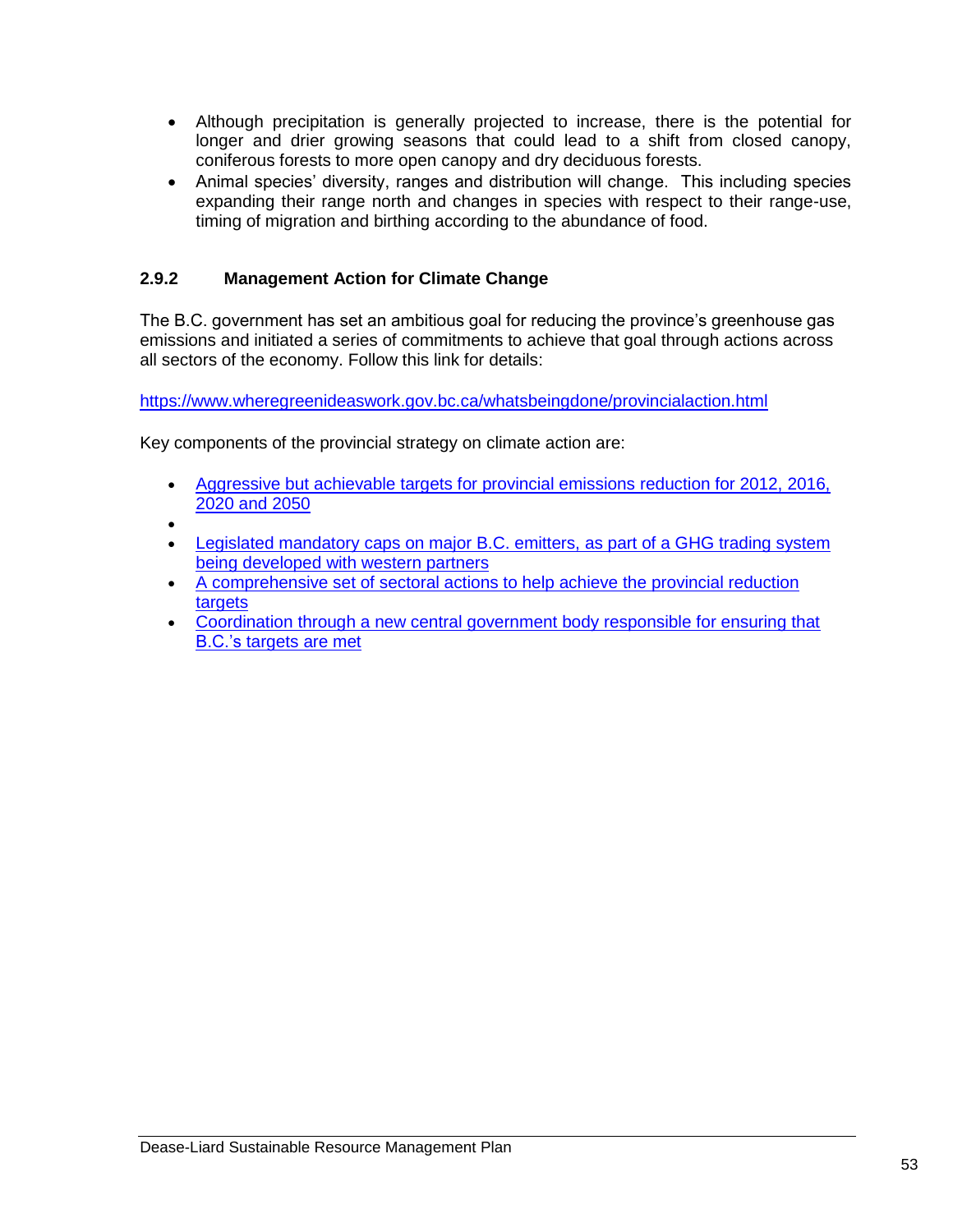- Although precipitation is generally projected to increase, there is the potential for longer and drier growing seasons that could lead to a shift from closed canopy, coniferous forests to more open canopy and dry deciduous forests.
- Animal species' diversity, ranges and distribution will change. This including species expanding their range north and changes in species with respect to their range-use, timing of migration and birthing according to the abundance of food.

### 2.9.2 Management Action for Climate Change

The B.C. government has set an ambitious goal for reducing the province's greenhouse gas emissions and initiated a series of commitments to achieve that goal through actions across all sectors of the economy. Follow this link for details:

https://www.wheregreenideaswork.gov.bc.ca/whatsbeingdone/provincialaction.html

Key components of the provincial strategy on climate action are:

- Aggressive but achievable targets for provincial emissions reduction for 2012, 2016, 2020 and 2050
- 
- Legislated mandatory caps on major B.C. emitters, as part of a GHG trading system being developed with western partners
- A comprehensive set of sectoral actions to help achieve the provincial reduction targets
- Coordination through a new central government body responsible for ensuring that B.C.'s targets are met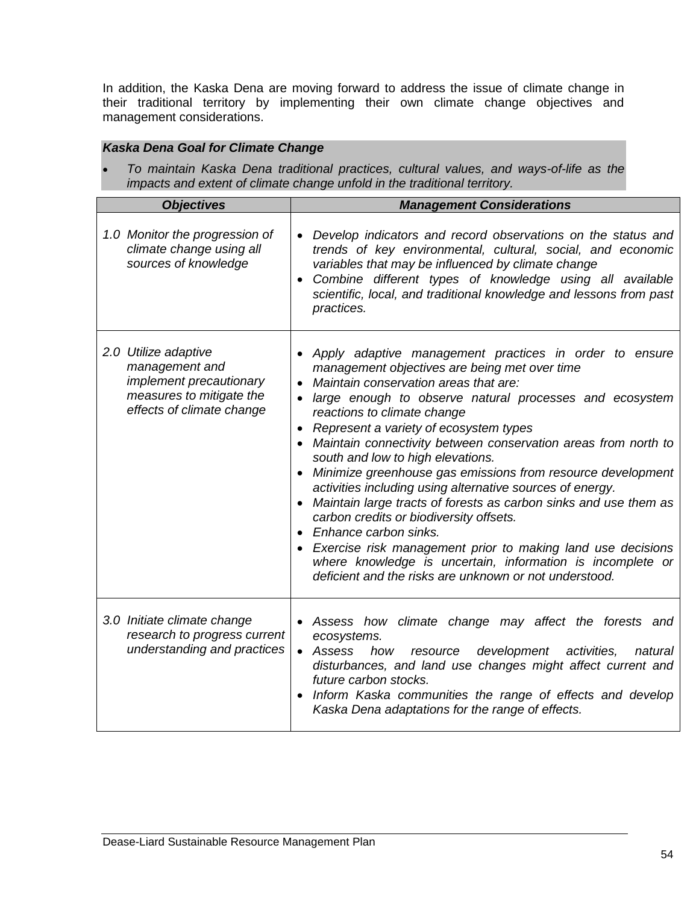In addition, the Kaska Dena are moving forward to address the issue of climate change in their traditional territory by implementing their own climate change objectives and management considerations.

***Kaska Dena Goal for Climate Change***

- *To maintain Kaska Dena traditional practices, cultural values, and ways-of-life as the impacts and extent of climate change unfold in the traditional territory.*

| ***Objectives*** | ***Management Considerations*** |
|---|---|
| *1.0 Monitor the progression of climate change using all sources of knowledge* | • *Develop indicators and record observations on the status and trends of key environmental, cultural, social, and economic variables that may be influenced by climate change*<br>• *Combine different types of knowledge using all available scientific, local, and traditional knowledge and lessons from past practices.* |
| *2.0 Utilize adaptive management and implement precautionary measures to mitigate the effects of climate change* | • *Apply adaptive management practices in order to ensure management objectives are being met over time*<br>• *Maintain conservation areas that are:*<br>• *large enough to observe natural processes and ecosystem reactions to climate change*<br>• *Represent a variety of ecosystem types*<br>• *Maintain connectivity between conservation areas from north to south and low to high elevations.*<br>• *Minimize greenhouse gas emissions from resource development activities including using alternative sources of energy.*<br>• *Maintain large tracts of forests as carbon sinks and use them as carbon credits or biodiversity offsets.*<br>• *Enhance carbon sinks.*<br>• *Exercise risk management prior to making land use decisions where knowledge is uncertain, information is incomplete or deficient and the risks are unknown or not understood.* |
| *3.0 Initiate climate change research to progress current understanding and practices* | • *Assess how climate change may affect the forests and ecosystems.*<br>• *Assess how resource development activities, natural disturbances, and land use changes might affect current and future carbon stocks.*<br>• *Inform Kaska communities the range of effects and develop Kaska Dena adaptations for the range of effects.* |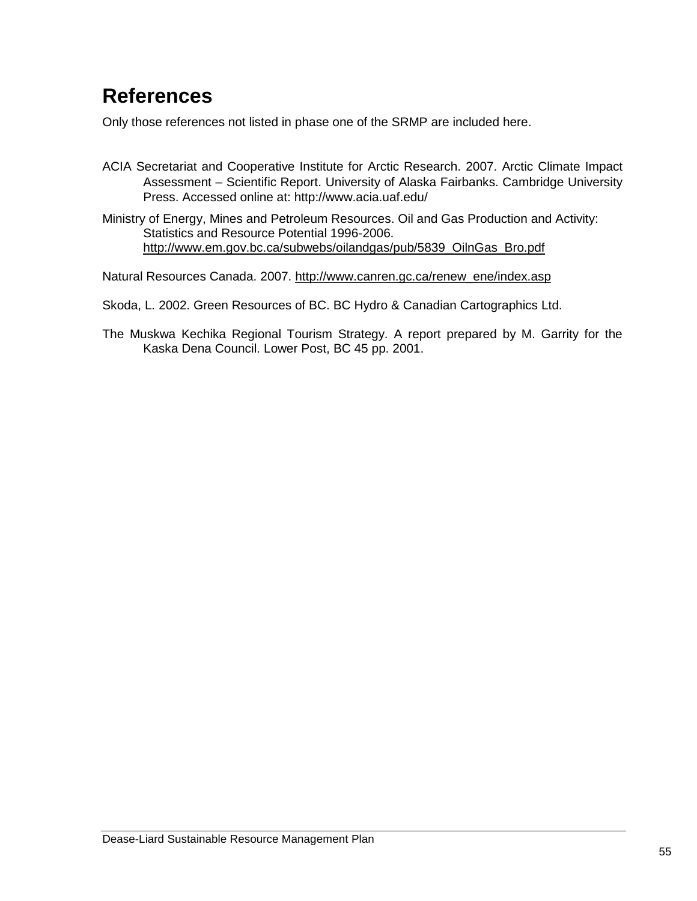# References

Only those references not listed in phase one of the SRMP are included here.

ACIA Secretariat and Cooperative Institute for Arctic Research. 2007. Arctic Climate Impact Assessment – Scientific Report. University of Alaska Fairbanks. Cambridge University Press. Accessed online at: http://www.acia.uaf.edu/

Ministry of Energy, Mines and Petroleum Resources. Oil and Gas Production and Activity: Statistics and Resource Potential 1996-2006. http://www.em.gov.bc.ca/subwebs/oilandgas/pub/5839_OilnGas_Bro.pdf

Natural Resources Canada. 2007. http://www.canren.gc.ca/renew_ene/index.asp

Skoda, L. 2002. Green Resources of BC. BC Hydro & Canadian Cartographics Ltd.

The Muskwa Kechika Regional Tourism Strategy. A report prepared by M. Garrity for the Kaska Dena Council. Lower Post, BC 45 pp. 2001.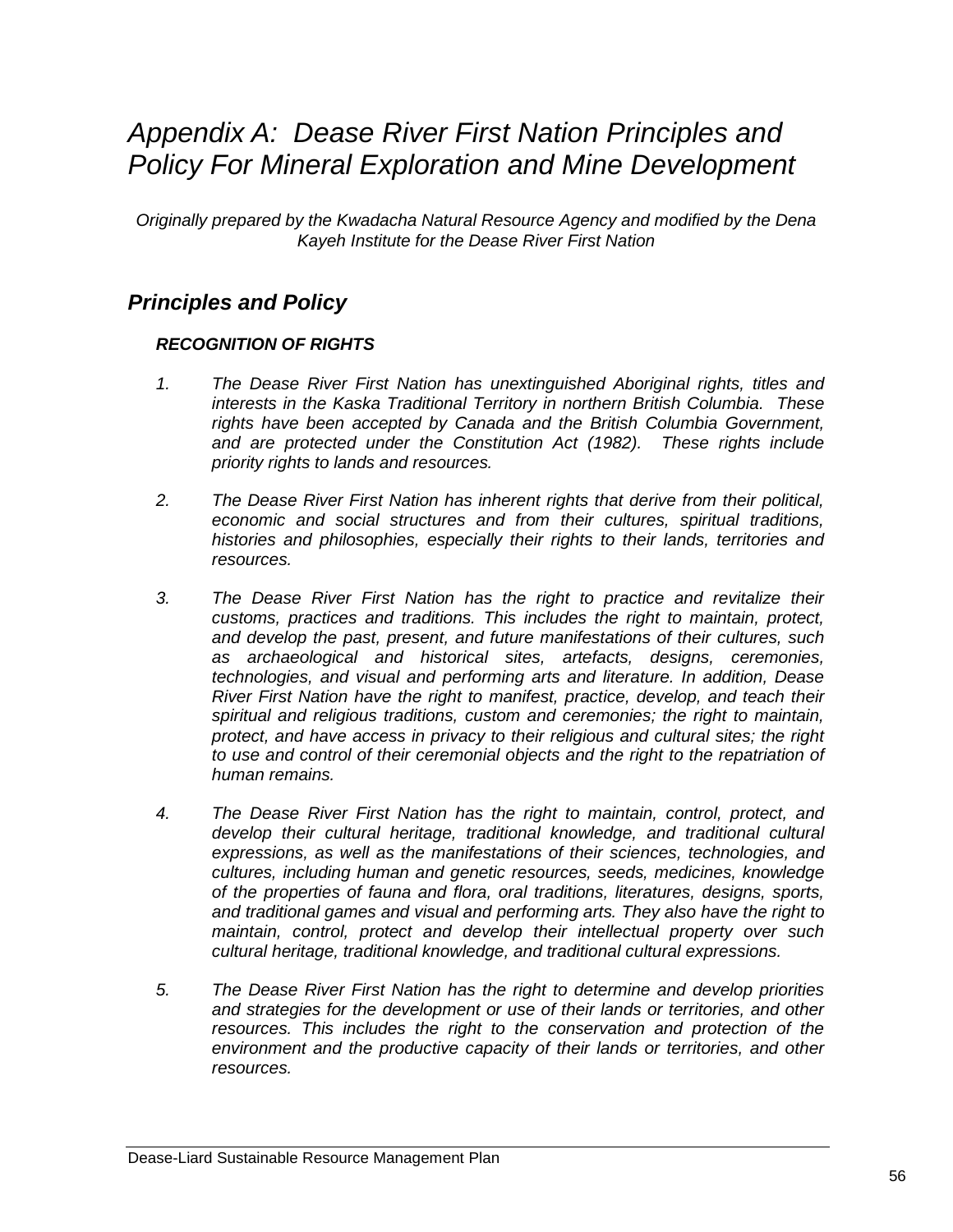# *Appendix A: Dease River First Nation Principles and Policy For Mineral Exploration and Mine Development*

*Originally prepared by the Kwadacha Natural Resource Agency and modified by the Dena Kayeh Institute for the Dease River First Nation*

## *Principles and Policy*

### *RECOGNITION OF RIGHTS*

1. *The Dease River First Nation has unextinguished Aboriginal rights, titles and interests in the Kaska Traditional Territory in northern British Columbia. These rights have been accepted by Canada and the British Columbia Government, and are protected under the Constitution Act (1982). These rights include priority rights to lands and resources.*

2. *The Dease River First Nation has inherent rights that derive from their political, economic and social structures and from their cultures, spiritual traditions, histories and philosophies, especially their rights to their lands, territories and resources.*

3. *The Dease River First Nation has the right to practice and revitalize their customs, practices and traditions. This includes the right to maintain, protect, and develop the past, present, and future manifestations of their cultures, such as archaeological and historical sites, artefacts, designs, ceremonies, technologies, and visual and performing arts and literature. In addition, Dease River First Nation have the right to manifest, practice, develop, and teach their spiritual and religious traditions, custom and ceremonies; the right to maintain, protect, and have access in privacy to their religious and cultural sites; the right to use and control of their ceremonial objects and the right to the repatriation of human remains.*

4. *The Dease River First Nation has the right to maintain, control, protect, and develop their cultural heritage, traditional knowledge, and traditional cultural expressions, as well as the manifestations of their sciences, technologies, and cultures, including human and genetic resources, seeds, medicines, knowledge of the properties of fauna and flora, oral traditions, literatures, designs, sports, and traditional games and visual and performing arts. They also have the right to maintain, control, protect and develop their intellectual property over such cultural heritage, traditional knowledge, and traditional cultural expressions.*

5. *The Dease River First Nation has the right to determine and develop priorities and strategies for the development or use of their lands or territories, and other resources. This includes the right to the conservation and protection of the environment and the productive capacity of their lands or territories, and other resources.*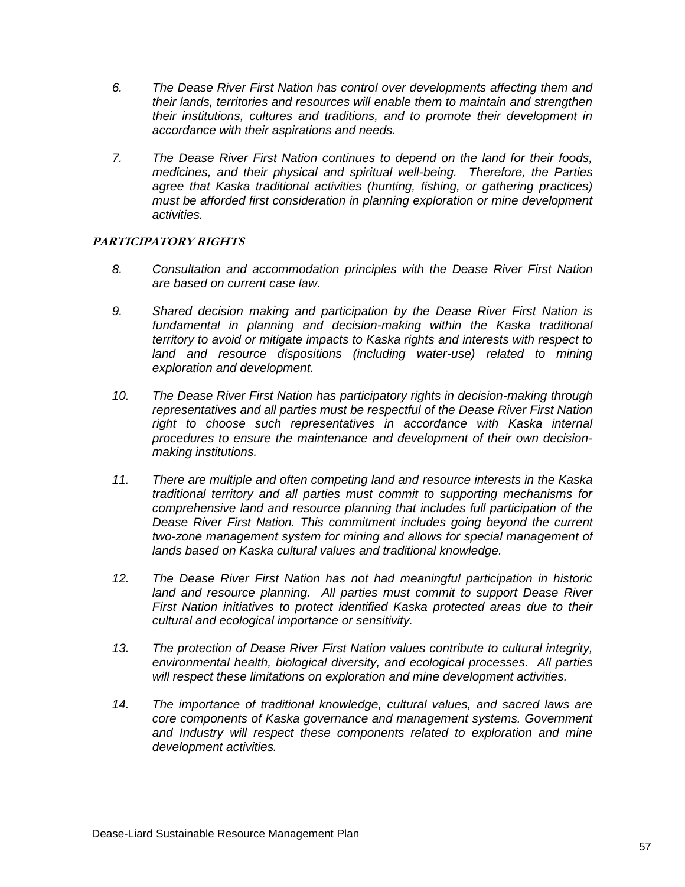6. *The Dease River First Nation has control over developments affecting them and their lands, territories and resources will enable them to maintain and strengthen their institutions, cultures and traditions, and to promote their development in accordance with their aspirations and needs.*

7. *The Dease River First Nation continues to depend on the land for their foods, medicines, and their physical and spiritual well-being. Therefore, the Parties agree that Kaska traditional activities (hunting, fishing, or gathering practices) must be afforded first consideration in planning exploration or mine development activities.*

### PARTICIPATORY RIGHTS

8. *Consultation and accommodation principles with the Dease River First Nation are based on current case law.*

9. *Shared decision making and participation by the Dease River First Nation is fundamental in planning and decision-making within the Kaska traditional territory to avoid or mitigate impacts to Kaska rights and interests with respect to land and resource dispositions (including water-use) related to mining exploration and development.*

10. *The Dease River First Nation has participatory rights in decision-making through representatives and all parties must be respectful of the Dease River First Nation right to choose such representatives in accordance with Kaska internal procedures to ensure the maintenance and development of their own decision-making institutions.*

11. *There are multiple and often competing land and resource interests in the Kaska traditional territory and all parties must commit to supporting mechanisms for comprehensive land and resource planning that includes full participation of the Dease River First Nation. This commitment includes going beyond the current two-zone management system for mining and allows for special management of lands based on Kaska cultural values and traditional knowledge.*

12. *The Dease River First Nation has not had meaningful participation in historic land and resource planning. All parties must commit to support Dease River First Nation initiatives to protect identified Kaska protected areas due to their cultural and ecological importance or sensitivity.*

13. *The protection of Dease River First Nation values contribute to cultural integrity, environmental health, biological diversity, and ecological processes. All parties will respect these limitations on exploration and mine development activities.*

14. *The importance of traditional knowledge, cultural values, and sacred laws are core components of Kaska governance and management systems. Government and Industry will respect these components related to exploration and mine development activities.*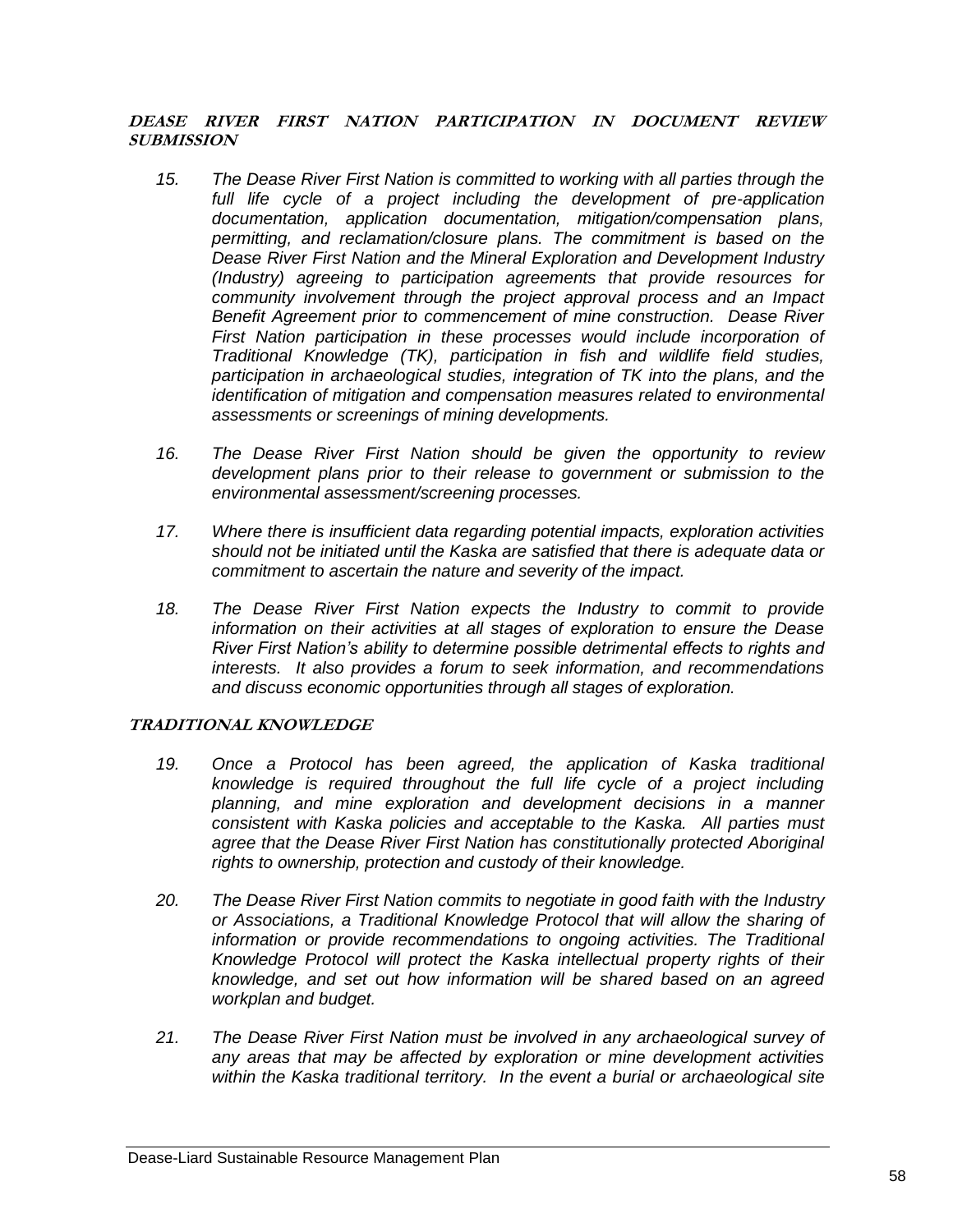### *DEASE RIVER FIRST NATION PARTICIPATION IN DOCUMENT REVIEW SUBMISSION*

15. *The Dease River First Nation is committed to working with all parties through the full life cycle of a project including the development of pre-application documentation, application documentation, mitigation/compensation plans, permitting, and reclamation/closure plans. The commitment is based on the Dease River First Nation and the Mineral Exploration and Development Industry (Industry) agreeing to participation agreements that provide resources for community involvement through the project approval process and an Impact Benefit Agreement prior to commencement of mine construction. Dease River First Nation participation in these processes would include incorporation of Traditional Knowledge (TK), participation in fish and wildlife field studies, participation in archaeological studies, integration of TK into the plans, and the identification of mitigation and compensation measures related to environmental assessments or screenings of mining developments.*

16. *The Dease River First Nation should be given the opportunity to review development plans prior to their release to government or submission to the environmental assessment/screening processes.*

17. *Where there is insufficient data regarding potential impacts, exploration activities should not be initiated until the Kaska are satisfied that there is adequate data or commitment to ascertain the nature and severity of the impact.*

18. *The Dease River First Nation expects the Industry to commit to provide information on their activities at all stages of exploration to ensure the Dease River First Nation's ability to determine possible detrimental effects to rights and interests. It also provides a forum to seek information, and recommendations and discuss economic opportunities through all stages of exploration.*

### *TRADITIONAL KNOWLEDGE*

19. *Once a Protocol has been agreed, the application of Kaska traditional knowledge is required throughout the full life cycle of a project including planning, and mine exploration and development decisions in a manner consistent with Kaska policies and acceptable to the Kaska. All parties must agree that the Dease River First Nation has constitutionally protected Aboriginal rights to ownership, protection and custody of their knowledge.*

20. *The Dease River First Nation commits to negotiate in good faith with the Industry or Associations, a Traditional Knowledge Protocol that will allow the sharing of information or provide recommendations to ongoing activities. The Traditional Knowledge Protocol will protect the Kaska intellectual property rights of their knowledge, and set out how information will be shared based on an agreed workplan and budget.*

21. *The Dease River First Nation must be involved in any archaeological survey of any areas that may be affected by exploration or mine development activities within the Kaska traditional territory. In the event a burial or archaeological site*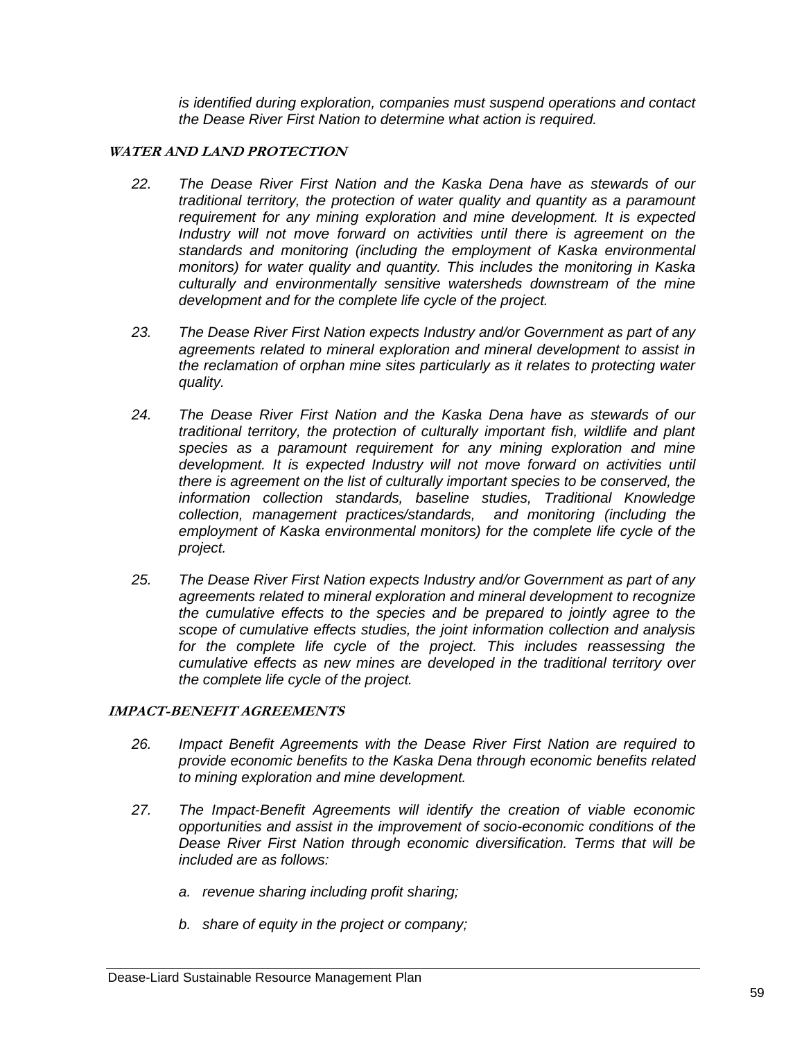*is identified during exploration, companies must suspend operations and contact the Dease River First Nation to determine what action is required.*

### ***WATER AND LAND PROTECTION***

22. *The Dease River First Nation and the Kaska Dena have as stewards of our traditional territory, the protection of water quality and quantity as a paramount requirement for any mining exploration and mine development. It is expected Industry will not move forward on activities until there is agreement on the standards and monitoring (including the employment of Kaska environmental monitors) for water quality and quantity. This includes the monitoring in Kaska culturally and environmentally sensitive watersheds downstream of the mine development and for the complete life cycle of the project.*

23. *The Dease River First Nation expects Industry and/or Government as part of any agreements related to mineral exploration and mineral development to assist in the reclamation of orphan mine sites particularly as it relates to protecting water quality.*

24. *The Dease River First Nation and the Kaska Dena have as stewards of our traditional territory, the protection of culturally important fish, wildlife and plant species as a paramount requirement for any mining exploration and mine development. It is expected Industry will not move forward on activities until there is agreement on the list of culturally important species to be conserved, the information collection standards, baseline studies, Traditional Knowledge collection, management practices/standards, and monitoring (including the employment of Kaska environmental monitors) for the complete life cycle of the project.*

25. *The Dease River First Nation expects Industry and/or Government as part of any agreements related to mineral exploration and mineral development to recognize the cumulative effects to the species and be prepared to jointly agree to the scope of cumulative effects studies, the joint information collection and analysis for the complete life cycle of the project. This includes reassessing the cumulative effects as new mines are developed in the traditional territory over the complete life cycle of the project.*

### ***IMPACT-BENEFIT AGREEMENTS***

26. *Impact Benefit Agreements with the Dease River First Nation are required to provide economic benefits to the Kaska Dena through economic benefits related to mining exploration and mine development.*

27. *The Impact-Benefit Agreements will identify the creation of viable economic opportunities and assist in the improvement of socio-economic conditions of the Dease River First Nation through economic diversification. Terms that will be included are as follows:*

    a. *revenue sharing including profit sharing;*

    b. *share of equity in the project or company;*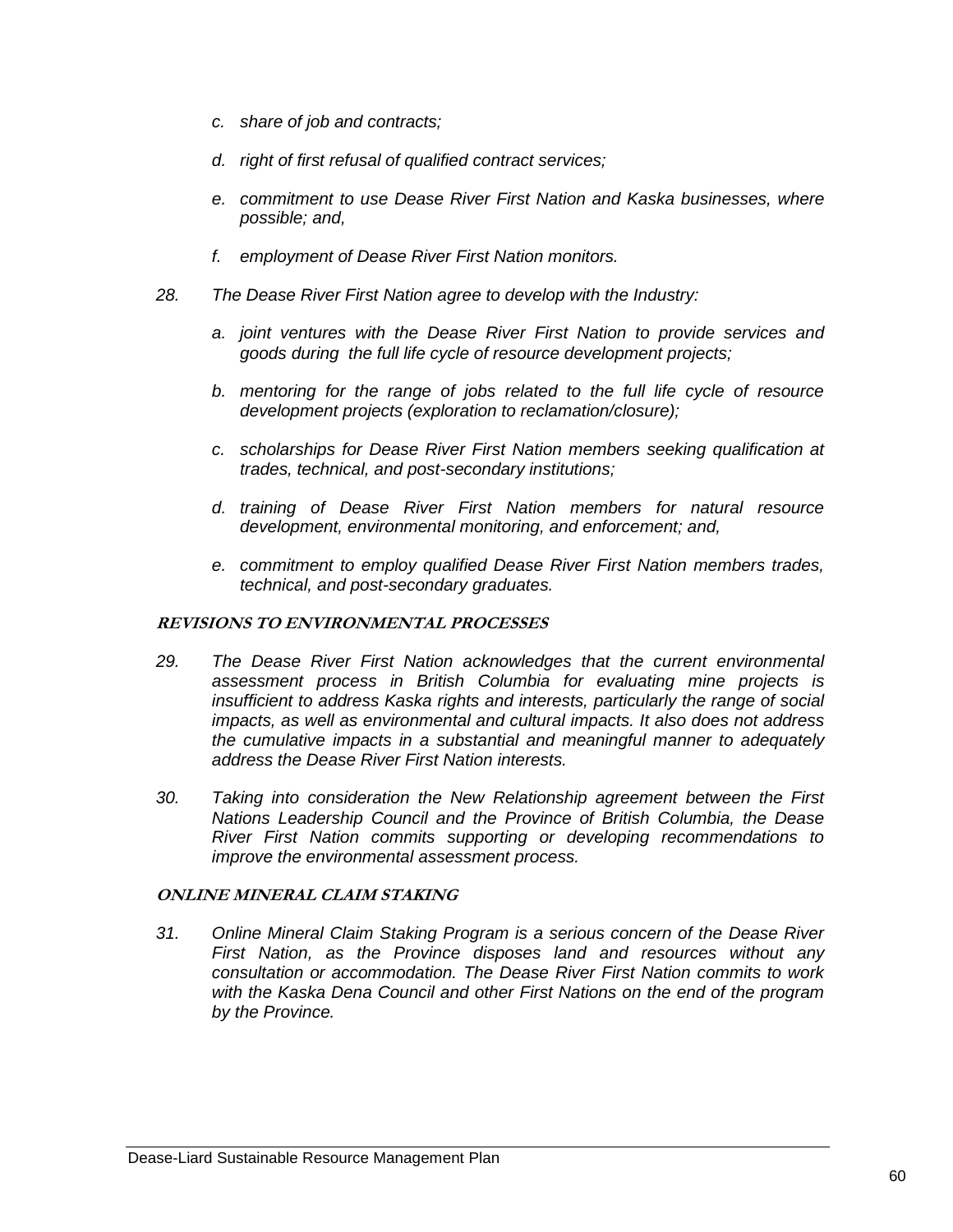*c. share of job and contracts;*

*d. right of first refusal of qualified contract services;*

*e. commitment to use Dease River First Nation and Kaska businesses, where possible; and,*

*f. employment of Dease River First Nation monitors.*

*28. The Dease River First Nation agree to develop with the Industry:*

*a. joint ventures with the Dease River First Nation to provide services and goods during the full life cycle of resource development projects;*

*b. mentoring for the range of jobs related to the full life cycle of resource development projects (exploration to reclamation/closure);*

*c. scholarships for Dease River First Nation members seeking qualification at trades, technical, and post-secondary institutions;*

*d. training of Dease River First Nation members for natural resource development, environmental monitoring, and enforcement; and,*

*e. commitment to employ qualified Dease River First Nation members trades, technical, and post-secondary graduates.*

### REVISIONS TO ENVIRONMENTAL PROCESSES

*29. The Dease River First Nation acknowledges that the current environmental assessment process in British Columbia for evaluating mine projects is insufficient to address Kaska rights and interests, particularly the range of social impacts, as well as environmental and cultural impacts. It also does not address the cumulative impacts in a substantial and meaningful manner to adequately address the Dease River First Nation interests.*

*30. Taking into consideration the New Relationship agreement between the First Nations Leadership Council and the Province of British Columbia, the Dease River First Nation commits supporting or developing recommendations to improve the environmental assessment process.*

### ONLINE MINERAL CLAIM STAKING

*31. Online Mineral Claim Staking Program is a serious concern of the Dease River First Nation, as the Province disposes land and resources without any consultation or accommodation. The Dease River First Nation commits to work with the Kaska Dena Council and other First Nations on the end of the program by the Province.*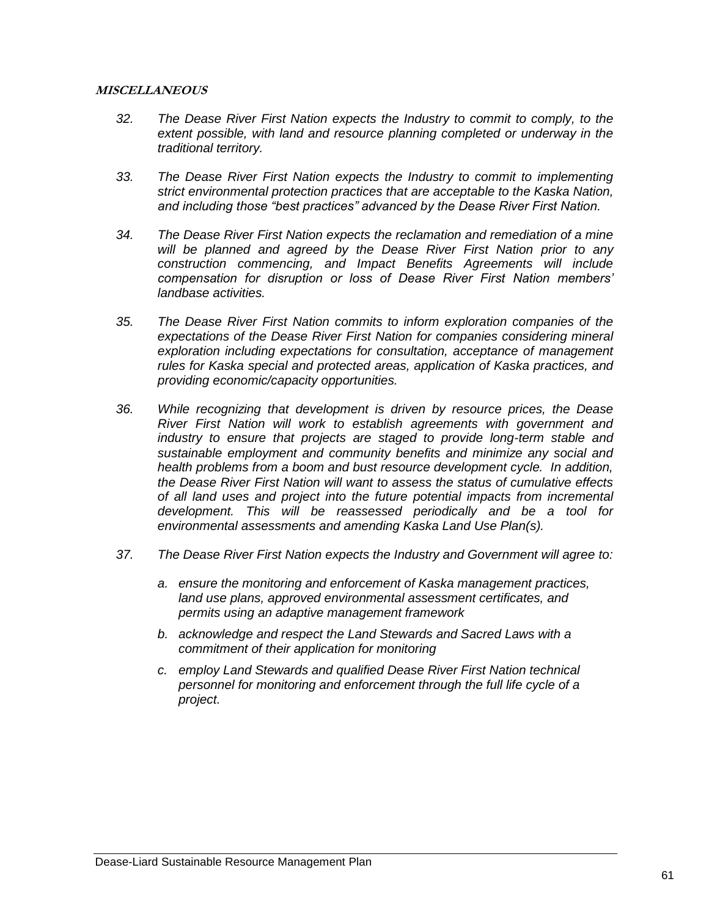**MISCELLANEOUS**

*32. The Dease River First Nation expects the Industry to commit to comply, to the extent possible, with land and resource planning completed or underway in the traditional territory.*

*33. The Dease River First Nation expects the Industry to commit to implementing strict environmental protection practices that are acceptable to the Kaska Nation, and including those "best practices" advanced by the Dease River First Nation.*

*34. The Dease River First Nation expects the reclamation and remediation of a mine will be planned and agreed by the Dease River First Nation prior to any construction commencing, and Impact Benefits Agreements will include compensation for disruption or loss of Dease River First Nation members' landbase activities.*

*35. The Dease River First Nation commits to inform exploration companies of the expectations of the Dease River First Nation for companies considering mineral exploration including expectations for consultation, acceptance of management rules for Kaska special and protected areas, application of Kaska practices, and providing economic/capacity opportunities.*

*36. While recognizing that development is driven by resource prices, the Dease River First Nation will work to establish agreements with government and industry to ensure that projects are staged to provide long-term stable and sustainable employment and community benefits and minimize any social and health problems from a boom and bust resource development cycle. In addition, the Dease River First Nation will want to assess the status of cumulative effects of all land uses and project into the future potential impacts from incremental development. This will be reassessed periodically and be a tool for environmental assessments and amending Kaska Land Use Plan(s).*

*37. The Dease River First Nation expects the Industry and Government will agree to:*

*a. ensure the monitoring and enforcement of Kaska management practices, land use plans, approved environmental assessment certificates, and permits using an adaptive management framework*

*b. acknowledge and respect the Land Stewards and Sacred Laws with a commitment of their application for monitoring*

*c. employ Land Stewards and qualified Dease River First Nation technical personnel for monitoring and enforcement through the full life cycle of a project.*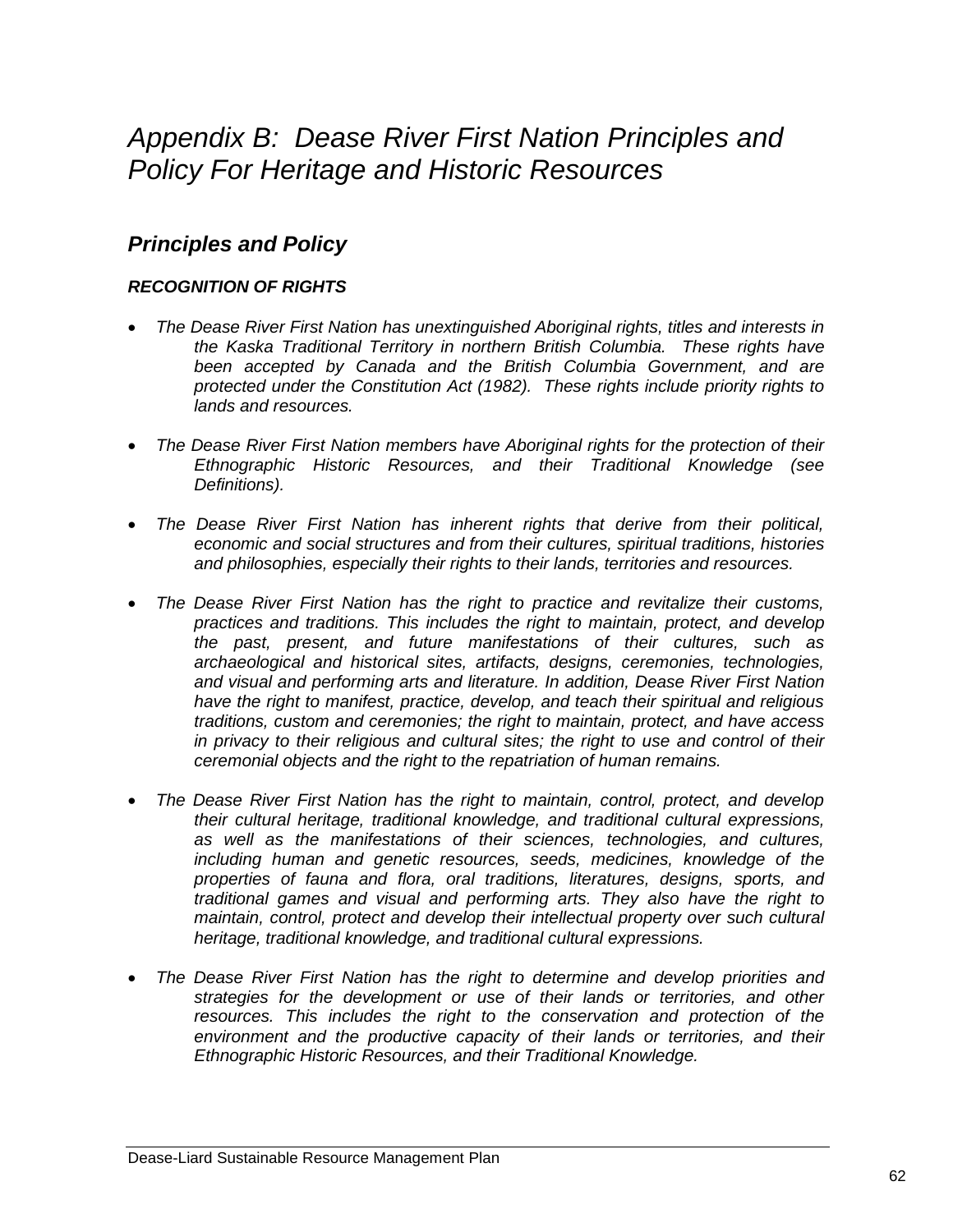# *Appendix B: Dease River First Nation Principles and Policy For Heritage and Historic Resources*

## *Principles and Policy*

### *RECOGNITION OF RIGHTS*

- *The Dease River First Nation has unextinguished Aboriginal rights, titles and interests in the Kaska Traditional Territory in northern British Columbia. These rights have been accepted by Canada and the British Columbia Government, and are protected under the Constitution Act (1982). These rights include priority rights to lands and resources.*

- *The Dease River First Nation members have Aboriginal rights for the protection of their Ethnographic Historic Resources, and their Traditional Knowledge (see Definitions).*

- *The Dease River First Nation has inherent rights that derive from their political, economic and social structures and from their cultures, spiritual traditions, histories and philosophies, especially their rights to their lands, territories and resources.*

- *The Dease River First Nation has the right to practice and revitalize their customs, practices and traditions. This includes the right to maintain, protect, and develop the past, present, and future manifestations of their cultures, such as archaeological and historical sites, artifacts, designs, ceremonies, technologies, and visual and performing arts and literature. In addition, Dease River First Nation have the right to manifest, practice, develop, and teach their spiritual and religious traditions, custom and ceremonies; the right to maintain, protect, and have access in privacy to their religious and cultural sites; the right to use and control of their ceremonial objects and the right to the repatriation of human remains.*

- *The Dease River First Nation has the right to maintain, control, protect, and develop their cultural heritage, traditional knowledge, and traditional cultural expressions, as well as the manifestations of their sciences, technologies, and cultures, including human and genetic resources, seeds, medicines, knowledge of the properties of fauna and flora, oral traditions, literatures, designs, sports, and traditional games and visual and performing arts. They also have the right to maintain, control, protect and develop their intellectual property over such cultural heritage, traditional knowledge, and traditional cultural expressions.*

- *The Dease River First Nation has the right to determine and develop priorities and strategies for the development or use of their lands or territories, and other resources. This includes the right to the conservation and protection of the environment and the productive capacity of their lands or territories, and their Ethnographic Historic Resources, and their Traditional Knowledge.*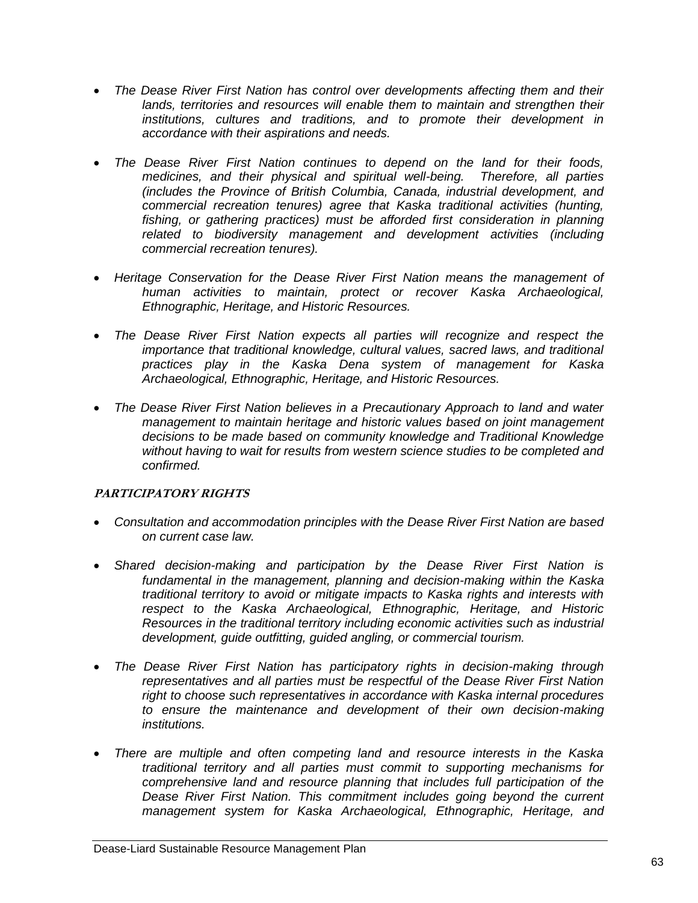- *The Dease River First Nation has control over developments affecting them and their lands, territories and resources will enable them to maintain and strengthen their institutions, cultures and traditions, and to promote their development in accordance with their aspirations and needs.*

- *The Dease River First Nation continues to depend on the land for their foods, medicines, and their physical and spiritual well-being. Therefore, all parties (includes the Province of British Columbia, Canada, industrial development, and commercial recreation tenures) agree that Kaska traditional activities (hunting, fishing, or gathering practices) must be afforded first consideration in planning related to biodiversity management and development activities (including commercial recreation tenures).*

- *Heritage Conservation for the Dease River First Nation means the management of human activities to maintain, protect or recover Kaska Archaeological, Ethnographic, Heritage, and Historic Resources.*

- *The Dease River First Nation expects all parties will recognize and respect the importance that traditional knowledge, cultural values, sacred laws, and traditional practices play in the Kaska Dena system of management for Kaska Archaeological, Ethnographic, Heritage, and Historic Resources.*

- *The Dease River First Nation believes in a Precautionary Approach to land and water management to maintain heritage and historic values based on joint management decisions to be made based on community knowledge and Traditional Knowledge without having to wait for results from western science studies to be completed and confirmed.*

### PARTICIPATORY RIGHTS

- *Consultation and accommodation principles with the Dease River First Nation are based on current case law.*

- *Shared decision-making and participation by the Dease River First Nation is fundamental in the management, planning and decision-making within the Kaska traditional territory to avoid or mitigate impacts to Kaska rights and interests with respect to the Kaska Archaeological, Ethnographic, Heritage, and Historic Resources in the traditional territory including economic activities such as industrial development, guide outfitting, guided angling, or commercial tourism.*

- *The Dease River First Nation has participatory rights in decision-making through representatives and all parties must be respectful of the Dease River First Nation right to choose such representatives in accordance with Kaska internal procedures to ensure the maintenance and development of their own decision-making institutions.*

- *There are multiple and often competing land and resource interests in the Kaska traditional territory and all parties must commit to supporting mechanisms for comprehensive land and resource planning that includes full participation of the Dease River First Nation. This commitment includes going beyond the current management system for Kaska Archaeological, Ethnographic, Heritage, and*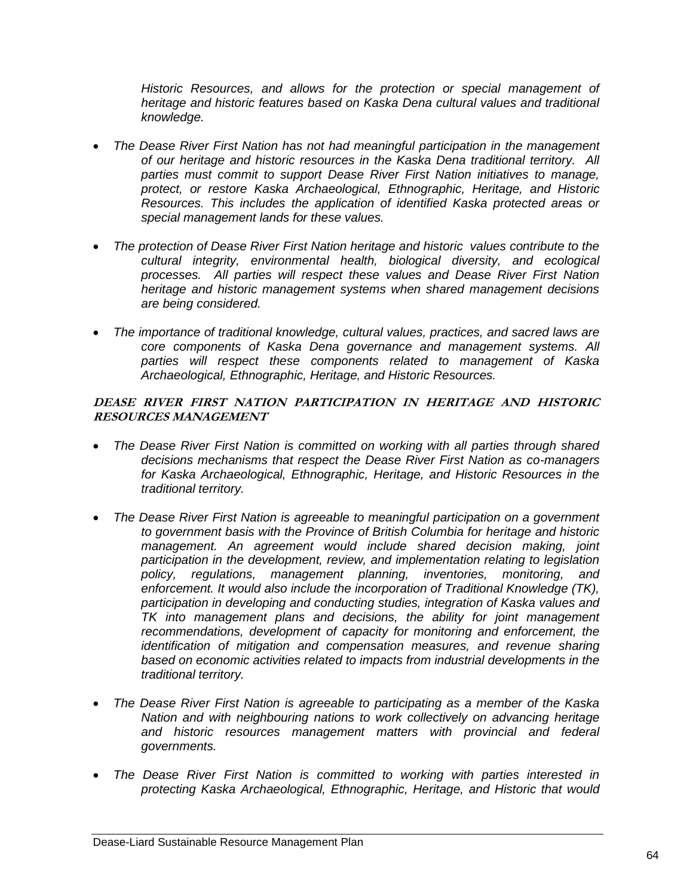*Historic Resources, and allows for the protection or special management of heritage and historic features based on Kaska Dena cultural values and traditional knowledge.*

- *The Dease River First Nation has not had meaningful participation in the management of our heritage and historic resources in the Kaska Dena traditional territory. All parties must commit to support Dease River First Nation initiatives to manage, protect, or restore Kaska Archaeological, Ethnographic, Heritage, and Historic Resources. This includes the application of identified Kaska protected areas or special management lands for these values.*

- *The protection of Dease River First Nation heritage and historic values contribute to the cultural integrity, environmental health, biological diversity, and ecological processes. All parties will respect these values and Dease River First Nation heritage and historic management systems when shared management decisions are being considered.*

- *The importance of traditional knowledge, cultural values, practices, and sacred laws are core components of Kaska Dena governance and management systems. All parties will respect these components related to management of Kaska Archaeological, Ethnographic, Heritage, and Historic Resources.*

**DEASE RIVER FIRST NATION PARTICIPATION IN HERITAGE AND HISTORIC RESOURCES MANAGEMENT**

- *The Dease River First Nation is committed on working with all parties through shared decisions mechanisms that respect the Dease River First Nation as co-managers for Kaska Archaeological, Ethnographic, Heritage, and Historic Resources in the traditional territory.*

- *The Dease River First Nation is agreeable to meaningful participation on a government to government basis with the Province of British Columbia for heritage and historic management. An agreement would include shared decision making, joint participation in the development, review, and implementation relating to legislation policy, regulations, management planning, inventories, monitoring, and enforcement. It would also include the incorporation of Traditional Knowledge (TK), participation in developing and conducting studies, integration of Kaska values and TK into management plans and decisions, the ability for joint management recommendations, development of capacity for monitoring and enforcement, the identification of mitigation and compensation measures, and revenue sharing based on economic activities related to impacts from industrial developments in the traditional territory.*

- *The Dease River First Nation is agreeable to participating as a member of the Kaska Nation and with neighbouring nations to work collectively on advancing heritage and historic resources management matters with provincial and federal governments.*

- *The Dease River First Nation is committed to working with parties interested in protecting Kaska Archaeological, Ethnographic, Heritage, and Historic that would*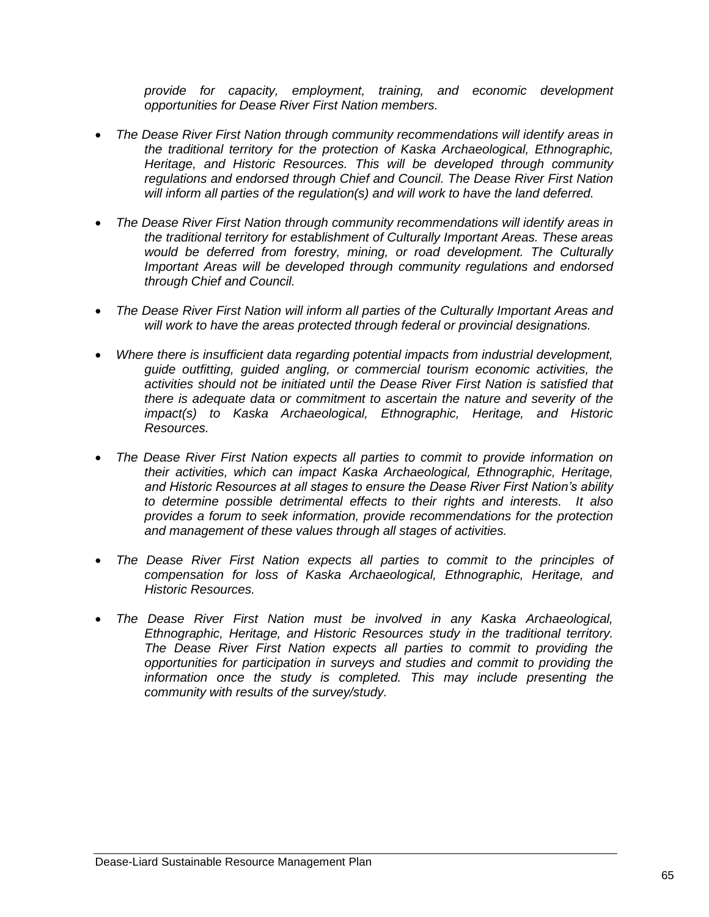*provide for capacity, employment, training, and economic development opportunities for Dease River First Nation members.*

- *The Dease River First Nation through community recommendations will identify areas in the traditional territory for the protection of Kaska Archaeological, Ethnographic, Heritage, and Historic Resources. This will be developed through community regulations and endorsed through Chief and Council. The Dease River First Nation will inform all parties of the regulation(s) and will work to have the land deferred.*

- *The Dease River First Nation through community recommendations will identify areas in the traditional territory for establishment of Culturally Important Areas. These areas would be deferred from forestry, mining, or road development. The Culturally Important Areas will be developed through community regulations and endorsed through Chief and Council.*

- *The Dease River First Nation will inform all parties of the Culturally Important Areas and will work to have the areas protected through federal or provincial designations.*

- *Where there is insufficient data regarding potential impacts from industrial development, guide outfitting, guided angling, or commercial tourism economic activities, the activities should not be initiated until the Dease River First Nation is satisfied that there is adequate data or commitment to ascertain the nature and severity of the impact(s) to Kaska Archaeological, Ethnographic, Heritage, and Historic Resources.*

- *The Dease River First Nation expects all parties to commit to provide information on their activities, which can impact Kaska Archaeological, Ethnographic, Heritage, and Historic Resources at all stages to ensure the Dease River First Nation's ability to determine possible detrimental effects to their rights and interests. It also provides a forum to seek information, provide recommendations for the protection and management of these values through all stages of activities.*

- *The Dease River First Nation expects all parties to commit to the principles of compensation for loss of Kaska Archaeological, Ethnographic, Heritage, and Historic Resources.*

- *The Dease River First Nation must be involved in any Kaska Archaeological, Ethnographic, Heritage, and Historic Resources study in the traditional territory. The Dease River First Nation expects all parties to commit to providing the opportunities for participation in surveys and studies and commit to providing the information once the study is completed. This may include presenting the community with results of the survey/study.*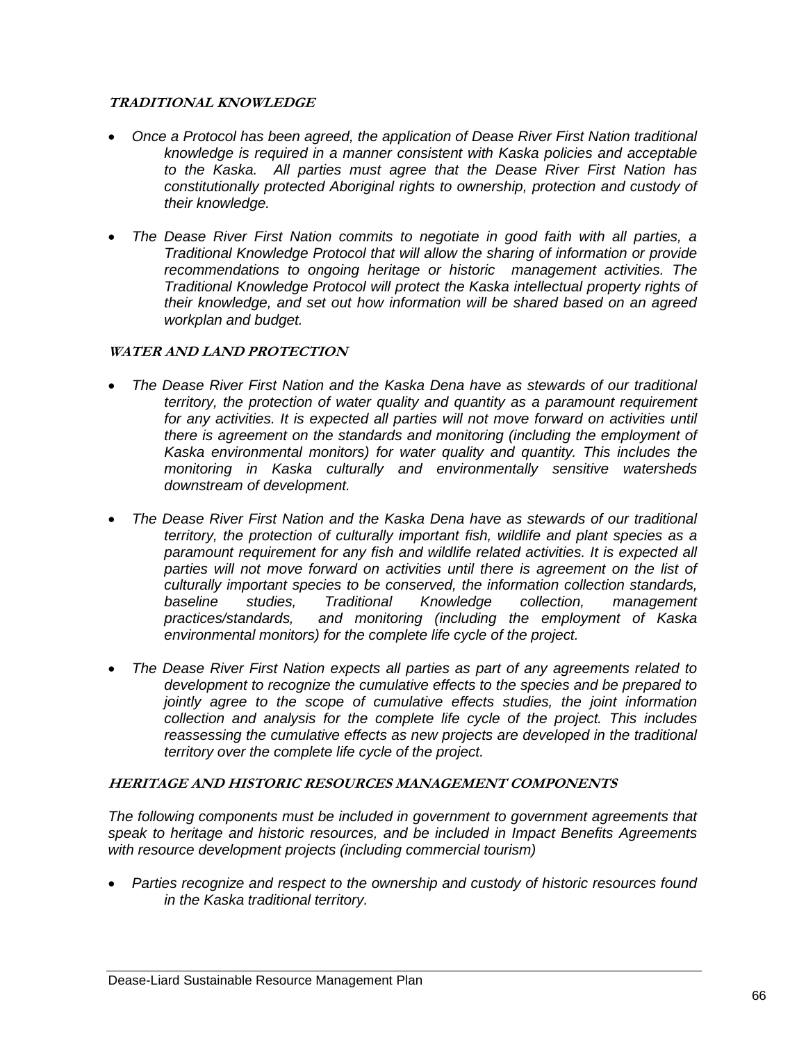#### *TRADITIONAL KNOWLEDGE*

- *Once a Protocol has been agreed, the application of Dease River First Nation traditional knowledge is required in a manner consistent with Kaska policies and acceptable to the Kaska. All parties must agree that the Dease River First Nation has constitutionally protected Aboriginal rights to ownership, protection and custody of their knowledge.*

- *The Dease River First Nation commits to negotiate in good faith with all parties, a Traditional Knowledge Protocol that will allow the sharing of information or provide recommendations to ongoing heritage or historic management activities. The Traditional Knowledge Protocol will protect the Kaska intellectual property rights of their knowledge, and set out how information will be shared based on an agreed workplan and budget.*

#### *WATER AND LAND PROTECTION*

- *The Dease River First Nation and the Kaska Dena have as stewards of our traditional territory, the protection of water quality and quantity as a paramount requirement for any activities. It is expected all parties will not move forward on activities until there is agreement on the standards and monitoring (including the employment of Kaska environmental monitors) for water quality and quantity. This includes the monitoring in Kaska culturally and environmentally sensitive watersheds downstream of development.*

- *The Dease River First Nation and the Kaska Dena have as stewards of our traditional territory, the protection of culturally important fish, wildlife and plant species as a paramount requirement for any fish and wildlife related activities. It is expected all parties will not move forward on activities until there is agreement on the list of culturally important species to be conserved, the information collection standards, baseline studies, Traditional Knowledge collection, management practices/standards, and monitoring (including the employment of Kaska environmental monitors) for the complete life cycle of the project.*

- *The Dease River First Nation expects all parties as part of any agreements related to development to recognize the cumulative effects to the species and be prepared to jointly agree to the scope of cumulative effects studies, the joint information collection and analysis for the complete life cycle of the project. This includes reassessing the cumulative effects as new projects are developed in the traditional territory over the complete life cycle of the project.*

#### *HERITAGE AND HISTORIC RESOURCES MANAGEMENT COMPONENTS*

*The following components must be included in government to government agreements that speak to heritage and historic resources, and be included in Impact Benefits Agreements with resource development projects (including commercial tourism)*

- *Parties recognize and respect to the ownership and custody of historic resources found in the Kaska traditional territory.*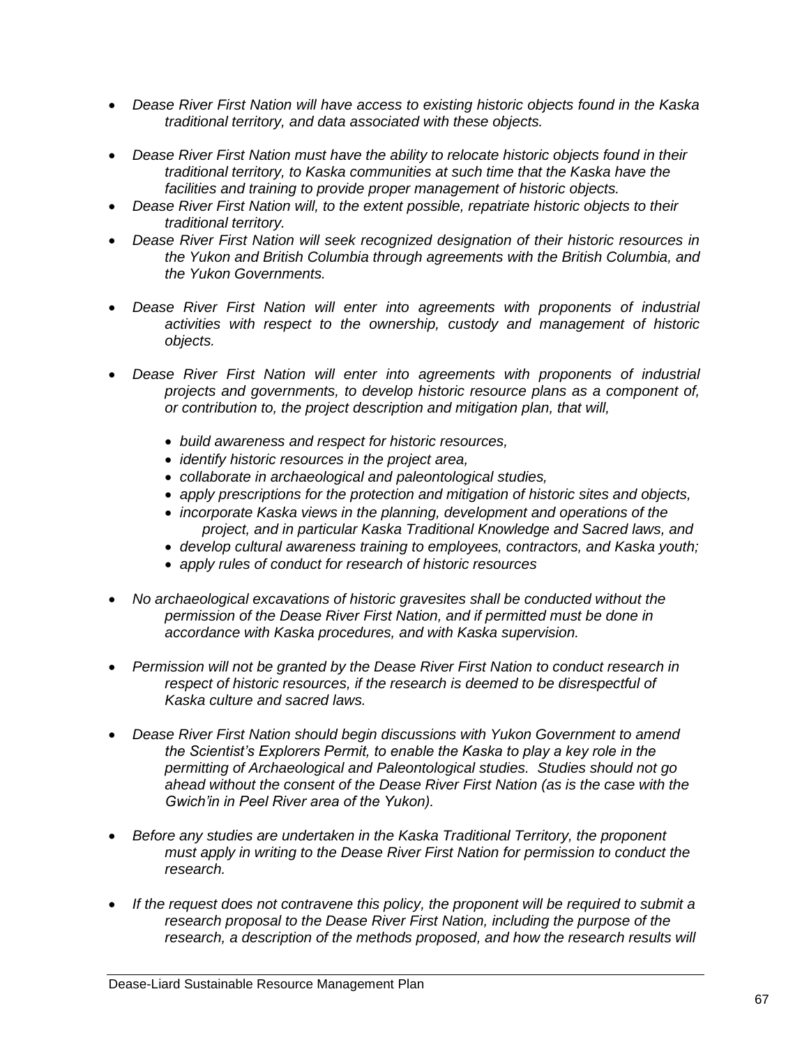- *Dease River First Nation will have access to existing historic objects found in the Kaska traditional territory, and data associated with these objects.*

- *Dease River First Nation must have the ability to relocate historic objects found in their traditional territory, to Kaska communities at such time that the Kaska have the facilities and training to provide proper management of historic objects.*
- *Dease River First Nation will, to the extent possible, repatriate historic objects to their traditional territory.*
- *Dease River First Nation will seek recognized designation of their historic resources in the Yukon and British Columbia through agreements with the British Columbia, and the Yukon Governments.*

- *Dease River First Nation will enter into agreements with proponents of industrial activities with respect to the ownership, custody and management of historic objects.*

- *Dease River First Nation will enter into agreements with proponents of industrial projects and governments, to develop historic resource plans as a component of, or contribution to, the project description and mitigation plan, that will,*

  - *build awareness and respect for historic resources,*
  - *identify historic resources in the project area,*
  - *collaborate in archaeological and paleontological studies,*
  - *apply prescriptions for the protection and mitigation of historic sites and objects,*
  - *incorporate Kaska views in the planning, development and operations of the project, and in particular Kaska Traditional Knowledge and Sacred laws, and*
  - *develop cultural awareness training to employees, contractors, and Kaska youth;*
  - *apply rules of conduct for research of historic resources*

- *No archaeological excavations of historic gravesites shall be conducted without the permission of the Dease River First Nation, and if permitted must be done in accordance with Kaska procedures, and with Kaska supervision.*

- *Permission will not be granted by the Dease River First Nation to conduct research in respect of historic resources, if the research is deemed to be disrespectful of Kaska culture and sacred laws.*

- *Dease River First Nation should begin discussions with Yukon Government to amend the Scientist's Explorers Permit, to enable the Kaska to play a key role in the permitting of Archaeological and Paleontological studies. Studies should not go ahead without the consent of the Dease River First Nation (as is the case with the Gwich'in in Peel River area of the Yukon).*

- *Before any studies are undertaken in the Kaska Traditional Territory, the proponent must apply in writing to the Dease River First Nation for permission to conduct the research.*

- *If the request does not contravene this policy, the proponent will be required to submit a research proposal to the Dease River First Nation, including the purpose of the research, a description of the methods proposed, and how the research results will*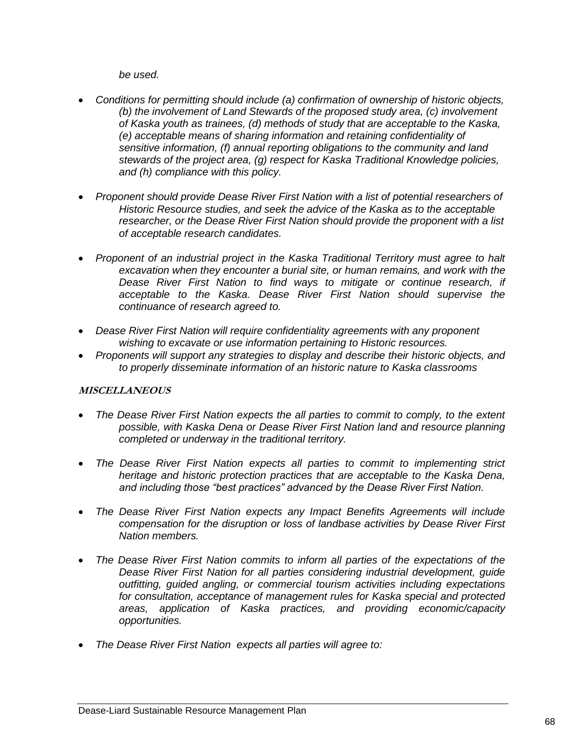*be used.*

- *Conditions for permitting should include (a) confirmation of ownership of historic objects, (b) the involvement of Land Stewards of the proposed study area, (c) involvement of Kaska youth as trainees, (d) methods of study that are acceptable to the Kaska, (e) acceptable means of sharing information and retaining confidentiality of sensitive information, (f) annual reporting obligations to the community and land stewards of the project area, (g) respect for Kaska Traditional Knowledge policies, and (h) compliance with this policy.*

- *Proponent should provide Dease River First Nation with a list of potential researchers of Historic Resource studies, and seek the advice of the Kaska as to the acceptable researcher, or the Dease River First Nation should provide the proponent with a list of acceptable research candidates.*

- *Proponent of an industrial project in the Kaska Traditional Territory must agree to halt excavation when they encounter a burial site, or human remains, and work with the Dease River First Nation to find ways to mitigate or continue research, if acceptable to the Kaska. Dease River First Nation should supervise the continuance of research agreed to.*

- *Dease River First Nation will require confidentiality agreements with any proponent wishing to excavate or use information pertaining to Historic resources.*
- *Proponents will support any strategies to display and describe their historic objects, and to properly disseminate information of an historic nature to Kaska classrooms*

***MISCELLANEOUS***

- *The Dease River First Nation expects the all parties to commit to comply, to the extent possible, with Kaska Dena or Dease River First Nation land and resource planning completed or underway in the traditional territory.*

- *The Dease River First Nation expects all parties to commit to implementing strict heritage and historic protection practices that are acceptable to the Kaska Dena, and including those "best practices" advanced by the Dease River First Nation.*

- *The Dease River First Nation expects any Impact Benefits Agreements will include compensation for the disruption or loss of landbase activities by Dease River First Nation members.*

- *The Dease River First Nation commits to inform all parties of the expectations of the Dease River First Nation for all parties considering industrial development, guide outfitting, guided angling, or commercial tourism activities including expectations for consultation, acceptance of management rules for Kaska special and protected areas, application of Kaska practices, and providing economic/capacity opportunities.*

- *The Dease River First Nation expects all parties will agree to:*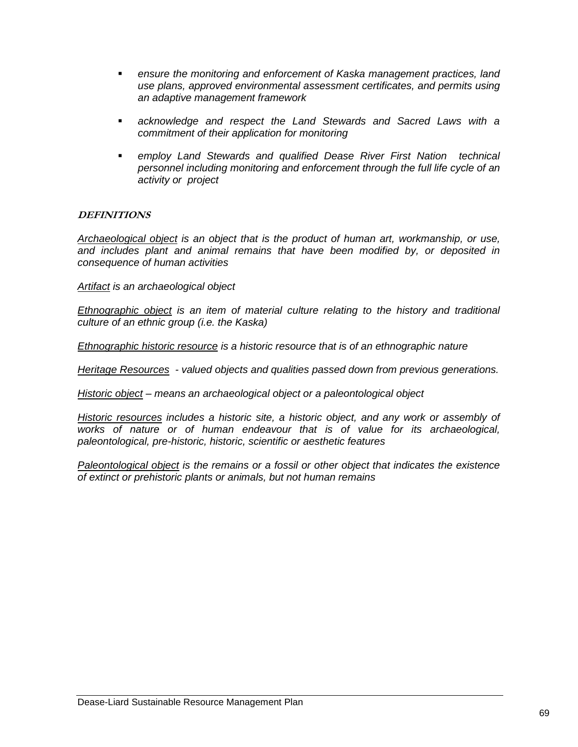- *ensure the monitoring and enforcement of Kaska management practices, land use plans, approved environmental assessment certificates, and permits using an adaptive management framework*

- *acknowledge and respect the Land Stewards and Sacred Laws with a commitment of their application for monitoring*

- *employ Land Stewards and qualified Dease River First Nation technical personnel including monitoring and enforcement through the full life cycle of an activity or project*

## DEFINITIONS

*<u>Archaeological object</u> is an object that is the product of human art, workmanship, or use, and includes plant and animal remains that have been modified by, or deposited in consequence of human activities*

*<u>Artifact</u> is an archaeological object*

*<u>Ethnographic object</u> is an item of material culture relating to the history and traditional culture of an ethnic group (i.e. the Kaska)*

*<u>Ethnographic historic resource</u> is a historic resource that is of an ethnographic nature*

*<u>Heritage Resources</u> - valued objects and qualities passed down from previous generations.*

*<u>Historic object</u> – means an archaeological object or a paleontological object*

*<u>Historic resources</u> includes a historic site, a historic object, and any work or assembly of works of nature or of human endeavour that is of value for its archaeological, paleontological, pre-historic, historic, scientific or aesthetic features*

*<u>Paleontological object</u> is the remains or a fossil or other object that indicates the existence of extinct or prehistoric plants or animals, but not human remains*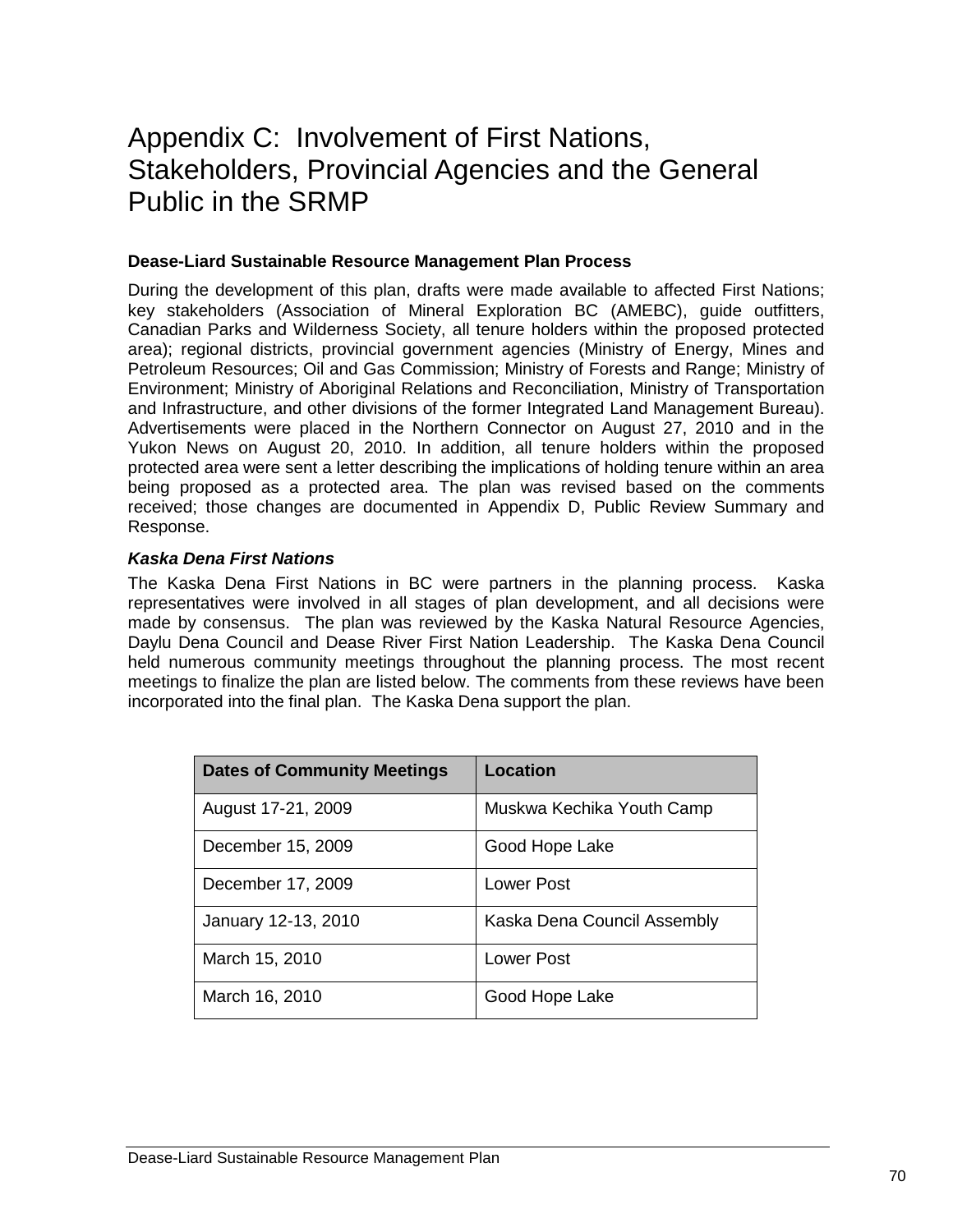# Appendix C: Involvement of First Nations, Stakeholders, Provincial Agencies and the General Public in the SRMP

**Dease-Liard Sustainable Resource Management Plan Process**

During the development of this plan, drafts were made available to affected First Nations; key stakeholders (Association of Mineral Exploration BC (AMEBC), guide outfitters, Canadian Parks and Wilderness Society, all tenure holders within the proposed protected area); regional districts, provincial government agencies (Ministry of Energy, Mines and Petroleum Resources; Oil and Gas Commission; Ministry of Forests and Range; Ministry of Environment; Ministry of Aboriginal Relations and Reconciliation, Ministry of Transportation and Infrastructure, and other divisions of the former Integrated Land Management Bureau). Advertisements were placed in the Northern Connector on August 27, 2010 and in the Yukon News on August 20, 2010. In addition, all tenure holders within the proposed protected area were sent a letter describing the implications of holding tenure within an area being proposed as a protected area. The plan was revised based on the comments received; those changes are documented in Appendix D, Public Review Summary and Response.

***Kaska Dena First Nations***

The Kaska Dena First Nations in BC were partners in the planning process. Kaska representatives were involved in all stages of plan development, and all decisions were made by consensus. The plan was reviewed by the Kaska Natural Resource Agencies, Daylu Dena Council and Dease River First Nation Leadership. The Kaska Dena Council held numerous community meetings throughout the planning process. The most recent meetings to finalize the plan are listed below. The comments from these reviews have been incorporated into the final plan. The Kaska Dena support the plan.

| Dates of Community Meetings | Location |
| --- | --- |
| August 17-21, 2009 | Muskwa Kechika Youth Camp |
| December 15, 2009 | Good Hope Lake |
| December 17, 2009 | Lower Post |
| January 12-13, 2010 | Kaska Dena Council Assembly |
| March 15, 2010 | Lower Post |
| March 16, 2010 | Good Hope Lake |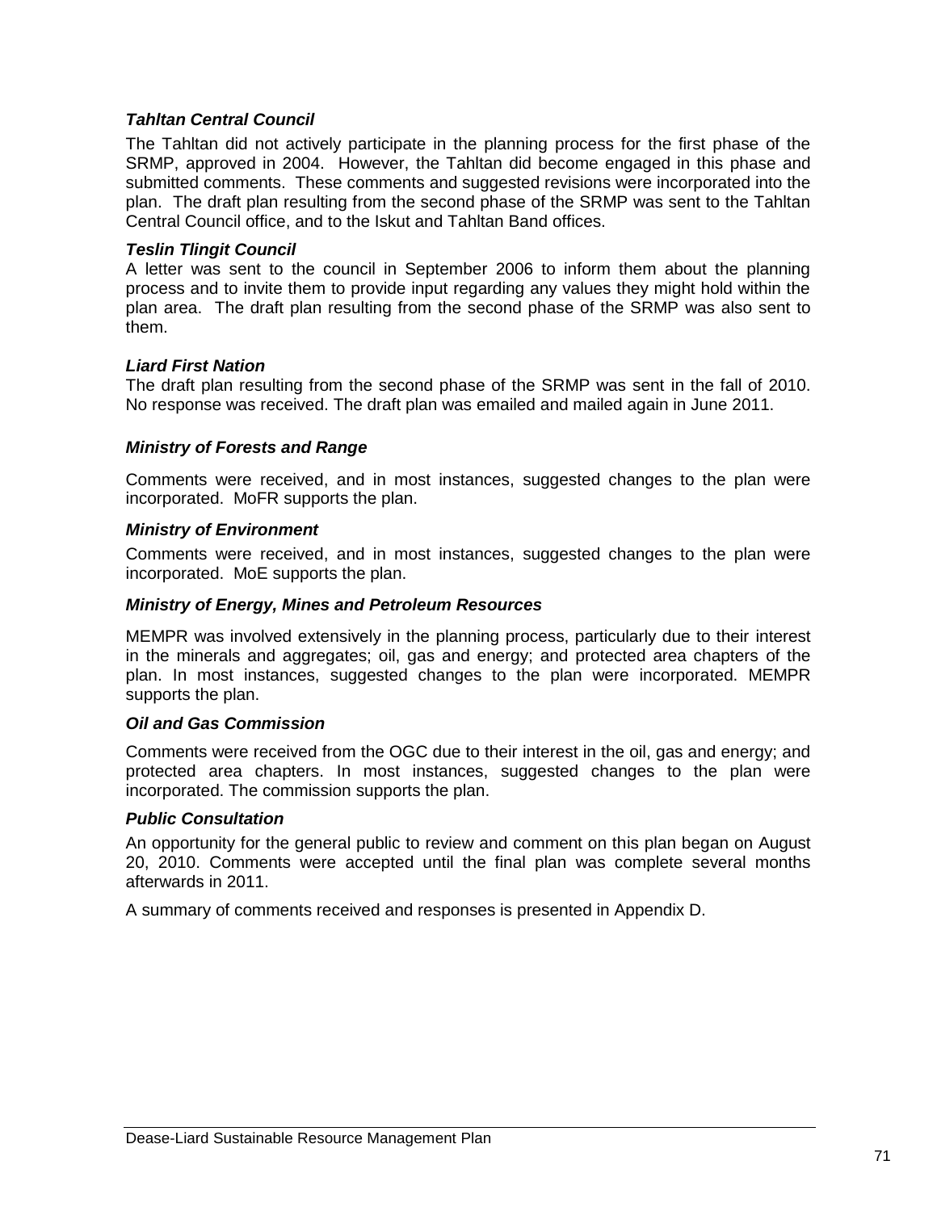***Tahltan Central Council***

The Tahltan did not actively participate in the planning process for the first phase of the SRMP, approved in 2004. However, the Tahltan did become engaged in this phase and submitted comments. These comments and suggested revisions were incorporated into the plan. The draft plan resulting from the second phase of the SRMP was sent to the Tahltan Central Council office, and to the Iskut and Tahltan Band offices.

***Teslin Tlingit Council***

A letter was sent to the council in September 2006 to inform them about the planning process and to invite them to provide input regarding any values they might hold within the plan area. The draft plan resulting from the second phase of the SRMP was also sent to them.

***Liard First Nation***

The draft plan resulting from the second phase of the SRMP was sent in the fall of 2010. No response was received. The draft plan was emailed and mailed again in June 2011.

***Ministry of Forests and Range***

Comments were received, and in most instances, suggested changes to the plan were incorporated. MoFR supports the plan.

***Ministry of Environment***

Comments were received, and in most instances, suggested changes to the plan were incorporated. MoE supports the plan.

***Ministry of Energy, Mines and Petroleum Resources***

MEMPR was involved extensively in the planning process, particularly due to their interest in the minerals and aggregates; oil, gas and energy; and protected area chapters of the plan. In most instances, suggested changes to the plan were incorporated. MEMPR supports the plan.

***Oil and Gas Commission***

Comments were received from the OGC due to their interest in the oil, gas and energy; and protected area chapters. In most instances, suggested changes to the plan were incorporated. The commission supports the plan.

***Public Consultation***

An opportunity for the general public to review and comment on this plan began on August 20, 2010. Comments were accepted until the final plan was complete several months afterwards in 2011.

A summary of comments received and responses is presented in Appendix D.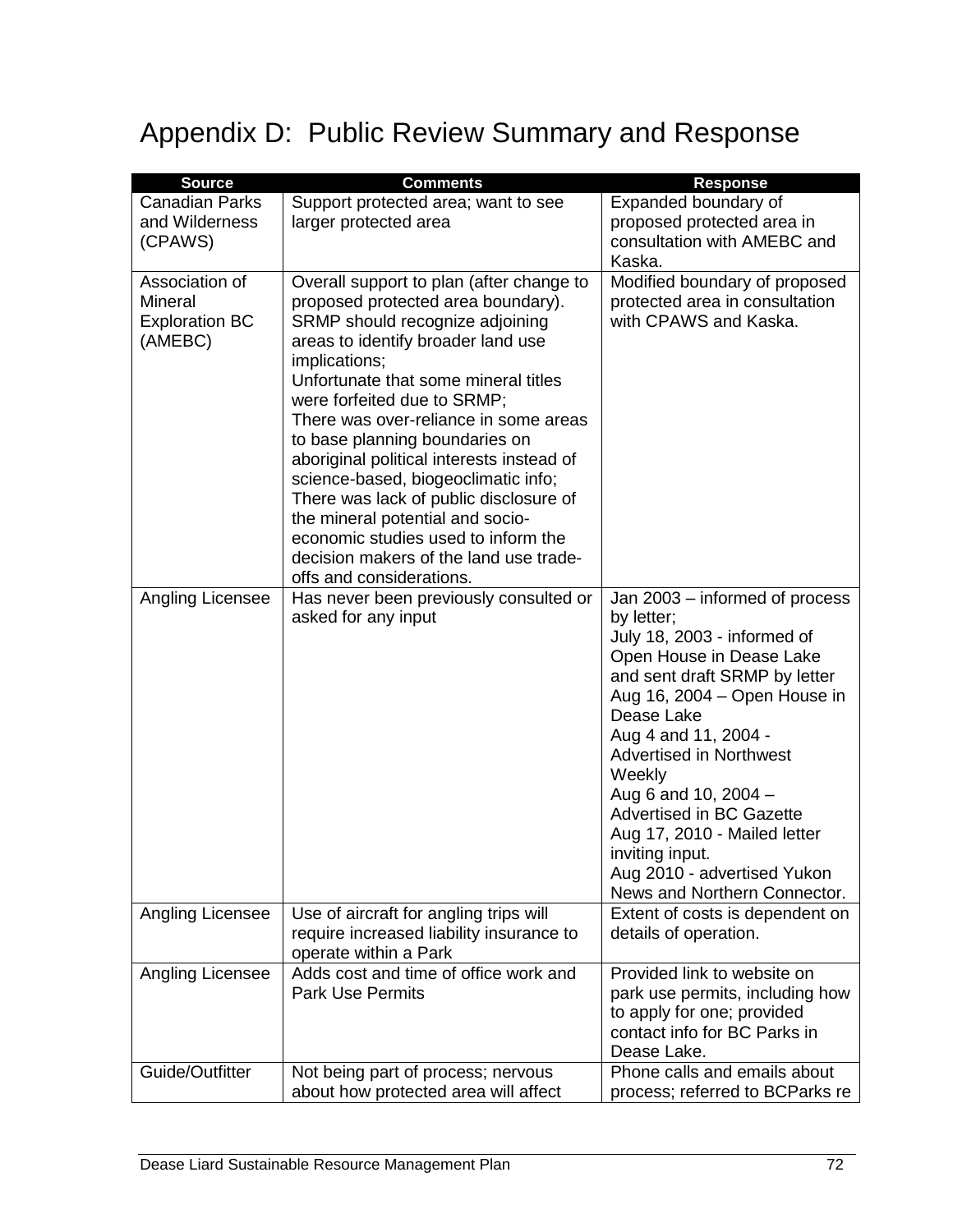# Appendix D: Public Review Summary and Response

| Source | Comments | Response |
|---|---|---|
| Canadian Parks and Wilderness (CPAWS) | Support protected area; want to see larger protected area | Expanded boundary of proposed protected area in consultation with AMEBC and Kaska. |
| Association of Mineral Exploration BC (AMEBC) | Overall support to plan (after change to proposed protected area boundary). SRMP should recognize adjoining areas to identify broader land use implications;<br>Unfortunate that some mineral titles were forfeited due to SRMP;<br>There was over-reliance in some areas to base planning boundaries on aboriginal political interests instead of science-based, biogeoclimatic info;<br>There was lack of public disclosure of the mineral potential and socio-economic studies used to inform the decision makers of the land use trade-offs and considerations. | Modified boundary of proposed protected area in consultation with CPAWS and Kaska. |
| Angling Licensee | Has never been previously consulted or asked for any input | Jan 2003 – informed of process by letter;<br>July 18, 2003 - informed of Open House in Dease Lake and sent draft SRMP by letter<br>Aug 16, 2004 – Open House in Dease Lake<br>Aug 4 and 11, 2004 - Advertised in Northwest Weekly<br>Aug 6 and 10, 2004 – Advertised in BC Gazette<br>Aug 17, 2010 - Mailed letter inviting input.<br>Aug 2010 - advertised Yukon News and Northern Connector. |
| Angling Licensee | Use of aircraft for angling trips will require increased liability insurance to operate within a Park | Extent of costs is dependent on details of operation. |
| Angling Licensee | Adds cost and time of office work and Park Use Permits | Provided link to website on park use permits, including how to apply for one; provided contact info for BC Parks in Dease Lake. |
| Guide/Outfitter | Not being part of process; nervous about how protected area will affect | Phone calls and emails about process; referred to BCParks re |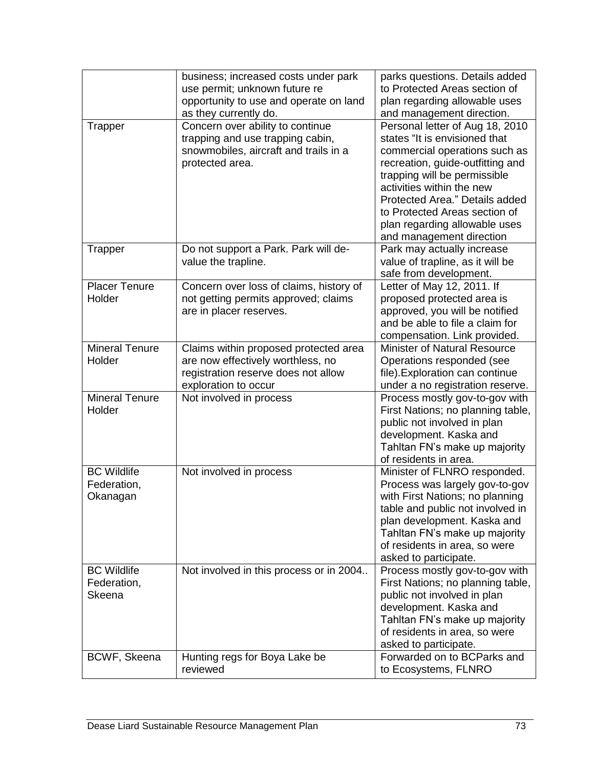| | | |
|---|---|---|
| | business; increased costs under park use permit; unknown future re opportunity to use and operate on land as they currently do. | parks questions. Details added to Protected Areas section of plan regarding allowable uses and management direction. |
| Trapper | Concern over ability to continue trapping and use trapping cabin, snowmobiles, aircraft and trails in a protected area. | Personal letter of Aug 18, 2010 states "It is envisioned that commercial operations such as recreation, guide-outfitting and trapping will be permissible activities within the new Protected Area." Details added to Protected Areas section of plan regarding allowable uses and management direction |
| Trapper | Do not support a Park. Park will de-value the trapline. | Park may actually increase value of trapline, as it will be safe from development. |
| Placer Tenure Holder | Concern over loss of claims, history of not getting permits approved; claims are in placer reserves. | Letter of May 12, 2011. If proposed protected area is approved, you will be notified and be able to file a claim for compensation. Link provided. |
| Mineral Tenure Holder | Claims within proposed protected area are now effectively worthless, no registration reserve does not allow exploration to occur | Minister of Natural Resource Operations responded (see file).Exploration can continue under a no registration reserve. |
| Mineral Tenure Holder | Not involved in process | Process mostly gov-to-gov with First Nations; no planning table, public not involved in plan development. Kaska and Tahltan FN's make up majority of residents in area. |
| BC Wildlife Federation, Okanagan | Not involved in process | Minister of FLNRO responded. Process was largely gov-to-gov with First Nations; no planning table and public not involved in plan development. Kaska and Tahltan FN's make up majority of residents in area, so were asked to participate. |
| BC Wildlife Federation, Skeena | Not involved in this process or in 2004.. | Process mostly gov-to-gov with First Nations; no planning table, public not involved in plan development. Kaska and Tahltan FN's make up majority of residents in area, so were asked to participate. |
| BCWF, Skeena | Hunting regs for Boya Lake be reviewed | Forwarded on to BCParks and to Ecosystems, FLNRO |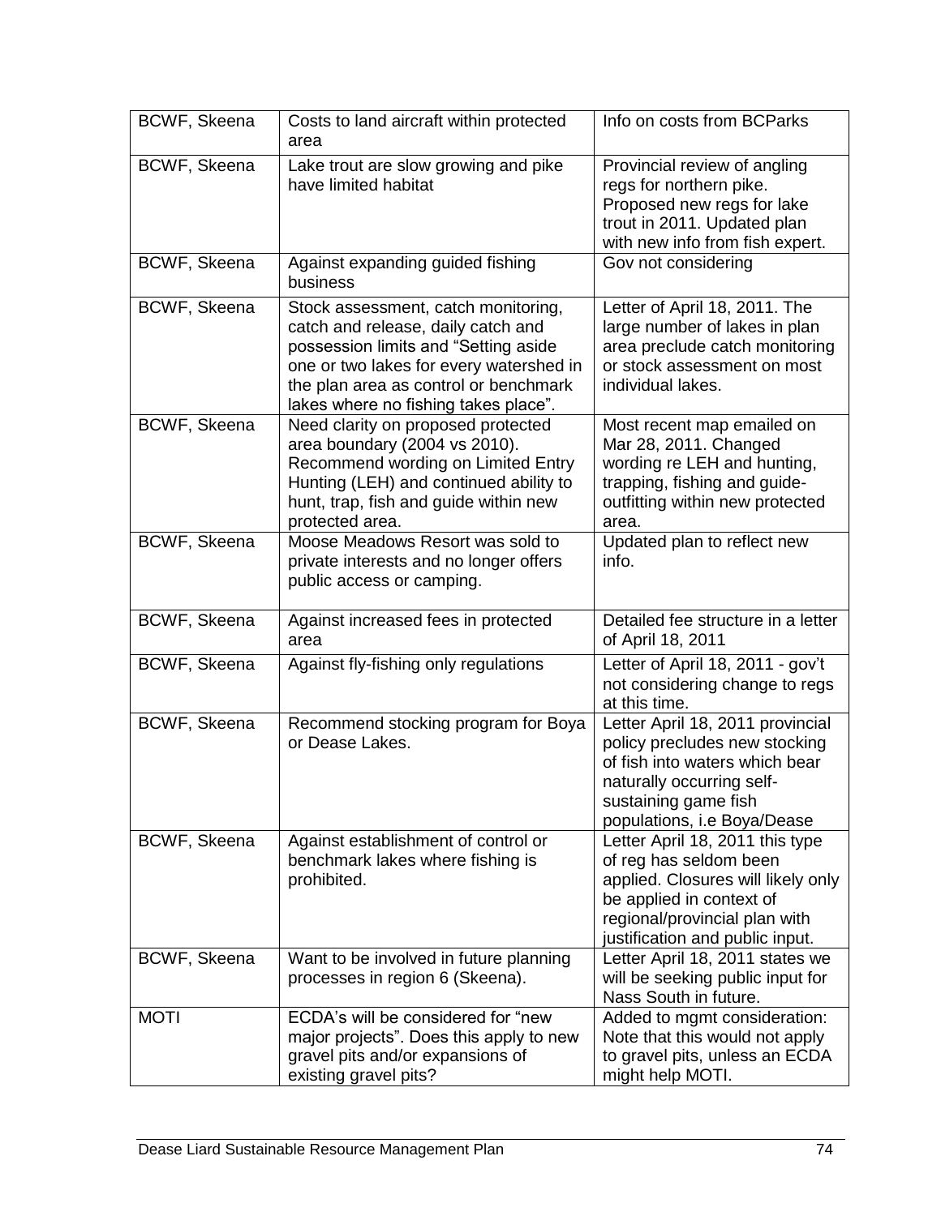| BCWF, Skeena | Costs to land aircraft within protected area | Info on costs from BCParks |
|---|---|---|
| BCWF, Skeena | Lake trout are slow growing and pike have limited habitat | Provincial review of angling regs for northern pike. Proposed new regs for lake trout in 2011. Updated plan with new info from fish expert. |
| BCWF, Skeena | Against expanding guided fishing business | Gov not considering |
| BCWF, Skeena | Stock assessment, catch monitoring, catch and release, daily catch and possession limits and "Setting aside one or two lakes for every watershed in the plan area as control or benchmark lakes where no fishing takes place". | Letter of April 18, 2011. The large number of lakes in plan area preclude catch monitoring or stock assessment on most individual lakes. |
| BCWF, Skeena | Need clarity on proposed protected area boundary (2004 vs 2010). Recommend wording on Limited Entry Hunting (LEH) and continued ability to hunt, trap, fish and guide within new protected area. | Most recent map emailed on Mar 28, 2011. Changed wording re LEH and hunting, trapping, fishing and guide-outfitting within new protected area. |
| BCWF, Skeena | Moose Meadows Resort was sold to private interests and no longer offers public access or camping. | Updated plan to reflect new info. |
| BCWF, Skeena | Against increased fees in protected area | Detailed fee structure in a letter of April 18, 2011 |
| BCWF, Skeena | Against fly-fishing only regulations | Letter of April 18, 2011 - gov't not considering change to regs at this time. |
| BCWF, Skeena | Recommend stocking program for Boya or Dease Lakes. | Letter April 18, 2011 provincial policy precludes new stocking of fish into waters which bear naturally occurring self-sustaining game fish populations, i.e Boya/Dease |
| BCWF, Skeena | Against establishment of control or benchmark lakes where fishing is prohibited. | Letter April 18, 2011 this type of reg has seldom been applied. Closures will likely only be applied in context of regional/provincial plan with justification and public input. |
| BCWF, Skeena | Want to be involved in future planning processes in region 6 (Skeena). | Letter April 18, 2011 states we will be seeking public input for Nass South in future. |
| MOTI | ECDA's will be considered for "new major projects". Does this apply to new gravel pits and/or expansions of existing gravel pits? | Added to mgmt consideration: Note that this would not apply to gravel pits, unless an ECDA might help MOTI. |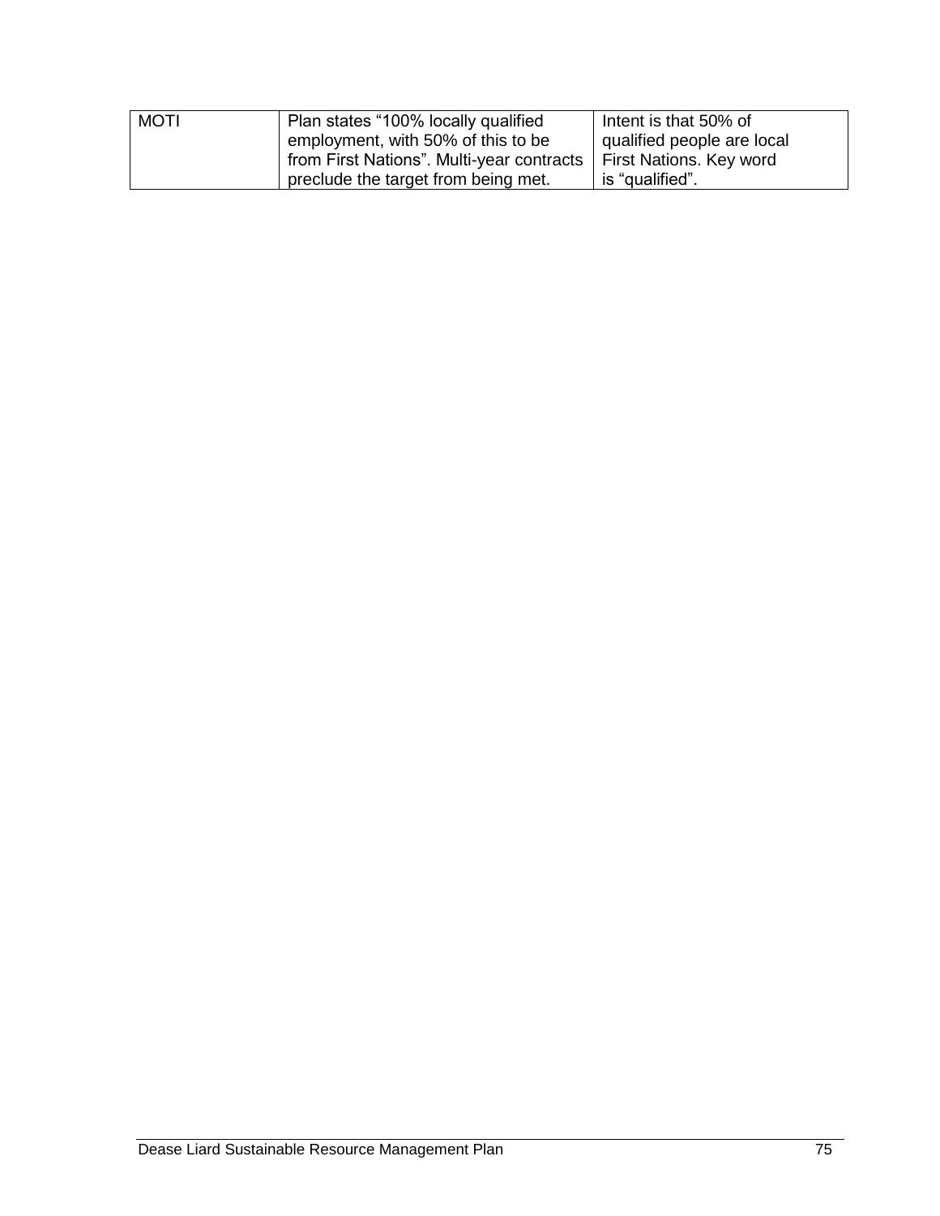| | | |
|---|---|---|
| MOTI | Plan states "100% locally qualified employment, with 50% of this to be from First Nations". Multi-year contracts preclude the target from being met. | Intent is that 50% of qualified people are local First Nations. Key word is "qualified". |